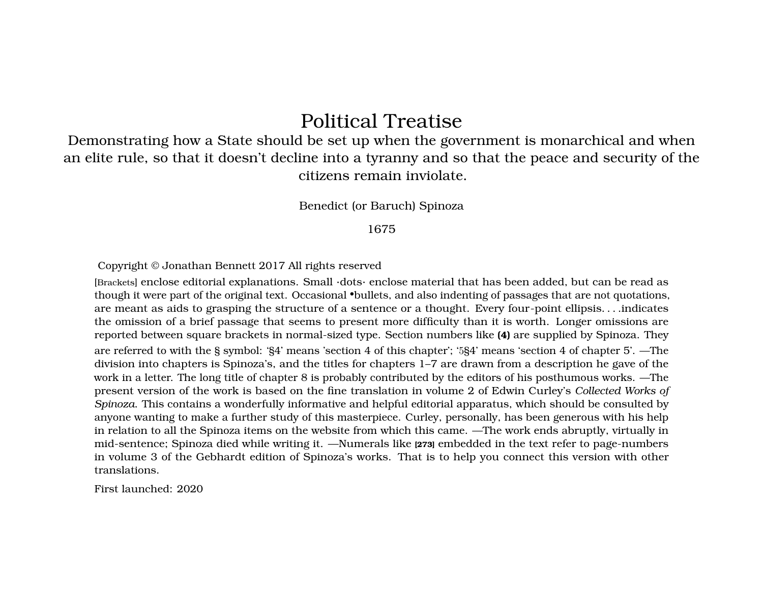# Political Treatise

Demonstrating how a State should be set up when the government is monarchical and when an elite rule, so that it doesn't decline into a tyranny and so that the peace and security of the citizens remain inviolate.

Benedict (or Baruch) Spinoza

1675

Copyright © Jonathan Bennett 2017 All rights reserved

[Brackets] enclose editorial explanations. Small ·dots· enclose material that has been added, but can be read as though it were part of the original text. Occasional •bullets, and also indenting of passages that are not quotations, are meant as aids to grasping the structure of a sentence or a thought. Every four-point ellipsis. . . .indicates the omission of a brief passage that seems to present more difficulty than it is worth. Longer omissions are reported between square brackets in normal-sized type. Section numbers like **(4)** are supplied by Spinoza. They are referred to with the § symbol: '§4' means 'section 4 of this chapter'; '5§4' means 'section 4 of chapter 5'. —The division into chapters is Spinoza's, and the titles for chapters 1–7 are drawn from a description he gave of the work in a letter. The long title of chapter 8 is probably contributed by the editors of his posthumous works. —The present version of the work is based on the fine translation in volume 2 of Edwin Curley's *Collected Works of Spinoza*. This contains a wonderfully informative and helpful editorial apparatus, which should be consulted by anyone wanting to make a further study of this masterpiece. Curley, personally, has been generous with his help in relation to all the Spinoza items on the website from which this came. —The work ends abruptly, virtually in mid-sentence; Spinoza died while writing it. —Numerals like **[273]** embedded in the text refer to page-numbers in volume 3 of the Gebhardt edition of Spinoza's works. That is to help you connect this version with other translations.

First launched: 2020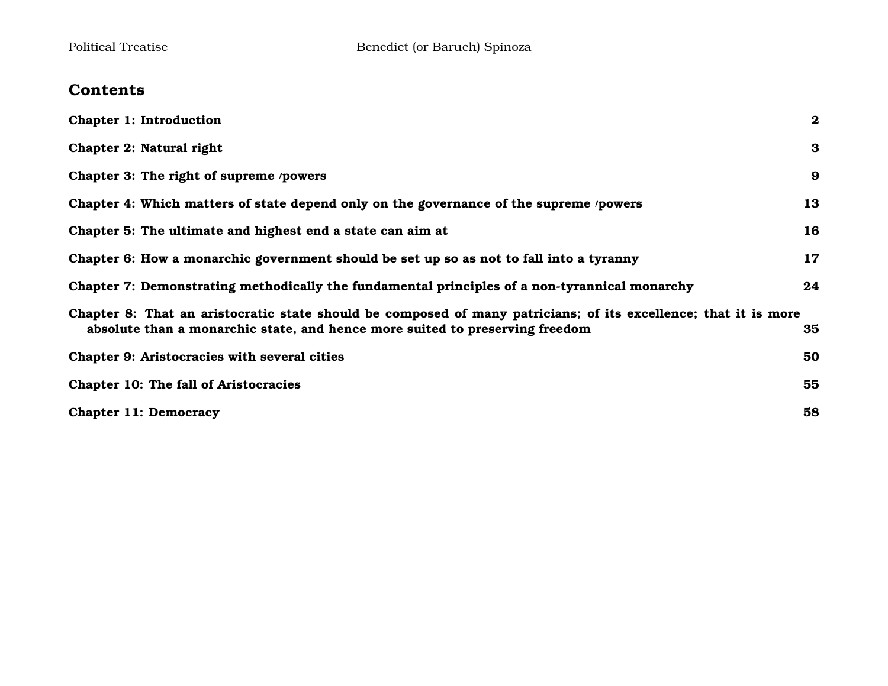## Contents

**Chapter 1: Introduction** 2

**Chapter 2: Natural right** 3

**Chapter 3: The right of supreme /powers** 9

**Chapter 4: Which matters of state depend only on the governance of the supreme /powers** 13

**Chapter 5: The ultimate and highest end a state can aim at** 16

**Chapter 6: How a monarchic government should be set up so as not to fall into a tyranny** 17

**Chapter 7: Demonstrating methodically the fundamental principles of a non-tyrannical monarchy** 24

**Chapter 8: That an aristocratic state should be composed of many patricians; of its excellence; that it is more absolute than a monarchic state, and hence more suited to preserving freedom** 35

**Chapter 9: Aristocracies with several cities** 50

**Chapter 10: The fall of Aristocracies** 55

**Chapter 11: Democracy** 58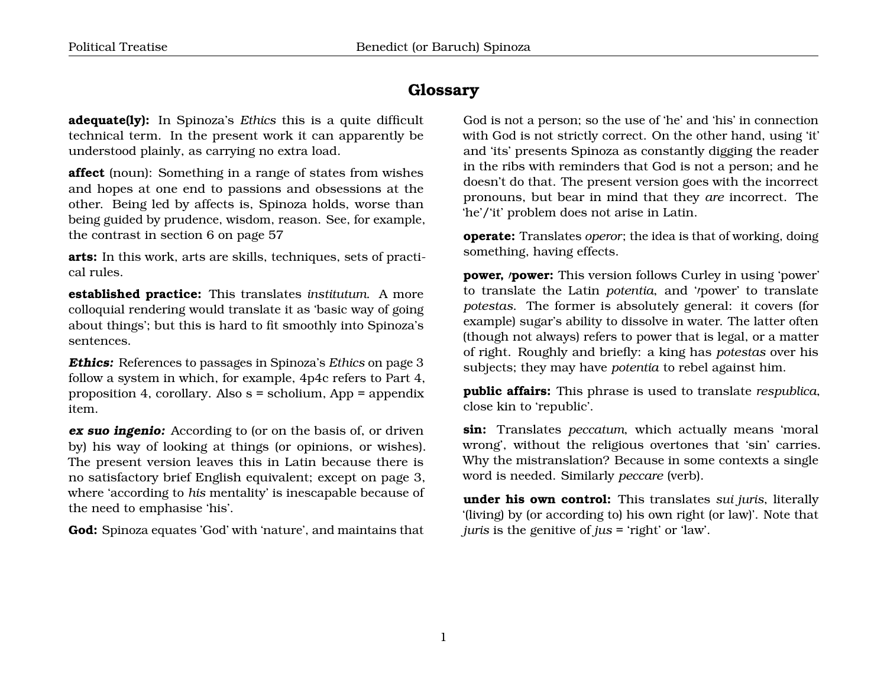## Glossary

**adequate(ly):** In Spinoza's *Ethics* this is a quite difficult technical term. In the present work it can apparently be understood plainly, as carrying no extra load.

**affect** (noun): Something in a range of states from wishes and hopes at one end to passions and obsessions at the other. Being led by affects is, Spinoza holds, worse than being guided by prudence, wisdom, reason. See, for example, the contrast in section 6 on page 57

**arts:** In this work, arts are skills, techniques, sets of practical rules.

**established practice:** This translates *institutum*. A more colloquial rendering would translate it as 'basic way of going about things'; but this is hard to fit smoothly into Spinoza's sentences.

***Ethics:*** References to passages in Spinoza's *Ethics* on page 3 follow a system in which, for example, 4p4c refers to Part 4, proposition 4, corollary. Also s = scholium, App = appendix item.

***ex suo ingenio:*** According to (or on the basis of, or driven by) his way of looking at things (or opinions, or wishes). The present version leaves this in Latin because there is no satisfactory brief English equivalent; except on page 3, where 'according to *his* mentality' is inescapable because of the need to emphasise 'his'.

**God:** Spinoza equates 'God' with 'nature', and maintains that God is not a person; so the use of 'he' and 'his' in connection with God is not strictly correct. On the other hand, using 'it' and 'its' presents Spinoza as constantly digging the reader in the ribs with reminders that God is not a person; and he doesn't do that. The present version goes with the incorrect pronouns, but bear in mind that they *are* incorrect. The 'he'/'it' problem does not arise in Latin.

**operate:** Translates *operor*; the idea is that of working, doing something, having effects.

**power, ᵻpower:** This version follows Curley in using 'power' to translate the Latin *potentia*, and 'ᵻpower' to translate *potestas*. The former is absolutely general: it covers (for example) sugar's ability to dissolve in water. The latter often (though not always) refers to power that is legal, or a matter of right. Roughly and briefly: a king has *potestas* over his subjects; they may have *potentia* to rebel against him.

**public affairs:** This phrase is used to translate *respublica*, close kin to 'republic'.

**sin:** Translates *peccatum*, which actually means 'moral wrong', without the religious overtones that 'sin' carries. Why the mistranslation? Because in some contexts a single word is needed. Similarly *peccare* (verb).

**under his own control:** This translates *sui juris*, literally '(living) by (or according to) his own right (or law)'. Note that *juris* is the genitive of *jus* = 'right' or 'law'.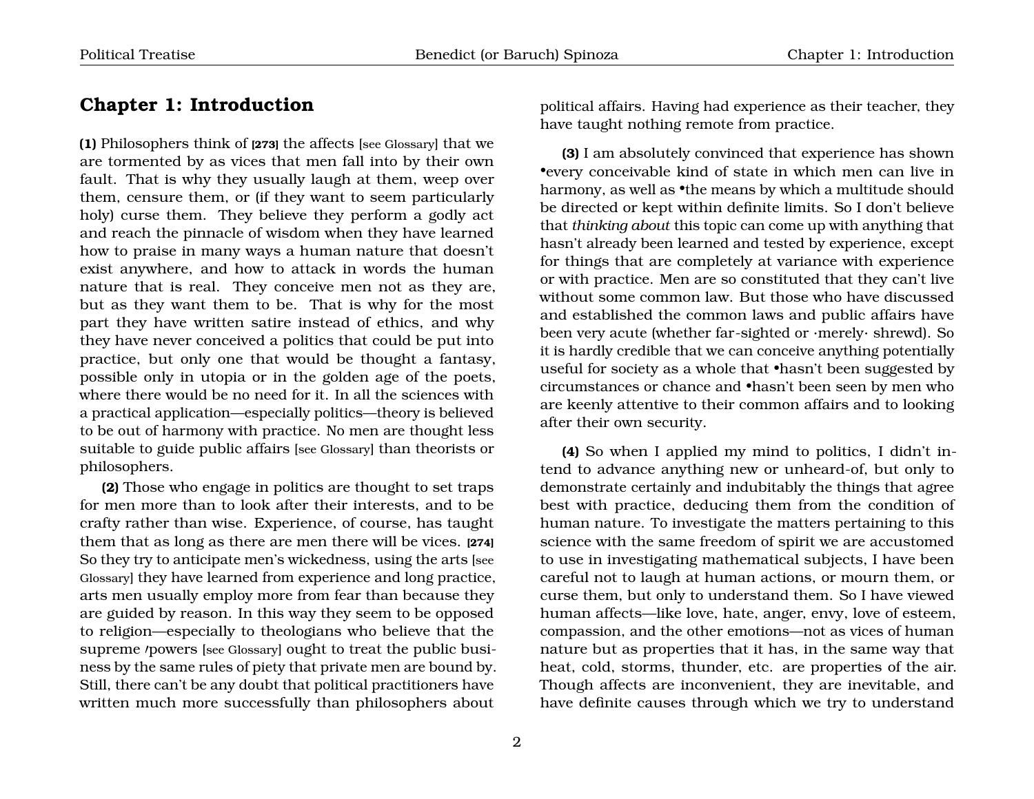## Chapter 1: Introduction

**(1)** Philosophers think of **[273]** the affects [see Glossary] that we are tormented by as vices that men fall into by their own fault. That is why they usually laugh at them, weep over them, censure them, or (if they want to seem particularly holy) curse them. They believe they perform a godly act and reach the pinnacle of wisdom when they have learned how to praise in many ways a human nature that doesn't exist anywhere, and how to attack in words the human nature that is real. They conceive men not as they are, but as they want them to be. That is why for the most part they have written satire instead of ethics, and why they have never conceived a politics that could be put into practice, but only one that would be thought a fantasy, possible only in utopia or in the golden age of the poets, where there would be no need for it. In all the sciences with a practical application—especially politics—theory is believed to be out of harmony with practice. No men are thought less suitable to guide public affairs [see Glossary] than theorists or philosophers.

**(2)** Those who engage in politics are thought to set traps for men more than to look after their interests, and to be crafty rather than wise. Experience, of course, has taught them that as long as there are men there will be vices. **[274]** So they try to anticipate men's wickedness, using the arts [see Glossary] they have learned from experience and long practice, arts men usually employ more from fear than because they are guided by reason. In this way they seem to be opposed to religion—especially to theologians who believe that the supreme ⸍powers [see Glossary] ought to treat the public business by the same rules of piety that private men are bound by. Still, there can't be any doubt that political practitioners have written much more successfully than philosophers about political affairs. Having had experience as their teacher, they have taught nothing remote from practice.

**(3)** I am absolutely convinced that experience has shown •every conceivable kind of state in which men can live in harmony, as well as •the means by which a multitude should be directed or kept within definite limits. So I don't believe that *thinking about* this topic can come up with anything that hasn't already been learned and tested by experience, except for things that are completely at variance with experience or with practice. Men are so constituted that they can't live without some common law. But those who have discussed and established the common laws and public affairs have been very acute (whether far-sighted or ·merely· shrewd). So it is hardly credible that we can conceive anything potentially useful for society as a whole that •hasn't been suggested by circumstances or chance and •hasn't been seen by men who are keenly attentive to their common affairs and to looking after their own security.

**(4)** So when I applied my mind to politics, I didn't intend to advance anything new or unheard-of, but only to demonstrate certainly and indubitably the things that agree best with practice, deducing them from the condition of human nature. To investigate the matters pertaining to this science with the same freedom of spirit we are accustomed to use in investigating mathematical subjects, I have been careful not to laugh at human actions, or mourn them, or curse them, but only to understand them. So I have viewed human affects—like love, hate, anger, envy, love of esteem, compassion, and the other emotions—not as vices of human nature but as properties that it has, in the same way that heat, cold, storms, thunder, etc. are properties of the air. Though affects are inconvenient, they are inevitable, and have definite causes through which we try to understand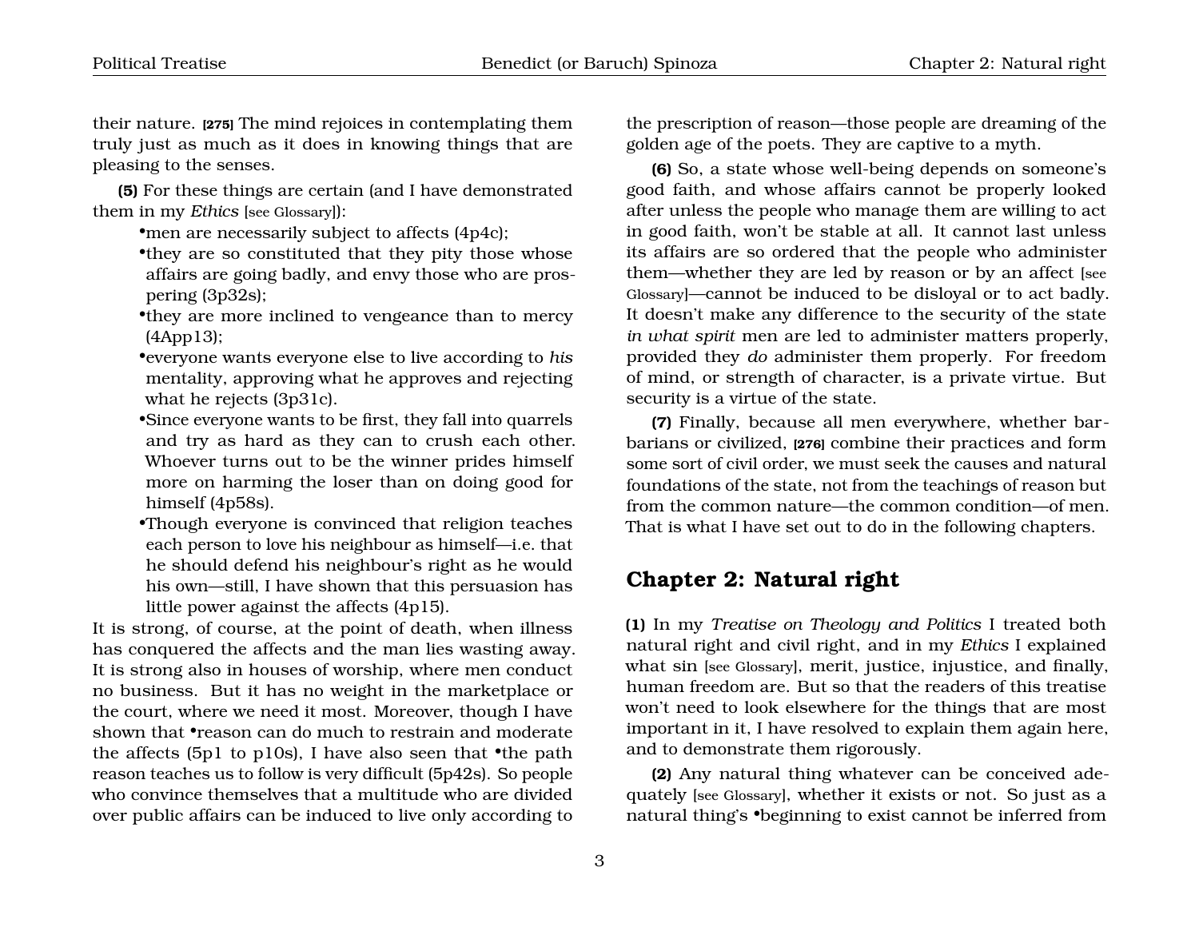their nature. **[275]** The mind rejoices in contemplating them truly just as much as it does in knowing things that are pleasing to the senses.

**(5)** For these things are certain (and I have demonstrated them in my *Ethics* [see Glossary]):

- men are necessarily subject to affects (4p4c);
- they are so constituted that they pity those whose affairs are going badly, and envy those who are prospering (3p32s);
- they are more inclined to vengeance than to mercy (4App13);
- everyone wants everyone else to live according to *his* mentality, approving what he approves and rejecting what he rejects (3p31c).
- Since everyone wants to be first, they fall into quarrels and try as hard as they can to crush each other. Whoever turns out to be the winner prides himself more on harming the loser than on doing good for himself (4p58s).
- Though everyone is convinced that religion teaches each person to love his neighbour as himself—i.e. that he should defend his neighbour's right as he would his own—still, I have shown that this persuasion has little power against the affects (4p15).

It is strong, of course, at the point of death, when illness has conquered the affects and the man lies wasting away. It is strong also in houses of worship, where men conduct no business. But it has no weight in the marketplace or the court, where we need it most. Moreover, though I have shown that •reason can do much to restrain and moderate the affects (5p1 to p10s), I have also seen that •the path reason teaches us to follow is very difficult (5p42s). So people who convince themselves that a multitude who are divided over public affairs can be induced to live only according to the prescription of reason—those people are dreaming of the golden age of the poets. They are captive to a myth.

**(6)** So, a state whose well-being depends on someone's good faith, and whose affairs cannot be properly looked after unless the people who manage them are willing to act in good faith, won't be stable at all. It cannot last unless its affairs are so ordered that the people who administer them—whether they are led by reason or by an affect [see Glossary]—cannot be induced to be disloyal or to act badly. It doesn't make any difference to the security of the state *in what spirit* men are led to administer matters properly, provided they *do* administer them properly. For freedom of mind, or strength of character, is a private virtue. But security is a virtue of the state.

**(7)** Finally, because all men everywhere, whether barbarians or civilized, **[276]** combine their practices and form some sort of civil order, we must seek the causes and natural foundations of the state, not from the teachings of reason but from the common nature—the common condition—of men. That is what I have set out to do in the following chapters.

## Chapter 2: Natural right

**(1)** In my *Treatise on Theology and Politics* I treated both natural right and civil right, and in my *Ethics* I explained what sin [see Glossary], merit, justice, injustice, and finally, human freedom are. But so that the readers of this treatise won't need to look elsewhere for the things that are most important in it, I have resolved to explain them again here, and to demonstrate them rigorously.

**(2)** Any natural thing whatever can be conceived adequately [see Glossary], whether it exists or not. So just as a natural thing's •beginning to exist cannot be inferred from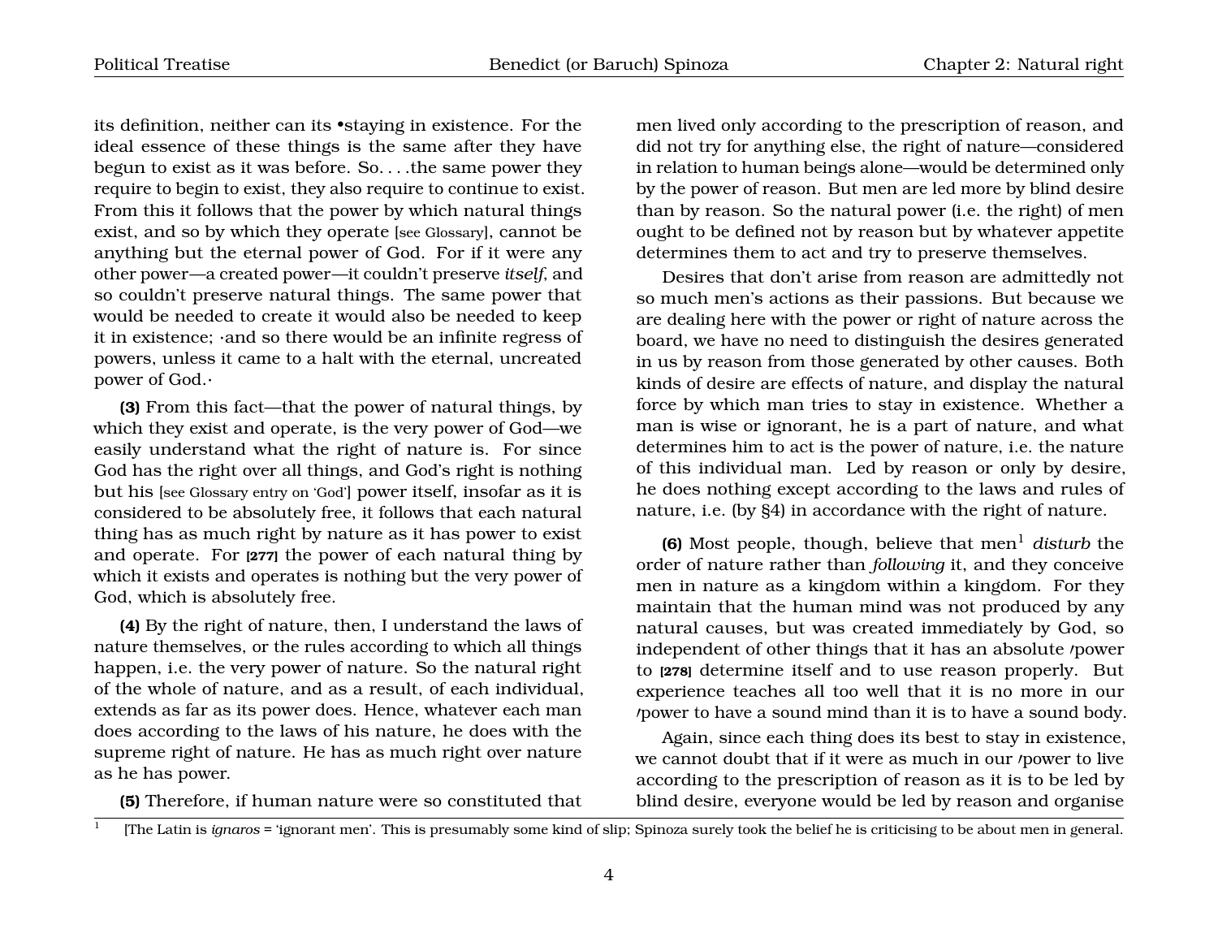its definition, neither can its •staying in existence. For the ideal essence of these things is the same after they have begun to exist as it was before. So. . . .the same power they require to begin to exist, they also require to continue to exist. From this it follows that the power by which natural things exist, and so by which they operate [see Glossary], cannot be anything but the eternal power of God. For if it were any other power—a created power—it couldn't preserve *itself*, and so couldn't preserve natural things. The same power that would be needed to create it would also be needed to keep it in existence; ·and so there would be an infinite regress of powers, unless it came to a halt with the eternal, uncreated power of God.·

**(3)** From this fact—that the power of natural things, by which they exist and operate, is the very power of God—we easily understand what the right of nature is. For since God has the right over all things, and God's right is nothing but his [see Glossary entry on 'God'] power itself, insofar as it is considered to be absolutely free, it follows that each natural thing has as much right by nature as it has power to exist and operate. For **[277]** the power of each natural thing by which it exists and operates is nothing but the very power of God, which is absolutely free.

**(4)** By the right of nature, then, I understand the laws of nature themselves, or the rules according to which all things happen, i.e. the very power of nature. So the natural right of the whole of nature, and as a result, of each individual, extends as far as its power does. Hence, whatever each man does according to the laws of his nature, he does with the supreme right of nature. He has as much right over nature as he has power.

**(5)** Therefore, if human nature were so constituted that men lived only according to the prescription of reason, and did not try for anything else, the right of nature—considered in relation to human beings alone—would be determined only by the power of reason. But men are led more by blind desire than by reason. So the natural power (i.e. the right) of men ought to be defined not by reason but by whatever appetite determines them to act and try to preserve themselves.

Desires that don't arise from reason are admittedly not so much men's actions as their passions. But because we are dealing here with the power or right of nature across the board, we have no need to distinguish the desires generated in us by reason from those generated by other causes. Both kinds of desire are effects of nature, and display the natural force by which man tries to stay in existence. Whether a man is wise or ignorant, he is a part of nature, and what determines him to act is the power of nature, i.e. the nature of this individual man. Led by reason or only by desire, he does nothing except according to the laws and rules of nature, i.e. (by §4) in accordance with the right of nature.

**(6)** Most people, though, believe that men[1] *disturb* the order of nature rather than *following* it, and they conceive men in nature as a kingdom within a kingdom. For they maintain that the human mind was not produced by any natural causes, but was created immediately by God, so independent of other things that it has an absolute ′power to **[278]** determine itself and to use reason properly. But experience teaches all too well that it is no more in our ′power to have a sound mind than it is to have a sound body.

Again, since each thing does its best to stay in existence, we cannot doubt that if it were as much in our ′power to live according to the prescription of reason as it is to be led by blind desire, everyone would be led by reason and organise

[1] [The Latin is *ignaros* = 'ignorant men'. This is presumably some kind of slip; Spinoza surely took the belief he is criticising to be about men in general.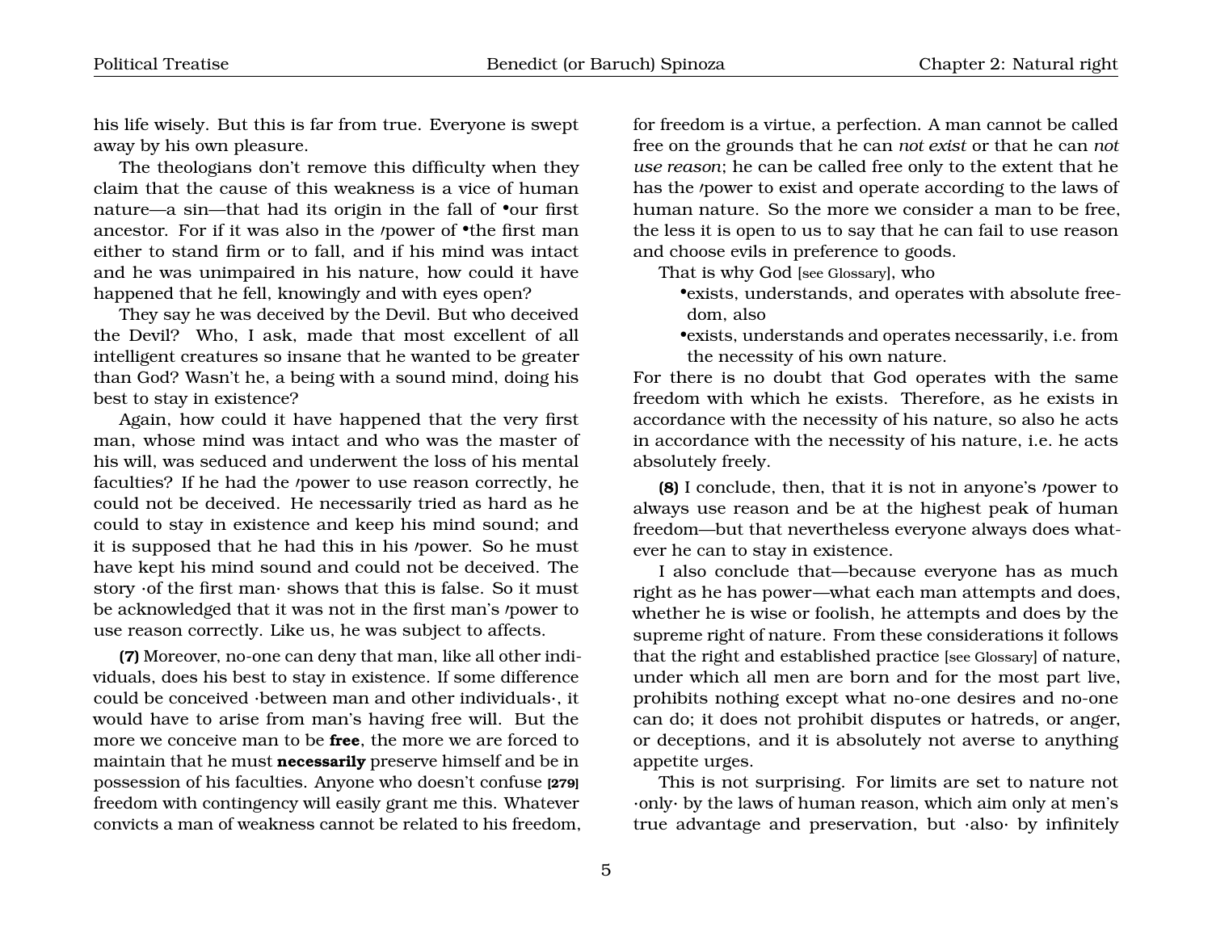his life wisely. But this is far from true. Everyone is swept away by his own pleasure.

The theologians don't remove this difficulty when they claim that the cause of this weakness is a vice of human nature—a sin—that had its origin in the fall of •our first ancestor. For if it was also in the /power of •the first man either to stand firm or to fall, and if his mind was intact and he was unimpaired in his nature, how could it have happened that he fell, knowingly and with eyes open?

They say he was deceived by the Devil. But who deceived the Devil? Who, I ask, made that most excellent of all intelligent creatures so insane that he wanted to be greater than God? Wasn't he, a being with a sound mind, doing his best to stay in existence?

Again, how could it have happened that the very first man, whose mind was intact and who was the master of his will, was seduced and underwent the loss of his mental faculties? If he had the /power to use reason correctly, he could not be deceived. He necessarily tried as hard as he could to stay in existence and keep his mind sound; and it is supposed that he had this in his /power. So he must have kept his mind sound and could not be deceived. The story ·of the first man· shows that this is false. So it must be acknowledged that it was not in the first man's /power to use reason correctly. Like us, he was subject to affects.

**(7)** Moreover, no-one can deny that man, like all other individuals, does his best to stay in existence. If some difference could be conceived ·between man and other individuals·, it would have to arise from man's having free will. But the more we conceive man to be **free**, the more we are forced to maintain that he must **necessarily** preserve himself and be in possession of his faculties. Anyone who doesn't confuse [279] freedom with contingency will easily grant me this. Whatever convicts a man of weakness cannot be related to his freedom, for freedom is a virtue, a perfection. A man cannot be called free on the grounds that he can *not exist* or that he can *not use reason*; he can be called free only to the extent that he has the /power to exist and operate according to the laws of human nature. So the more we consider a man to be free, the less it is open to us to say that he can fail to use reason and choose evils in preference to goods.

That is why God [see Glossary], who

- •exists, understands, and operates with absolute freedom, also
- •exists, understands and operates necessarily, i.e. from the necessity of his own nature.

For there is no doubt that God operates with the same freedom with which he exists. Therefore, as he exists in accordance with the necessity of his nature, so also he acts in accordance with the necessity of his nature, i.e. he acts absolutely freely.

**(8)** I conclude, then, that it is not in anyone's /power to always use reason and be at the highest peak of human freedom—but that nevertheless everyone always does whatever he can to stay in existence.

I also conclude that—because everyone has as much right as he has power—what each man attempts and does, whether he is wise or foolish, he attempts and does by the supreme right of nature. From these considerations it follows that the right and established practice [see Glossary] of nature, under which all men are born and for the most part live, prohibits nothing except what no-one desires and no-one can do; it does not prohibit disputes or hatreds, or anger, or deceptions, and it is absolutely not averse to anything appetite urges.

This is not surprising. For limits are set to nature not ·only· by the laws of human reason, which aim only at men's true advantage and preservation, but ·also· by infinitely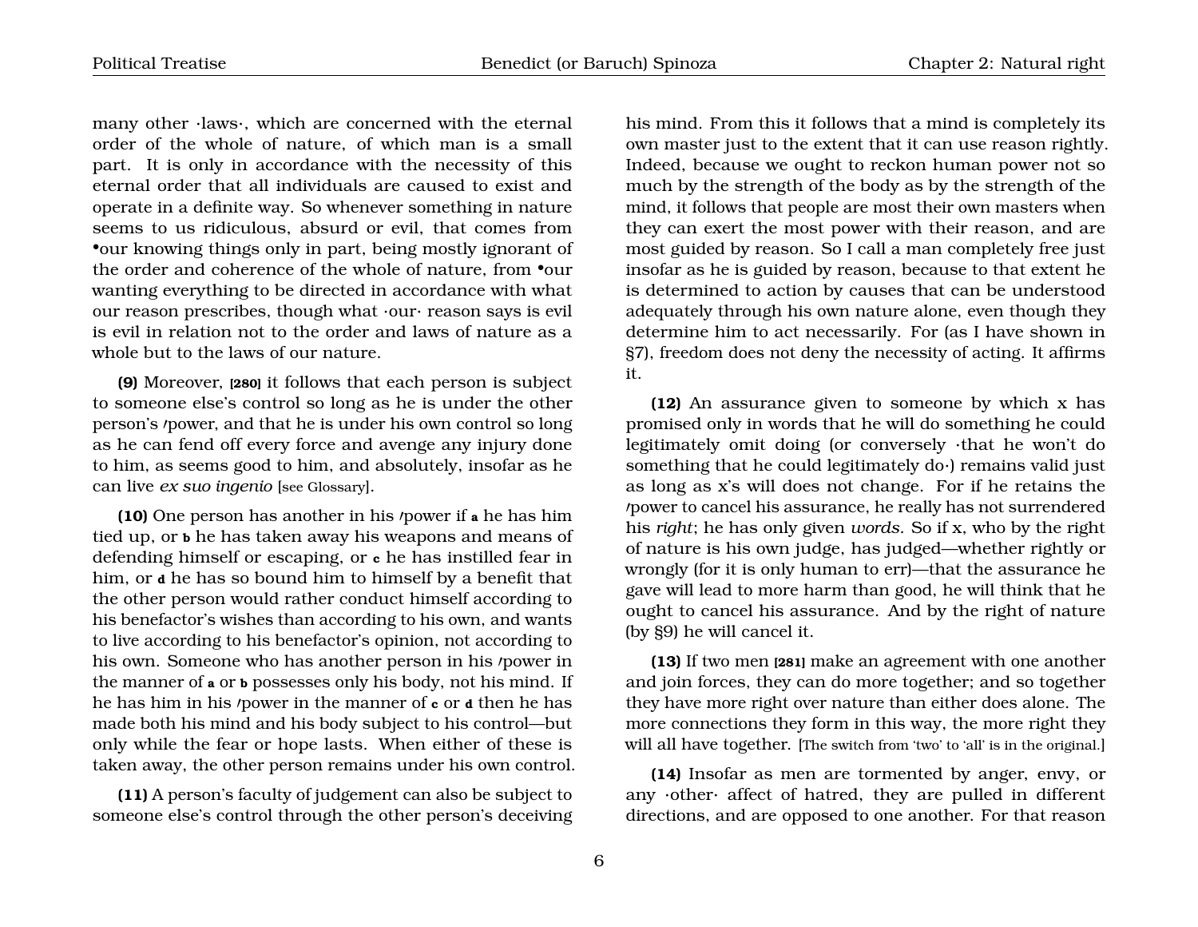many other ·laws·, which are concerned with the eternal order of the whole of nature, of which man is a small part. It is only in accordance with the necessity of this eternal order that all individuals are caused to exist and operate in a definite way. So whenever something in nature seems to us ridiculous, absurd or evil, that comes from •our knowing things only in part, being mostly ignorant of the order and coherence of the whole of nature, from •our wanting everything to be directed in accordance with what our reason prescribes, though what ·our· reason says is evil is evil in relation not to the order and laws of nature as a whole but to the laws of our nature.

**(9)** Moreover, **[280]** it follows that each person is subject to someone else's control so long as he is under the other person's /power, and that he is under his own control so long as he can fend off every force and avenge any injury done to him, as seems good to him, and absolutely, insofar as he can live *ex suo ingenio* [see Glossary].

**(10)** One person has another in his /power if **a** he has him tied up, or **b** he has taken away his weapons and means of defending himself or escaping, or **c** he has instilled fear in him, or **d** he has so bound him to himself by a benefit that the other person would rather conduct himself according to his benefactor's wishes than according to his own, and wants to live according to his benefactor's opinion, not according to his own. Someone who has another person in his /power in the manner of **a** or **b** possesses only his body, not his mind. If he has him in his /power in the manner of **c** or **d** then he has made both his mind and his body subject to his control—but only while the fear or hope lasts. When either of these is taken away, the other person remains under his own control.

**(11)** A person's faculty of judgement can also be subject to someone else's control through the other person's deceiving his mind. From this it follows that a mind is completely its own master just to the extent that it can use reason rightly. Indeed, because we ought to reckon human power not so much by the strength of the body as by the strength of the mind, it follows that people are most their own masters when they can exert the most power with their reason, and are most guided by reason. So I call a man completely free just insofar as he is guided by reason, because to that extent he is determined to action by causes that can be understood adequately through his own nature alone, even though they determine him to act necessarily. For (as I have shown in §7), freedom does not deny the necessity of acting. It affirms it.

**(12)** An assurance given to someone by which x has promised only in words that he will do something he could legitimately omit doing (or conversely ·that he won't do something that he could legitimately do·) remains valid just as long as x's will does not change. For if he retains the /power to cancel his assurance, he really has not surrendered his *right*; he has only given *words*. So if x, who by the right of nature is his own judge, has judged—whether rightly or wrongly (for it is only human to err)—that the assurance he gave will lead to more harm than good, he will think that he ought to cancel his assurance. And by the right of nature (by §9) he will cancel it.

**(13)** If two men **[281]** make an agreement with one another and join forces, they can do more together; and so together they have more right over nature than either does alone. The more connections they form in this way, the more right they will all have together. [The switch from 'two' to 'all' is in the original.]

**(14)** Insofar as men are tormented by anger, envy, or any ·other· affect of hatred, they are pulled in different directions, and are opposed to one another. For that reason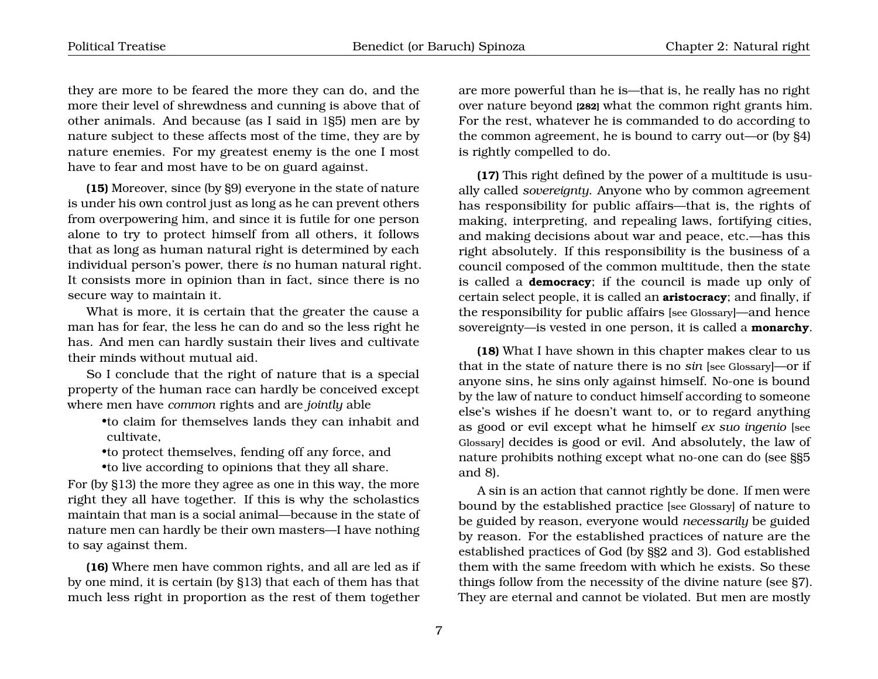they are more to be feared the more they can do, and the more their level of shrewdness and cunning is above that of other animals. And because (as I said in 1§5) men are by nature subject to these affects most of the time, they are by nature enemies. For my greatest enemy is the one I most have to fear and most have to be on guard against.

**(15)** Moreover, since (by §9) everyone in the state of nature is under his own control just as long as he can prevent others from overpowering him, and since it is futile for one person alone to try to protect himself from all others, it follows that as long as human natural right is determined by each individual person's power, there *is* no human natural right. It consists more in opinion than in fact, since there is no secure way to maintain it.

What is more, it is certain that the greater the cause a man has for fear, the less he can do and so the less right he has. And men can hardly sustain their lives and cultivate their minds without mutual aid.

So I conclude that the right of nature that is a special property of the human race can hardly be conceived except where men have *common* rights and are *jointly* able

- •to claim for themselves lands they can inhabit and cultivate,
- •to protect themselves, fending off any force, and
- •to live according to opinions that they all share.

For (by §13) the more they agree as one in this way, the more right they all have together. If this is why the scholastics maintain that man is a social animal—because in the state of nature men can hardly be their own masters—I have nothing to say against them.

**(16)** Where men have common rights, and all are led as if by one mind, it is certain (by §13) that each of them has that much less right in proportion as the rest of them together are more powerful than he is—that is, he really has no right over nature beyond **[282]** what the common right grants him. For the rest, whatever he is commanded to do according to the common agreement, he is bound to carry out—or (by §4) is rightly compelled to do.

**(17)** This right defined by the power of a multitude is usually called *sovereignty*. Anyone who by common agreement has responsibility for public affairs—that is, the rights of making, interpreting, and repealing laws, fortifying cities, and making decisions about war and peace, etc.—has this right absolutely. If this responsibility is the business of a council composed of the common multitude, then the state is called a **democracy**; if the council is made up only of certain select people, it is called an **aristocracy**; and finally, if the responsibility for public affairs [see Glossary]—and hence sovereignty—is vested in one person, it is called a **monarchy**.

**(18)** What I have shown in this chapter makes clear to us that in the state of nature there is no *sin* [see Glossary]—or if anyone sins, he sins only against himself. No-one is bound by the law of nature to conduct himself according to someone else's wishes if he doesn't want to, or to regard anything as good or evil except what he himself *ex suo ingenio* [see Glossary] decides is good or evil. And absolutely, the law of nature prohibits nothing except what no-one can do (see §§5 and 8).

A sin is an action that cannot rightly be done. If men were bound by the established practice [see Glossary] of nature to be guided by reason, everyone would *necessarily* be guided by reason. For the established practices of nature are the established practices of God (by §§2 and 3). God established them with the same freedom with which he exists. So these things follow from the necessity of the divine nature (see §7). They are eternal and cannot be violated. But men are mostly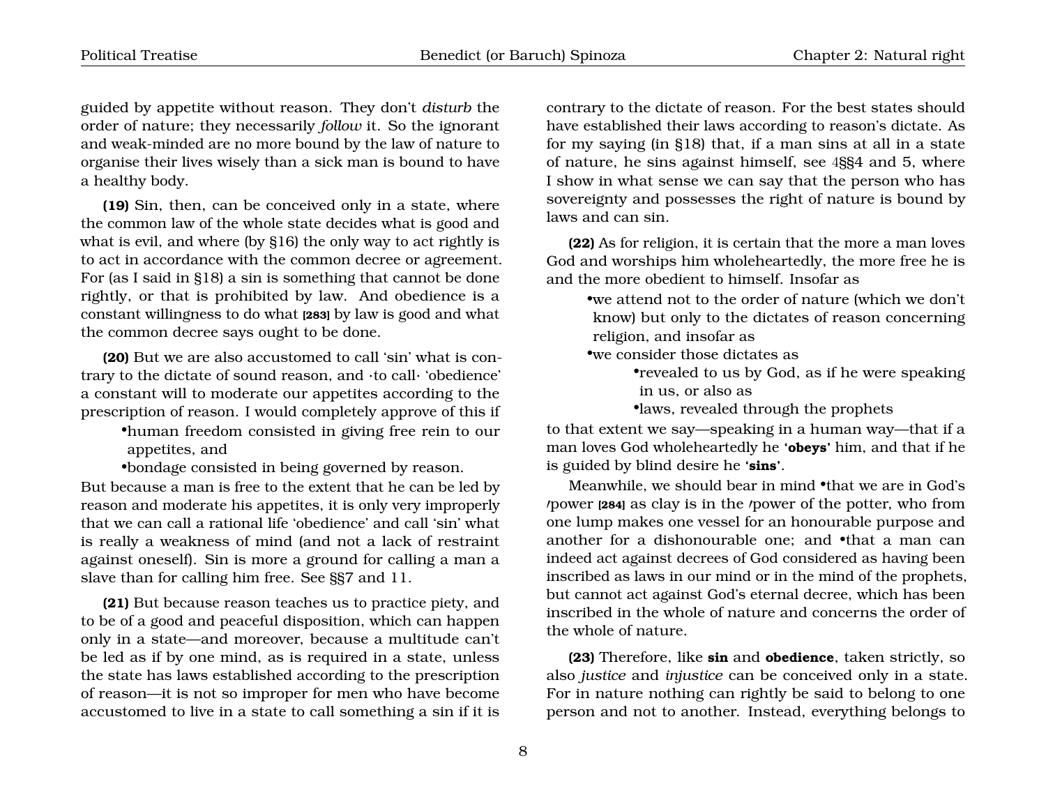guided by appetite without reason. They don't *disturb* the order of nature; they necessarily *follow* it. So the ignorant and weak-minded are no more bound by the law of nature to organise their lives wisely than a sick man is bound to have a healthy body.

**(19)** Sin, then, can be conceived only in a state, where the common law of the whole state decides what is good and what is evil, and where (by §16) the only way to act rightly is to act in accordance with the common decree or agreement. For (as I said in §18) a sin is something that cannot be done rightly, or that is prohibited by law. And obedience is a constant willingness to do what **[283]** by law is good and what the common decree says ought to be done.

**(20)** But we are also accustomed to call 'sin' what is contrary to the dictate of sound reason, and ·to call· 'obedience' a constant will to moderate our appetites according to the prescription of reason. I would completely approve of this if

- human freedom consisted in giving free rein to our appetites, and
- bondage consisted in being governed by reason.

But because a man is free to the extent that he can be led by reason and moderate his appetites, it is only very improperly that we can call a rational life 'obedience' and call 'sin' what is really a weakness of mind (and not a lack of restraint against oneself). Sin is more a ground for calling a man a slave than for calling him free. See §§7 and 11.

**(21)** But because reason teaches us to practice piety, and to be of a good and peaceful disposition, which can happen only in a state—and moreover, because a multitude can't be led as if by one mind, as is required in a state, unless the state has laws established according to the prescription of reason—it is not so improper for men who have become accustomed to live in a state to call something a sin if it is contrary to the dictate of reason. For the best states should have established their laws according to reason's dictate. As for my saying (in §18) that, if a man sins at all in a state of nature, he sins against himself, see 4§§4 and 5, where I show in what sense we can say that the person who has sovereignty and possesses the right of nature is bound by laws and can sin.

**(22)** As for religion, it is certain that the more a man loves God and worships him wholeheartedly, the more free he is and the more obedient to himself. Insofar as

- we attend not to the order of nature (which we don't know) but only to the dictates of reason concerning religion, and insofar as
- we consider those dictates as
  - revealed to us by God, as if he were speaking in us, or also as
  - laws, revealed through the prophets

to that extent we say—speaking in a human way—that if a man loves God wholeheartedly he **'obeys'** him, and that if he is guided by blind desire he **'sins'**.

Meanwhile, we should bear in mind •that we are in God's ⁄power **[284]** as clay is in the ⁄power of the potter, who from one lump makes one vessel for an honourable purpose and another for a dishonourable one; and •that a man can indeed act against decrees of God considered as having been inscribed as laws in our mind or in the mind of the prophets, but cannot act against God's eternal decree, which has been inscribed in the whole of nature and concerns the order of the whole of nature.

**(23)** Therefore, like **sin** and **obedience**, taken strictly, so also *justice* and *injustice* can be conceived only in a state. For in nature nothing can rightly be said to belong to one person and not to another. Instead, everything belongs to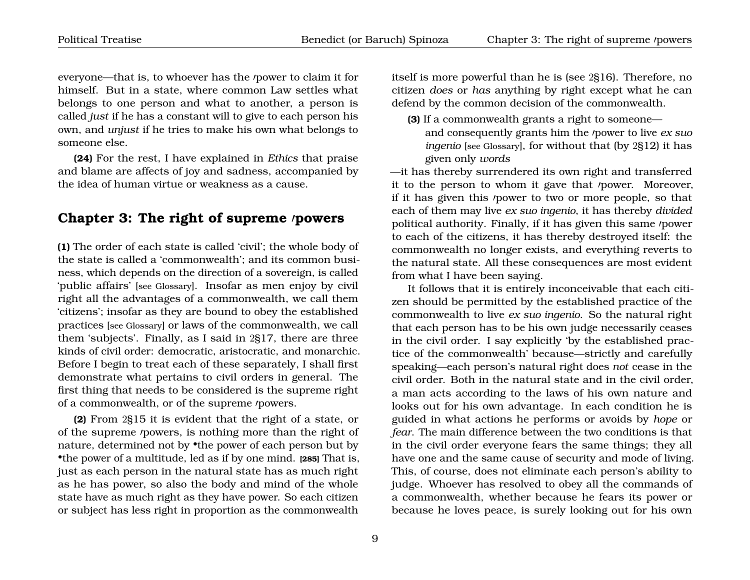everyone—that is, to whoever has the ⁄power to claim it for himself. But in a state, where common Law settles what belongs to one person and what to another, a person is called *just* if he has a constant will to give to each person his own, and *unjust* if he tries to make his own what belongs to someone else.

**(24)** For the rest, I have explained in *Ethics* that praise and blame are affects of joy and sadness, accompanied by the idea of human virtue or weakness as a cause.

## Chapter 3: The right of supreme ⁄powers

**(1)** The order of each state is called 'civil'; the whole body of the state is called a 'commonwealth'; and its common business, which depends on the direction of a sovereign, is called 'public affairs' [see Glossary]. Insofar as men enjoy by civil right all the advantages of a commonwealth, we call them 'citizens'; insofar as they are bound to obey the established practices [see Glossary] or laws of the commonwealth, we call them 'subjects'. Finally, as I said in 2§17, there are three kinds of civil order: democratic, aristocratic, and monarchic. Before I begin to treat each of these separately, I shall first demonstrate what pertains to civil orders in general. The first thing that needs to be considered is the supreme right of a commonwealth, or of the supreme ⁄powers.

**(2)** From 2§15 it is evident that the right of a state, or of the supreme ⁄powers, is nothing more than the right of nature, determined not by •the power of each person but by •the power of a multitude, led as if by one mind. **[285]** That is, just as each person in the natural state has as much right as he has power, so also the body and mind of the whole state have as much right as they have power. So each citizen or subject has less right in proportion as the commonwealth itself is more powerful than he is (see 2§16). Therefore, no citizen *does* or *has* anything by right except what he can defend by the common decision of the commonwealth.

**(3)** If a commonwealth grants a right to someone—

and consequently grants him the ⁄power to live *ex suo ingenio* [see Glossary], for without that (by 2§12) it has given only *words*

—it has thereby surrendered its own right and transferred it to the person to whom it gave that ⁄power. Moreover, if it has given this ⁄power to two or more people, so that each of them may live *ex suo ingenio*, it has thereby *divided* political authority. Finally, if it has given this same ⁄power to each of the citizens, it has thereby destroyed itself: the commonwealth no longer exists, and everything reverts to the natural state. All these consequences are most evident from what I have been saying.

It follows that it is entirely inconceivable that each citizen should be permitted by the established practice of the commonwealth to live *ex suo ingenio*. So the natural right that each person has to be his own judge necessarily ceases in the civil order. I say explicitly 'by the established practice of the commonwealth' because—strictly and carefully speaking—each person's natural right does *not* cease in the civil order. Both in the natural state and in the civil order, a man acts according to the laws of his own nature and looks out for his own advantage. In each condition he is guided in what actions he performs or avoids by *hope* or *fear*. The main difference between the two conditions is that in the civil order everyone fears the same things; they all have one and the same cause of security and mode of living. This, of course, does not eliminate each person's ability to judge. Whoever has resolved to obey all the commands of a commonwealth, whether because he fears its power or because he loves peace, is surely looking out for his own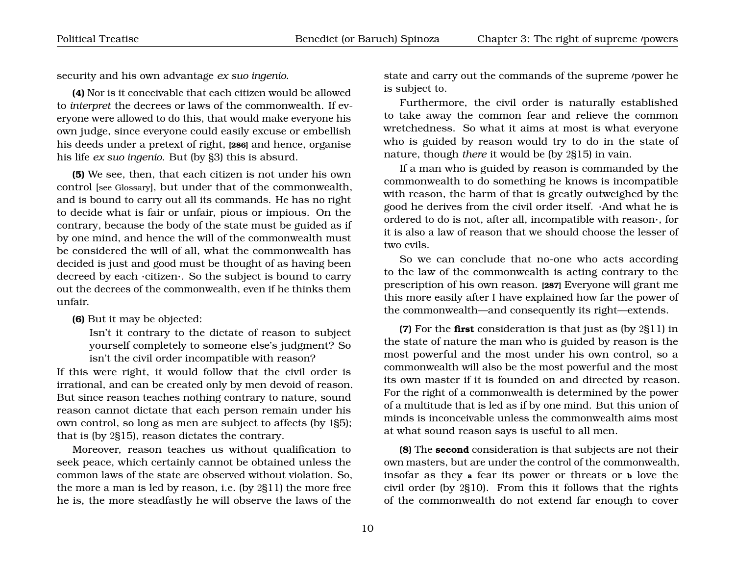security and his own advantage *ex suo ingenio*.

**(4)** Nor is it conceivable that each citizen would be allowed to *interpret* the decrees or laws of the commonwealth. If everyone were allowed to do this, that would make everyone his own judge, since everyone could easily excuse or embellish his deeds under a pretext of right, **[286]** and hence, organise his life *ex suo ingenio*. But (by §3) this is absurd.

**(5)** We see, then, that each citizen is not under his own control [see Glossary], but under that of the commonwealth, and is bound to carry out all its commands. He has no right to decide what is fair or unfair, pious or impious. On the contrary, because the body of the state must be guided as if by one mind, and hence the will of the commonwealth must be considered the will of all, what the commonwealth has decided is just and good must be thought of as having been decreed by each ·citizen·. So the subject is bound to carry out the decrees of the commonwealth, even if he thinks them unfair.

**(6)** But it may be objected:

> Isn't it contrary to the dictate of reason to subject yourself completely to someone else's judgment? So isn't the civil order incompatible with reason?

If this were right, it would follow that the civil order is irrational, and can be created only by men devoid of reason. But since reason teaches nothing contrary to nature, sound reason cannot dictate that each person remain under his own control, so long as men are subject to affects (by 1§5); that is (by 2§15), reason dictates the contrary.

Moreover, reason teaches us without qualification to seek peace, which certainly cannot be obtained unless the common laws of the state are observed without violation. So, the more a man is led by reason, i.e. (by 2§11) the more free he is, the more steadfastly he will observe the laws of the state and carry out the commands of the supreme ·power he is subject to.

Furthermore, the civil order is naturally established to take away the common fear and relieve the common wretchedness. So what it aims at most is what everyone who is guided by reason would try to do in the state of nature, though *there* it would be (by 2§15) in vain.

If a man who is guided by reason is commanded by the commonwealth to do something he knows is incompatible with reason, the harm of that is greatly outweighed by the good he derives from the civil order itself. ·And what he is ordered to do is not, after all, incompatible with reason·, for it is also a law of reason that we should choose the lesser of two evils.

So we can conclude that no-one who acts according to the law of the commonwealth is acting contrary to the prescription of his own reason. **[287]** Everyone will grant me this more easily after I have explained how far the power of the commonwealth—and consequently its right—extends.

**(7)** For the **first** consideration is that just as (by 2§11) in the state of nature the man who is guided by reason is the most powerful and the most under his own control, so a commonwealth will also be the most powerful and the most its own master if it is founded on and directed by reason. For the right of a commonwealth is determined by the power of a multitude that is led as if by one mind. But this union of minds is inconceivable unless the commonwealth aims most at what sound reason says is useful to all men.

**(8)** The **second** consideration is that subjects are not their own masters, but are under the control of the commonwealth, insofar as they **a** fear its power or threats or **b** love the civil order (by 2§10). From this it follows that the rights of the commonwealth do not extend far enough to cover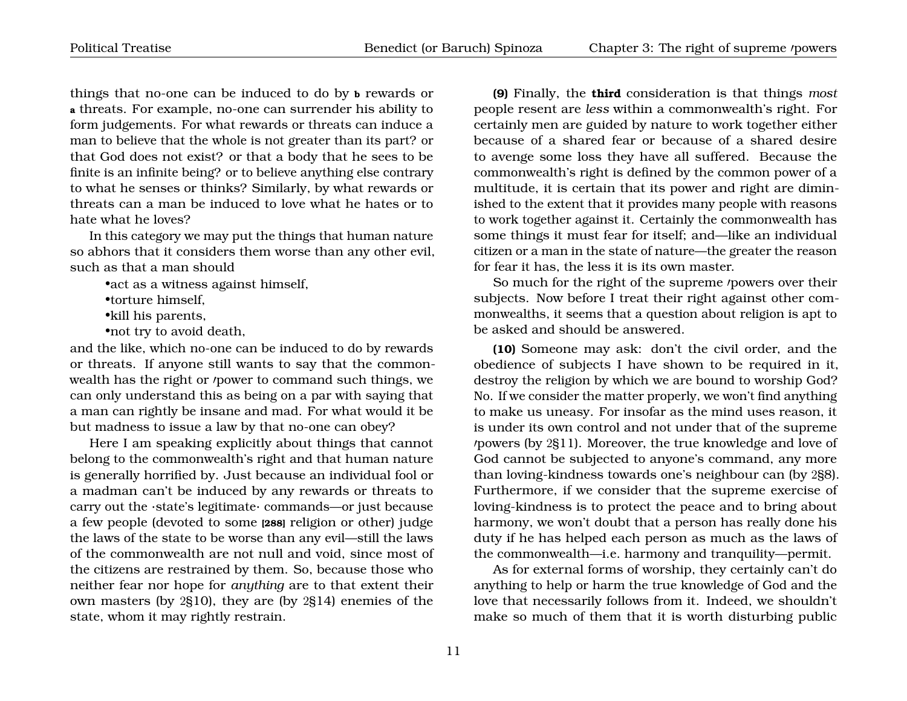things that no-one can be induced to do by **b** rewards or **a** threats. For example, no-one can surrender his ability to form judgements. For what rewards or threats can induce a man to believe that the whole is not greater than its part? or that God does not exist? or that a body that he sees to be finite is an infinite being? or to believe anything else contrary to what he senses or thinks? Similarly, by what rewards or threats can a man be induced to love what he hates or to hate what he loves?

In this category we may put the things that human nature so abhors that it considers them worse than any other evil, such as that a man should

- act as a witness against himself,
- torture himself,
- kill his parents,
- not try to avoid death,

and the like, which no-one can be induced to do by rewards or threats. If anyone still wants to say that the commonwealth has the right or /power to command such things, we can only understand this as being on a par with saying that a man can rightly be insane and mad. For what would it be but madness to issue a law by that no-one can obey?

Here I am speaking explicitly about things that cannot belong to the commonwealth's right and that human nature is generally horrified by. Just because an individual fool or a madman can't be induced by any rewards or threats to carry out the ·state's legitimate· commands—or just because a few people (devoted to some **[288]** religion or other) judge the laws of the state to be worse than any evil—still the laws of the commonwealth are not null and void, since most of the citizens are restrained by them. So, because those who neither fear nor hope for *anything* are to that extent their own masters (by 2§10), they are (by 2§14) enemies of the state, whom it may rightly restrain.

**(9)** Finally, the **third** consideration is that things *most* people resent are *less* within a commonwealth's right. For certainly men are guided by nature to work together either because of a shared fear or because of a shared desire to avenge some loss they have all suffered. Because the commonwealth's right is defined by the common power of a multitude, it is certain that its power and right are diminished to the extent that it provides many people with reasons to work together against it. Certainly the commonwealth has some things it must fear for itself; and—like an individual citizen or a man in the state of nature—the greater the reason for fear it has, the less it is its own master.

So much for the right of the supreme /powers over their subjects. Now before I treat their right against other commonwealths, it seems that a question about religion is apt to be asked and should be answered.

**(10)** Someone may ask: don't the civil order, and the obedience of subjects I have shown to be required in it, destroy the religion by which we are bound to worship God? No. If we consider the matter properly, we won't find anything to make us uneasy. For insofar as the mind uses reason, it is under its own control and not under that of the supreme /powers (by 2§11). Moreover, the true knowledge and love of God cannot be subjected to anyone's command, any more than loving-kindness towards one's neighbour can (by 2§8). Furthermore, if we consider that the supreme exercise of loving-kindness is to protect the peace and to bring about harmony, we won't doubt that a person has really done his duty if he has helped each person as much as the laws of the commonwealth—i.e. harmony and tranquility—permit.

As for external forms of worship, they certainly can't do anything to help or harm the true knowledge of God and the love that necessarily follows from it. Indeed, we shouldn't make so much of them that it is worth disturbing public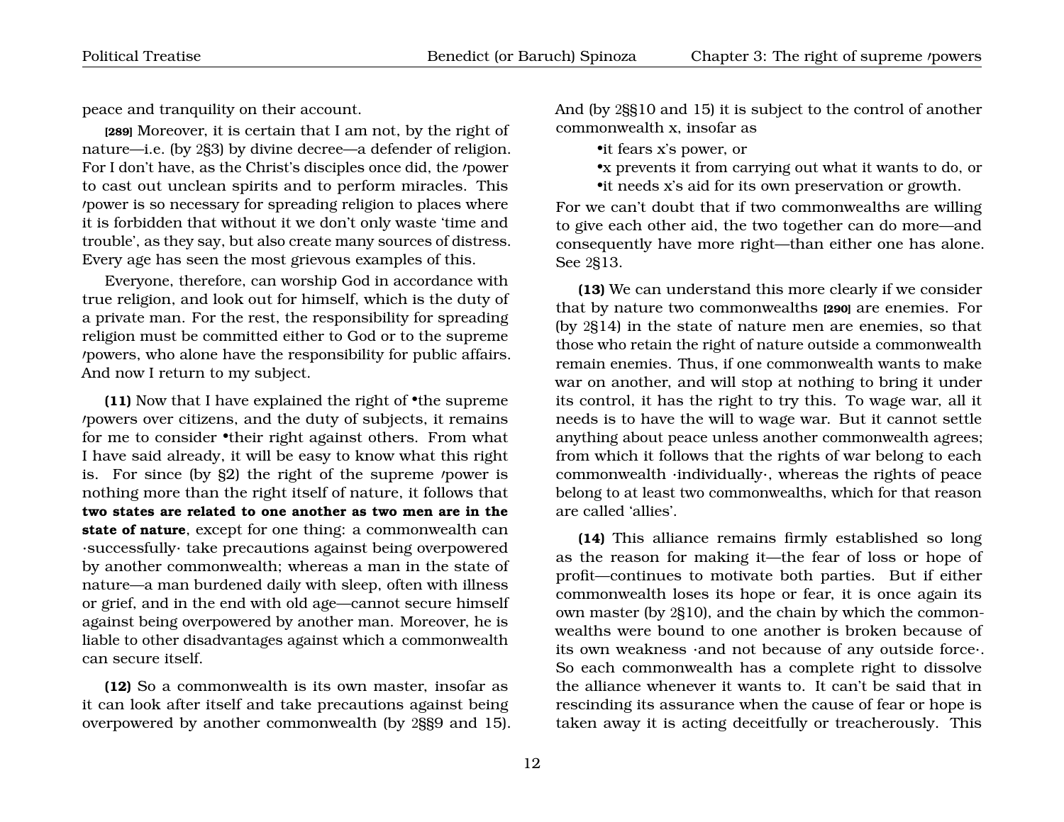peace and tranquility on their account.

**[289]** Moreover, it is certain that I am not, by the right of nature—i.e. (by 2§3) by divine decree—a defender of religion. For I don't have, as the Christ's disciples once did, the ᐟpower to cast out unclean spirits and to perform miracles. This ᐟpower is so necessary for spreading religion to places where it is forbidden that without it we don't only waste 'time and trouble', as they say, but also create many sources of distress. Every age has seen the most grievous examples of this.

Everyone, therefore, can worship God in accordance with true religion, and look out for himself, which is the duty of a private man. For the rest, the responsibility for spreading religion must be committed either to God or to the supreme ᐟpowers, who alone have the responsibility for public affairs. And now I return to my subject.

**(11)** Now that I have explained the right of •the supreme ᐟpowers over citizens, and the duty of subjects, it remains for me to consider •their right against others. From what I have said already, it will be easy to know what this right is. For since (by §2) the right of the supreme ᐟpower is nothing more than the right itself of nature, it follows that **two states are related to one another as two men are in the state of nature**, except for one thing: a commonwealth can ·successfully· take precautions against being overpowered by another commonwealth; whereas a man in the state of nature—a man burdened daily with sleep, often with illness or grief, and in the end with old age—cannot secure himself against being overpowered by another man. Moreover, he is liable to other disadvantages against which a commonwealth can secure itself.

**(12)** So a commonwealth is its own master, insofar as it can look after itself and take precautions against being overpowered by another commonwealth (by 2§§9 and 15). And (by 2§§10 and 15) it is subject to the control of another commonwealth x, insofar as

- •it fears x's power, or
- •x prevents it from carrying out what it wants to do, or
- •it needs x's aid for its own preservation or growth.

For we can't doubt that if two commonwealths are willing to give each other aid, the two together can do more—and consequently have more right—than either one has alone. See 2§13.

**(13)** We can understand this more clearly if we consider that by nature two commonwealths **[290]** are enemies. For (by 2§14) in the state of nature men are enemies, so that those who retain the right of nature outside a commonwealth remain enemies. Thus, if one commonwealth wants to make war on another, and will stop at nothing to bring it under its control, it has the right to try this. To wage war, all it needs is to have the will to wage war. But it cannot settle anything about peace unless another commonwealth agrees; from which it follows that the rights of war belong to each commonwealth ·individually·, whereas the rights of peace belong to at least two commonwealths, which for that reason are called 'allies'.

**(14)** This alliance remains firmly established so long as the reason for making it—the fear of loss or hope of profit—continues to motivate both parties. But if either commonwealth loses its hope or fear, it is once again its own master (by 2§10), and the chain by which the commonwealths were bound to one another is broken because of its own weakness ·and not because of any outside force·. So each commonwealth has a complete right to dissolve the alliance whenever it wants to. It can't be said that in rescinding its assurance when the cause of fear or hope is taken away it is acting deceitfully or treacherously. This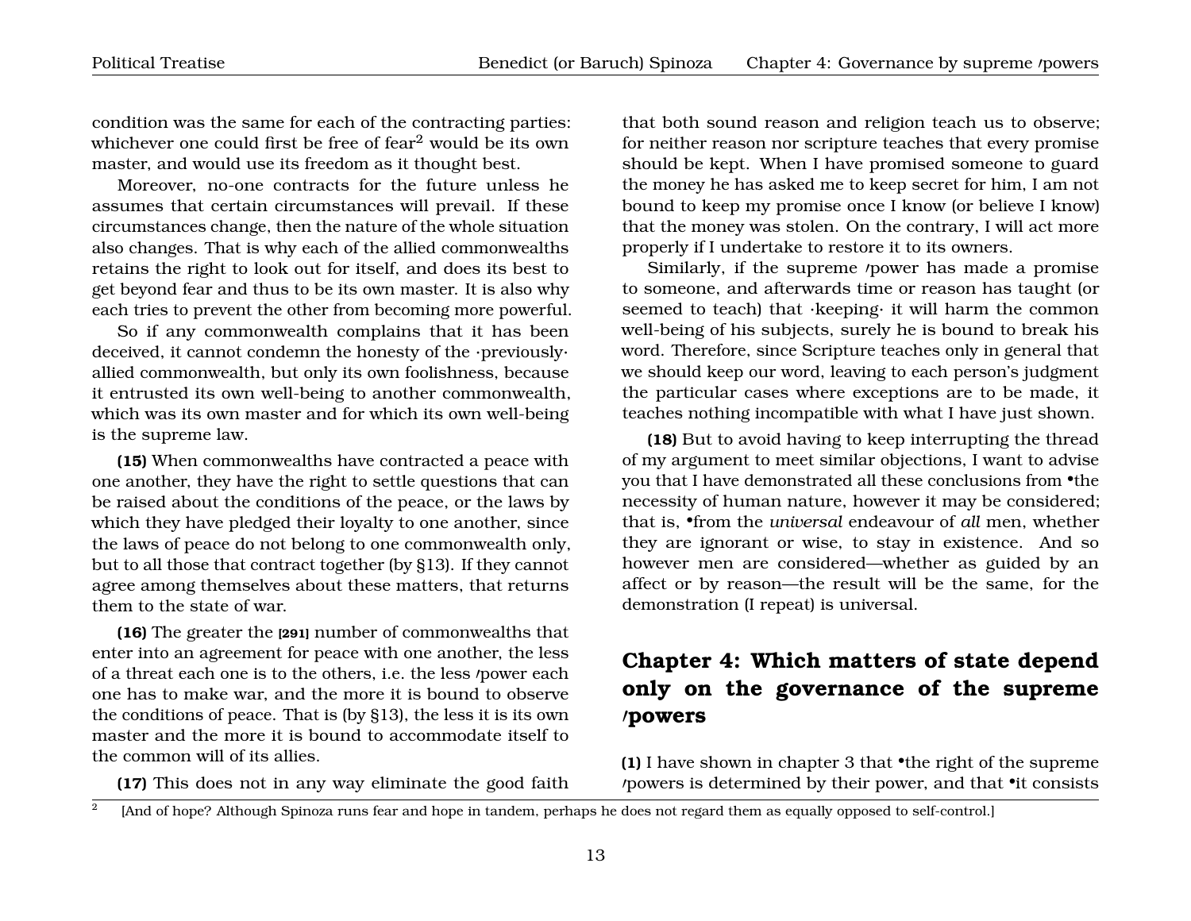condition was the same for each of the contracting parties: whichever one could first be free of fear[2] would be its own master, and would use its freedom as it thought best.

Moreover, no-one contracts for the future unless he assumes that certain circumstances will prevail. If these circumstances change, then the nature of the whole situation also changes. That is why each of the allied commonwealths retains the right to look out for itself, and does its best to get beyond fear and thus to be its own master. It is also why each tries to prevent the other from becoming more powerful.

So if any commonwealth complains that it has been deceived, it cannot condemn the honesty of the ·previously· allied commonwealth, but only its own foolishness, because it entrusted its own well-being to another commonwealth, which was its own master and for which its own well-being is the supreme law.

**(15)** When commonwealths have contracted a peace with one another, they have the right to settle questions that can be raised about the conditions of the peace, or the laws by which they have pledged their loyalty to one another, since the laws of peace do not belong to one commonwealth only, but to all those that contract together (by §13). If they cannot agree among themselves about these matters, that returns them to the state of war.

**(16)** The greater the **[291]** number of commonwealths that enter into an agreement for peace with one another, the less of a threat each one is to the others, i.e. the less ⁄power each one has to make war, and the more it is bound to observe the conditions of peace. That is (by §13), the less it is its own master and the more it is bound to accommodate itself to the common will of its allies.

**(17)** This does not in any way eliminate the good faith that both sound reason and religion teach us to observe; for neither reason nor scripture teaches that every promise should be kept. When I have promised someone to guard the money he has asked me to keep secret for him, I am not bound to keep my promise once I know (or believe I know) that the money was stolen. On the contrary, I will act more properly if I undertake to restore it to its owners.

Similarly, if the supreme ⁄power has made a promise to someone, and afterwards time or reason has taught (or seemed to teach) that ·keeping· it will harm the common well-being of his subjects, surely he is bound to break his word. Therefore, since Scripture teaches only in general that we should keep our word, leaving to each person's judgment the particular cases where exceptions are to be made, it teaches nothing incompatible with what I have just shown.

**(18)** But to avoid having to keep interrupting the thread of my argument to meet similar objections, I want to advise you that I have demonstrated all these conclusions from •the necessity of human nature, however it may be considered; that is, •from the *universal* endeavour of *all* men, whether they are ignorant or wise, to stay in existence. And so however men are considered—whether as guided by an affect or by reason—the result will be the same, for the demonstration (I repeat) is universal.

## Chapter 4: Which matters of state depend only on the governance of the supreme ⁄powers

**(1)** I have shown in chapter 3 that •the right of the supreme ⁄powers is determined by their power, and that •it consists

[2] [And of hope? Although Spinoza runs fear and hope in tandem, perhaps he does not regard them as equally opposed to self-control.]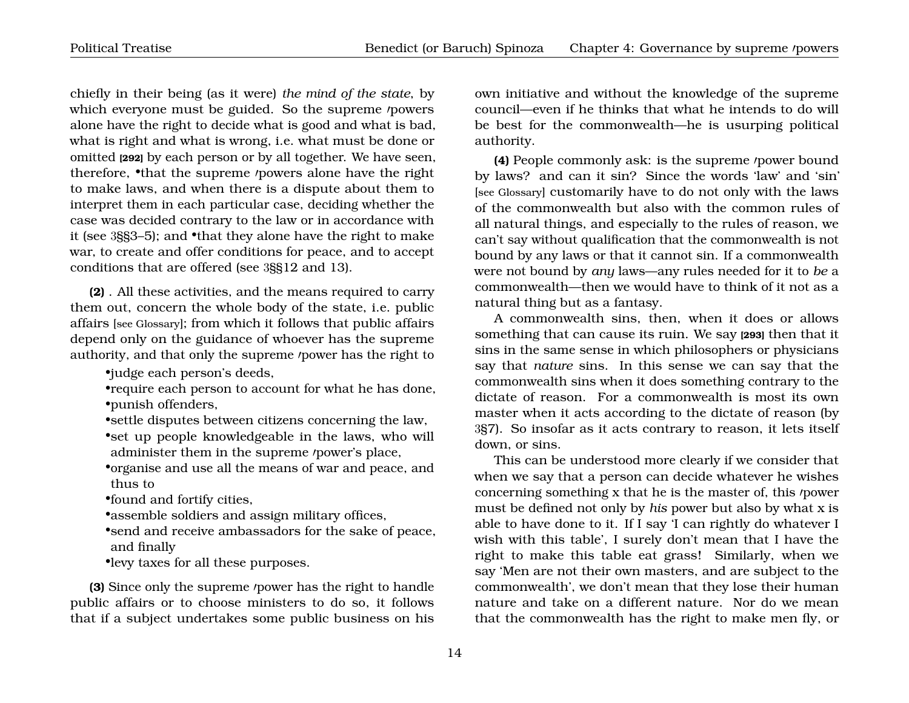chiefly in their being (as it were) *the mind of the state*, by which everyone must be guided. So the supreme ⁄powers alone have the right to decide what is good and what is bad, what is right and what is wrong, i.e. what must be done or omitted **[292]** by each person or by all together. We have seen, therefore, •that the supreme ⁄powers alone have the right to make laws, and when there is a dispute about them to interpret them in each particular case, deciding whether the case was decided contrary to the law or in accordance with it (see 3§§3–5); and •that they alone have the right to make war, to create and offer conditions for peace, and to accept conditions that are offered (see 3§§12 and 13).

**(2)** . All these activities, and the means required to carry them out, concern the whole body of the state, i.e. public affairs [see Glossary]; from which it follows that public affairs depend only on the guidance of whoever has the supreme authority, and that only the supreme ⁄power has the right to

- •judge each person's deeds,
- •require each person to account for what he has done,
- •punish offenders,
- •settle disputes between citizens concerning the law,
- •set up people knowledgeable in the laws, who will administer them in the supreme ⁄power's place,
- •organise and use all the means of war and peace, and thus to
- •found and fortify cities,
- •assemble soldiers and assign military offices,
- •send and receive ambassadors for the sake of peace, and finally
- •levy taxes for all these purposes.

**(3)** Since only the supreme ⁄power has the right to handle public affairs or to choose ministers to do so, it follows that if a subject undertakes some public business on his own initiative and without the knowledge of the supreme council—even if he thinks that what he intends to do will be best for the commonwealth—he is usurping political authority.

**(4)** People commonly ask: is the supreme ⁄power bound by laws? and can it sin? Since the words 'law' and 'sin' [see Glossary] customarily have to do not only with the laws of the commonwealth but also with the common rules of all natural things, and especially to the rules of reason, we can't say without qualification that the commonwealth is not bound by any laws or that it cannot sin. If a commonwealth were not bound by *any* laws—any rules needed for it to *be* a commonwealth—then we would have to think of it not as a natural thing but as a fantasy.

A commonwealth sins, then, when it does or allows something that can cause its ruin. We say **[293]** then that it sins in the same sense in which philosophers or physicians say that *nature* sins. In this sense we can say that the commonwealth sins when it does something contrary to the dictate of reason. For a commonwealth is most its own master when it acts according to the dictate of reason (by 3§7). So insofar as it acts contrary to reason, it lets itself down, or sins.

This can be understood more clearly if we consider that when we say that a person can decide whatever he wishes concerning something x that he is the master of, this ⁄power must be defined not only by *his* power but also by what x is able to have done to it. If I say 'I can rightly do whatever I wish with this table', I surely don't mean that I have the right to make this table eat grass! Similarly, when we say 'Men are not their own masters, and are subject to the commonwealth', we don't mean that they lose their human nature and take on a different nature. Nor do we mean that the commonwealth has the right to make men fly, or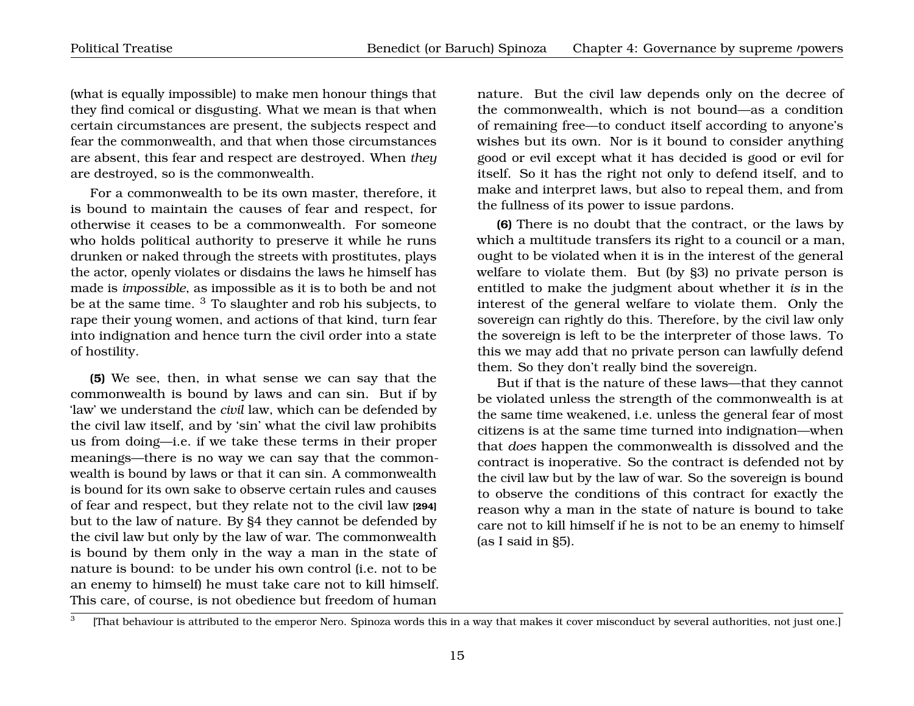(what is equally impossible) to make men honour things that they find comical or disgusting. What we mean is that when certain circumstances are present, the subjects respect and fear the commonwealth, and that when those circumstances are absent, this fear and respect are destroyed. When *they* are destroyed, so is the commonwealth.

For a commonwealth to be its own master, therefore, it is bound to maintain the causes of fear and respect, for otherwise it ceases to be a commonwealth. For someone who holds political authority to preserve it while he runs drunken or naked through the streets with prostitutes, plays the actor, openly violates or disdains the laws he himself has made is *impossible*, as impossible as it is to both be and not be at the same time. [3] To slaughter and rob his subjects, to rape their young women, and actions of that kind, turn fear into indignation and hence turn the civil order into a state of hostility.

**(5)** We see, then, in what sense we can say that the commonwealth is bound by laws and can sin. But if by 'law' we understand the *civil* law, which can be defended by the civil law itself, and by 'sin' what the civil law prohibits us from doing—i.e. if we take these terms in their proper meanings—there is no way we can say that the commonwealth is bound by laws or that it can sin. A commonwealth is bound for its own sake to observe certain rules and causes of fear and respect, but they relate not to the civil law **[294]** but to the law of nature. By §4 they cannot be defended by the civil law but only by the law of war. The commonwealth is bound by them only in the way a man in the state of nature is bound: to be under his own control (i.e. not to be an enemy to himself) he must take care not to kill himself. This care, of course, is not obedience but freedom of human nature. But the civil law depends only on the decree of the commonwealth, which is not bound—as a condition of remaining free—to conduct itself according to anyone's wishes but its own. Nor is it bound to consider anything good or evil except what it has decided is good or evil for itself. So it has the right not only to defend itself, and to make and interpret laws, but also to repeal them, and from the fullness of its power to issue pardons.

**(6)** There is no doubt that the contract, or the laws by which a multitude transfers its right to a council or a man, ought to be violated when it is in the interest of the general welfare to violate them. But (by §3) no private person is entitled to make the judgment about whether it *is* in the interest of the general welfare to violate them. Only the sovereign can rightly do this. Therefore, by the civil law only the sovereign is left to be the interpreter of those laws. To this we may add that no private person can lawfully defend them. So they don't really bind the sovereign.

But if that is the nature of these laws—that they cannot be violated unless the strength of the commonwealth is at the same time weakened, i.e. unless the general fear of most citizens is at the same time turned into indignation—when that *does* happen the commonwealth is dissolved and the contract is inoperative. So the contract is defended not by the civil law but by the law of war. So the sovereign is bound to observe the conditions of this contract for exactly the reason why a man in the state of nature is bound to take care not to kill himself if he is not to be an enemy to himself (as I said in §5).

---

[3] [That behaviour is attributed to the emperor Nero. Spinoza words this in a way that makes it cover misconduct by several authorities, not just one.]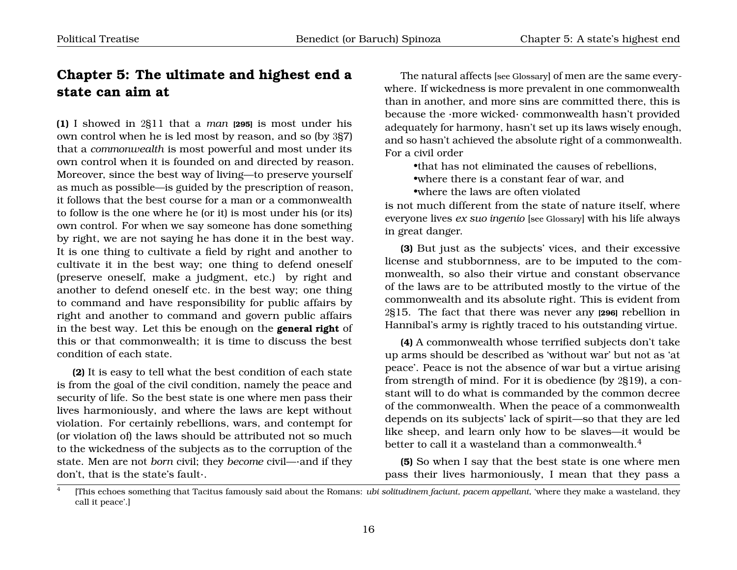# Chapter 5: The ultimate and highest end a state can aim at

**(1)** I showed in 2§11 that a *man* **[295]** is most under his own control when he is led most by reason, and so (by 3§7) that a *commonwealth* is most powerful and most under its own control when it is founded on and directed by reason. Moreover, since the best way of living—to preserve yourself as much as possible—is guided by the prescription of reason, it follows that the best course for a man or a commonwealth to follow is the one where he (or it) is most under his (or its) own control. For when we say someone has done something by right, we are not saying he has done it in the best way. It is one thing to cultivate a field by right and another to cultivate it in the best way; one thing to defend oneself (preserve oneself, make a judgment, etc.) by right and another to defend oneself etc. in the best way; one thing to command and have responsibility for public affairs by right and another to command and govern public affairs in the best way. Let this be enough on the **general right** of this or that commonwealth; it is time to discuss the best condition of each state.

**(2)** It is easy to tell what the best condition of each state is from the goal of the civil condition, namely the peace and security of life. So the best state is one where men pass their lives harmoniously, and where the laws are kept without violation. For certainly rebellions, wars, and contempt for (or violation of) the laws should be attributed not so much to the wickedness of the subjects as to the corruption of the state. Men are not *born* civil; they *become* civil—·and if they don't, that is the state's fault·.

The natural affects [see Glossary] of men are the same everywhere. If wickedness is more prevalent in one commonwealth than in another, and more sins are committed there, this is because the ·more wicked· commonwealth hasn't provided adequately for harmony, hasn't set up its laws wisely enough, and so hasn't achieved the absolute right of a commonwealth. For a civil order

- •that has not eliminated the causes of rebellions,
- •where there is a constant fear of war, and
- •where the laws are often violated

is not much different from the state of nature itself, where everyone lives *ex suo ingenio* [see Glossary] with his life always in great danger.

**(3)** But just as the subjects' vices, and their excessive license and stubbornness, are to be imputed to the commonwealth, so also their virtue and constant observance of the laws are to be attributed mostly to the virtue of the commonwealth and its absolute right. This is evident from 2§15. The fact that there was never any **[296]** rebellion in Hannibal's army is rightly traced to his outstanding virtue.

**(4)** A commonwealth whose terrified subjects don't take up arms should be described as 'without war' but not as 'at peace'. Peace is not the absence of war but a virtue arising from strength of mind. For it is obedience (by 2§19), a constant will to do what is commanded by the common decree of the commonwealth. When the peace of a commonwealth depends on its subjects' lack of spirit—so that they are led like sheep, and learn only how to be slaves—it would be better to call it a wasteland than a commonwealth.[4]

**(5)** So when I say that the best state is one where men pass their lives harmoniously, I mean that they pass a

[4] [This echoes something that Tacitus famously said about the Romans: *ubi solitudinem faciunt, pacem appellant*, 'where they make a wasteland, they call it peace'.]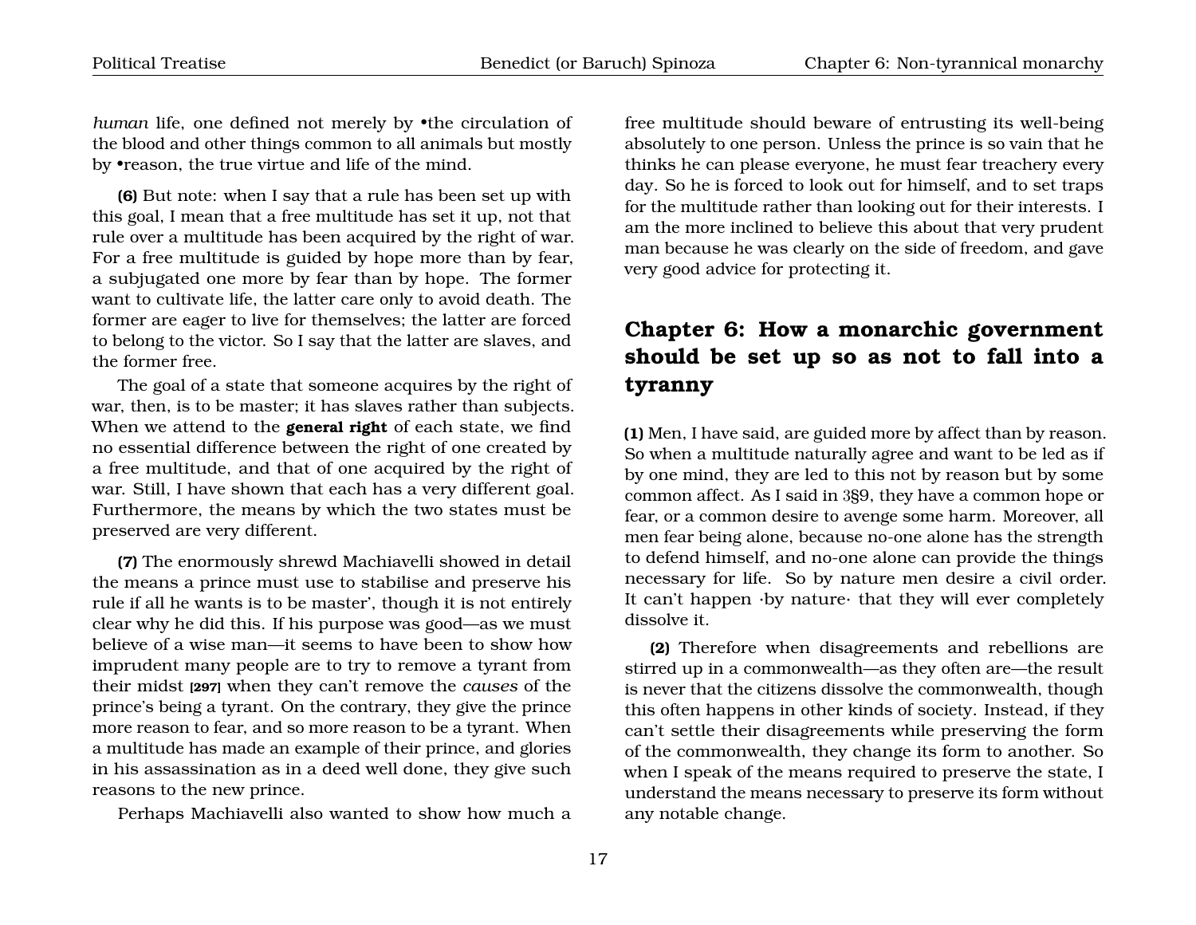*human* life, one defined not merely by •the circulation of the blood and other things common to all animals but mostly by •reason, the true virtue and life of the mind.

**(6)** But note: when I say that a rule has been set up with this goal, I mean that a free multitude has set it up, not that rule over a multitude has been acquired by the right of war. For a free multitude is guided by hope more than by fear, a subjugated one more by fear than by hope. The former want to cultivate life, the latter care only to avoid death. The former are eager to live for themselves; the latter are forced to belong to the victor. So I say that the latter are slaves, and the former free.

The goal of a state that someone acquires by the right of war, then, is to be master; it has slaves rather than subjects. When we attend to the **general right** of each state, we find no essential difference between the right of one created by a free multitude, and that of one acquired by the right of war. Still, I have shown that each has a very different goal. Furthermore, the means by which the two states must be preserved are very different.

**(7)** The enormously shrewd Machiavelli showed in detail the means a prince must use to stabilise and preserve his rule if all he wants is to be master', though it is not entirely clear why he did this. If his purpose was good—as we must believe of a wise man—it seems to have been to show how imprudent many people are to try to remove a tyrant from their midst **[297]** when they can't remove the *causes* of the prince's being a tyrant. On the contrary, they give the prince more reason to fear, and so more reason to be a tyrant. When a multitude has made an example of their prince, and glories in his assassination as in a deed well done, they give such reasons to the new prince.

Perhaps Machiavelli also wanted to show how much a free multitude should beware of entrusting its well-being absolutely to one person. Unless the prince is so vain that he thinks he can please everyone, he must fear treachery every day. So he is forced to look out for himself, and to set traps for the multitude rather than looking out for their interests. I am the more inclined to believe this about that very prudent man because he was clearly on the side of freedom, and gave very good advice for protecting it.

## Chapter 6: How a monarchic government should be set up so as not to fall into a tyranny

**(1)** Men, I have said, are guided more by affect than by reason. So when a multitude naturally agree and want to be led as if by one mind, they are led to this not by reason but by some common affect. As I said in 3§9, they have a common hope or fear, or a common desire to avenge some harm. Moreover, all men fear being alone, because no-one alone has the strength to defend himself, and no-one alone can provide the things necessary for life. So by nature men desire a civil order. It can't happen ·by nature· that they will ever completely dissolve it.

**(2)** Therefore when disagreements and rebellions are stirred up in a commonwealth—as they often are—the result is never that the citizens dissolve the commonwealth, though this often happens in other kinds of society. Instead, if they can't settle their disagreements while preserving the form of the commonwealth, they change its form to another. So when I speak of the means required to preserve the state, I understand the means necessary to preserve its form without any notable change.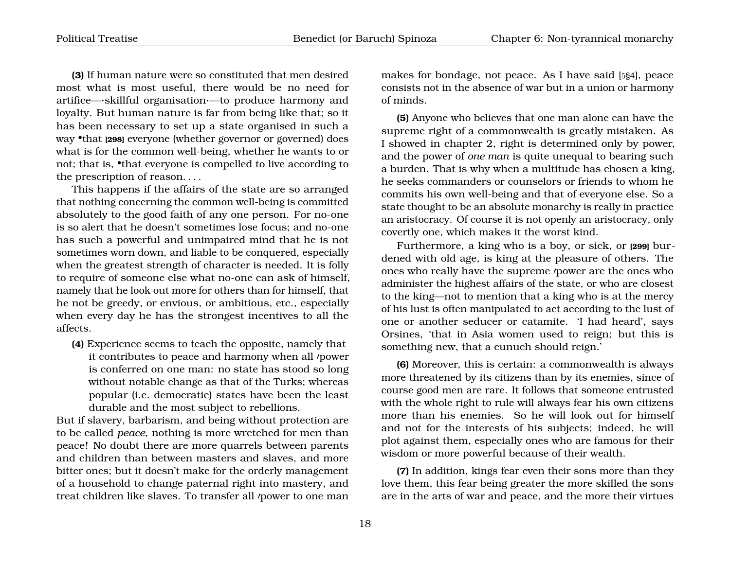**(3)** If human nature were so constituted that men desired most what is most useful, there would be no need for artifice—·skillful organisation·—to produce harmony and loyalty. But human nature is far from being like that; so it has been necessary to set up a state organised in such a way •that **[298]** everyone (whether governor or governed) does what is for the common well-being, whether he wants to or not; that is, •that everyone is compelled to live according to the prescription of reason. . . .

This happens if the affairs of the state are so arranged that nothing concerning the common well-being is committed absolutely to the good faith of any one person. For no-one is so alert that he doesn't sometimes lose focus; and no-one has such a powerful and unimpaired mind that he is not sometimes worn down, and liable to be conquered, especially when the greatest strength of character is needed. It is folly to require of someone else what no-one can ask of himself, namely that he look out more for others than for himself, that he not be greedy, or envious, or ambitious, etc., especially when every day he has the strongest incentives to all the affects.

**(4)** Experience seems to teach the opposite, namely that it contributes to peace and harmony when all ⁄power is conferred on one man: no state has stood so long without notable change as that of the Turks; whereas popular (i.e. democratic) states have been the least durable and the most subject to rebellions.

But if slavery, barbarism, and being without protection are to be called *peace*, nothing is more wretched for men than peace! No doubt there are more quarrels between parents and children than between masters and slaves, and more bitter ones; but it doesn't make for the orderly management of a household to change paternal right into mastery, and treat children like slaves. To transfer all ⁄power to one man makes for bondage, not peace. As I have said [5§4], peace consists not in the absence of war but in a union or harmony of minds.

**(5)** Anyone who believes that one man alone can have the supreme right of a commonwealth is greatly mistaken. As I showed in chapter 2, right is determined only by power, and the power of *one man* is quite unequal to bearing such a burden. That is why when a multitude has chosen a king, he seeks commanders or counselors or friends to whom he commits his own well-being and that of everyone else. So a state thought to be an absolute monarchy is really in practice an aristocracy. Of course it is not openly an aristocracy, only covertly one, which makes it the worst kind.

Furthermore, a king who is a boy, or sick, or **[299]** burdened with old age, is king at the pleasure of others. The ones who really have the supreme ⁄power are the ones who administer the highest affairs of the state, or who are closest to the king—not to mention that a king who is at the mercy of his lust is often manipulated to act according to the lust of one or another seducer or catamite. 'I had heard', says Orsines, 'that in Asia women used to reign; but this is something new, that a eunuch should reign.'

**(6)** Moreover, this is certain: a commonwealth is always more threatened by its citizens than by its enemies, since of course good men are rare. It follows that someone entrusted with the whole right to rule will always fear his own citizens more than his enemies. So he will look out for himself and not for the interests of his subjects; indeed, he will plot against them, especially ones who are famous for their wisdom or more powerful because of their wealth.

**(7)** In addition, kings fear even their sons more than they love them, this fear being greater the more skilled the sons are in the arts of war and peace, and the more their virtues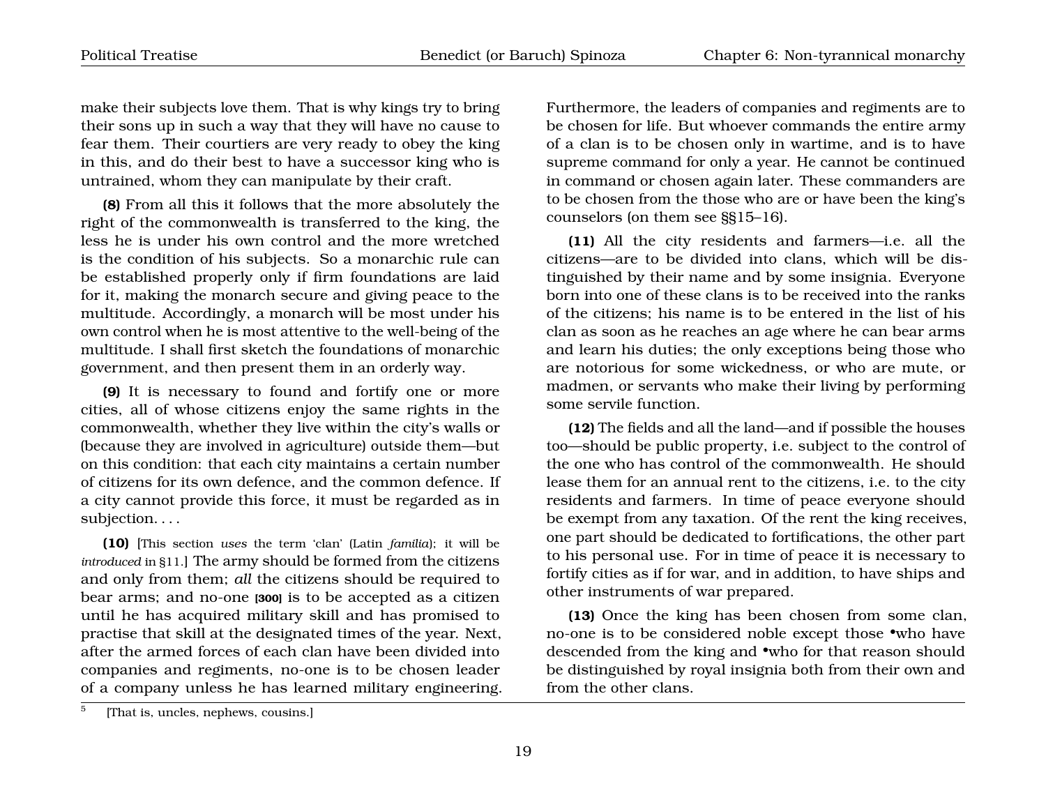make their subjects love them. That is why kings try to bring their sons up in such a way that they will have no cause to fear them. Their courtiers are very ready to obey the king in this, and do their best to have a successor king who is untrained, whom they can manipulate by their craft.

**(8)** From all this it follows that the more absolutely the right of the commonwealth is transferred to the king, the less he is under his own control and the more wretched is the condition of his subjects. So a monarchic rule can be established properly only if firm foundations are laid for it, making the monarch secure and giving peace to the multitude. Accordingly, a monarch will be most under his own control when he is most attentive to the well-being of the multitude. I shall first sketch the foundations of monarchic government, and then present them in an orderly way.

**(9)** It is necessary to found and fortify one or more cities, all of whose citizens enjoy the same rights in the commonwealth, whether they live within the city's walls or (because they are involved in agriculture) outside them—but on this condition: that each city maintains a certain number of citizens for its own defence, and the common defence. If a city cannot provide this force, it must be regarded as in subjection. . . .

**(10)** [This section *uses* the term 'clan' (Latin *familia*); it will be *introduced* in §11.] The army should be formed from the citizens and only from them; *all* the citizens should be required to bear arms; and no-one **[300]** is to be accepted as a citizen until he has acquired military skill and has promised to practise that skill at the designated times of the year. Next, after the armed forces of each clan have been divided into companies and regiments, no-one is to be chosen leader of a company unless he has learned military engineering. Furthermore, the leaders of companies and regiments are to be chosen for life. But whoever commands the entire army of a clan is to be chosen only in wartime, and is to have supreme command for only a year. He cannot be continued in command or chosen again later. These commanders are to be chosen from the those who are or have been the king's counselors (on them see §§15–16).

**(11)** All the city residents and farmers—i.e. all the citizens—are to be divided into clans, which will be distinguished by their name and by some insignia. Everyone born into one of these clans is to be received into the ranks of the citizens; his name is to be entered in the list of his clan as soon as he reaches an age where he can bear arms and learn his duties; the only exceptions being those who are notorious for some wickedness, or who are mute, or madmen, or servants who make their living by performing some servile function.

**(12)** The fields and all the land—and if possible the houses too—should be public property, i.e. subject to the control of the one who has control of the commonwealth. He should lease them for an annual rent to the citizens, i.e. to the city residents and farmers. In time of peace everyone should be exempt from any taxation. Of the rent the king receives, one part should be dedicated to fortifications, the other part to his personal use. For in time of peace it is necessary to fortify cities as if for war, and in addition, to have ships and other instruments of war prepared.

**(13)** Once the king has been chosen from some clan, no-one is to be considered noble except those •who have descended from the king and •who for that reason should be distinguished by royal insignia both from their own and from the other clans.

---

[5] [That is, uncles, nephews, cousins.]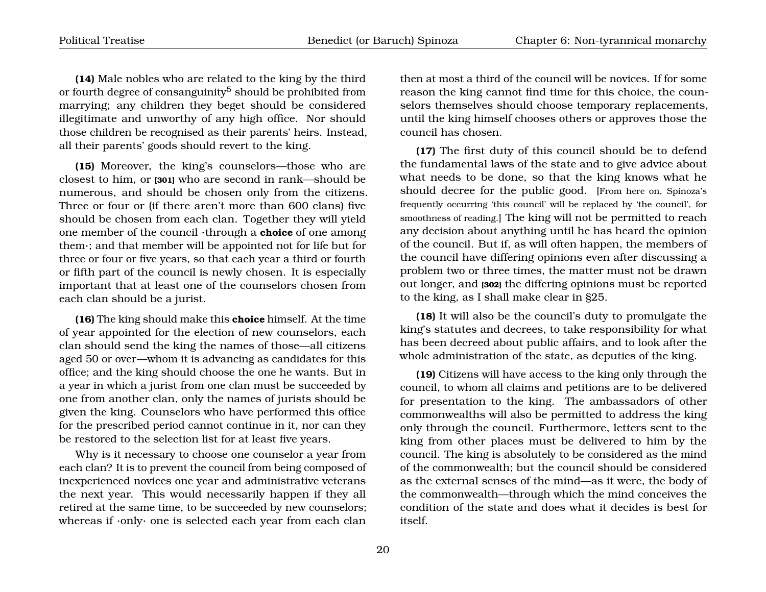**(14)** Male nobles who are related to the king by the third or fourth degree of consanguinity[5] should be prohibited from marrying; any children they beget should be considered illegitimate and unworthy of any high office. Nor should those children be recognised as their parents' heirs. Instead, all their parents' goods should revert to the king.

**(15)** Moreover, the king's counselors—those who are closest to him, or **[301]** who are second in rank—should be numerous, and should be chosen only from the citizens. Three or four or (if there aren't more than 600 clans) five should be chosen from each clan. Together they will yield one member of the council ·through a **choice** of one among them·; and that member will be appointed not for life but for three or four or five years, so that each year a third or fourth or fifth part of the council is newly chosen. It is especially important that at least one of the counselors chosen from each clan should be a jurist.

**(16)** The king should make this **choice** himself. At the time of year appointed for the election of new counselors, each clan should send the king the names of those—all citizens aged 50 or over—whom it is advancing as candidates for this office; and the king should choose the one he wants. But in a year in which a jurist from one clan must be succeeded by one from another clan, only the names of jurists should be given the king. Counselors who have performed this office for the prescribed period cannot continue in it, nor can they be restored to the selection list for at least five years.

Why is it necessary to choose one counselor a year from each clan? It is to prevent the council from being composed of inexperienced novices one year and administrative veterans the next year. This would necessarily happen if they all retired at the same time, to be succeeded by new counselors; whereas if ·only· one is selected each year from each clan then at most a third of the council will be novices. If for some reason the king cannot find time for this choice, the counselors themselves should choose temporary replacements, until the king himself chooses others or approves those the council has chosen.

**(17)** The first duty of this council should be to defend the fundamental laws of the state and to give advice about what needs to be done, so that the king knows what he should decree for the public good. [From here on, Spinoza's frequently occurring 'this council' will be replaced by 'the council', for smoothness of reading.] The king will not be permitted to reach any decision about anything until he has heard the opinion of the council. But if, as will often happen, the members of the council have differing opinions even after discussing a problem two or three times, the matter must not be drawn out longer, and **[302]** the differing opinions must be reported to the king, as I shall make clear in §25.

**(18)** It will also be the council's duty to promulgate the king's statutes and decrees, to take responsibility for what has been decreed about public affairs, and to look after the whole administration of the state, as deputies of the king.

**(19)** Citizens will have access to the king only through the council, to whom all claims and petitions are to be delivered for presentation to the king. The ambassadors of other commonwealths will also be permitted to address the king only through the council. Furthermore, letters sent to the king from other places must be delivered to him by the council. The king is absolutely to be considered as the mind of the commonwealth; but the council should be considered as the external senses of the mind—as it were, the body of the commonwealth—through which the mind conceives the condition of the state and does what it decides is best for itself.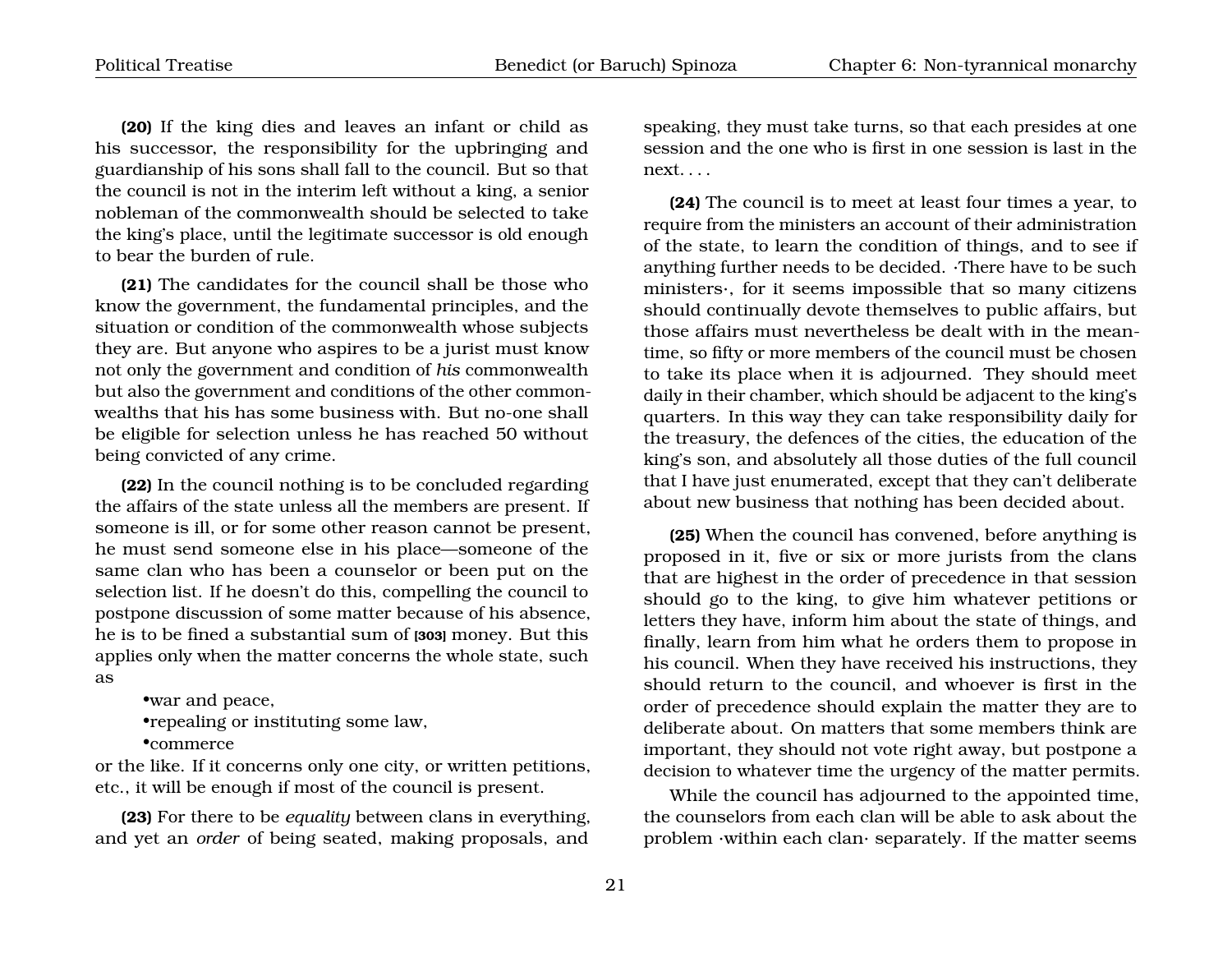**(20)** If the king dies and leaves an infant or child as his successor, the responsibility for the upbringing and guardianship of his sons shall fall to the council. But so that the council is not in the interim left without a king, a senior nobleman of the commonwealth should be selected to take the king's place, until the legitimate successor is old enough to bear the burden of rule.

**(21)** The candidates for the council shall be those who know the government, the fundamental principles, and the situation or condition of the commonwealth whose subjects they are. But anyone who aspires to be a jurist must know not only the government and condition of *his* commonwealth but also the government and conditions of the other commonwealths that his has some business with. But no-one shall be eligible for selection unless he has reached 50 without being convicted of any crime.

**(22)** In the council nothing is to be concluded regarding the affairs of the state unless all the members are present. If someone is ill, or for some other reason cannot be present, he must send someone else in his place—someone of the same clan who has been a counselor or been put on the selection list. If he doesn't do this, compelling the council to postpone discussion of some matter because of his absence, he is to be fined a substantial sum of [303] money. But this applies only when the matter concerns the whole state, such as

- war and peace,
- repealing or instituting some law,
- commerce

or the like. If it concerns only one city, or written petitions, etc., it will be enough if most of the council is present.

**(23)** For there to be *equality* between clans in everything, and yet an *order* of being seated, making proposals, and speaking, they must take turns, so that each presides at one session and the one who is first in one session is last in the next. . . .

**(24)** The council is to meet at least four times a year, to require from the ministers an account of their administration of the state, to learn the condition of things, and to see if anything further needs to be decided. ·There have to be such ministers·, for it seems impossible that so many citizens should continually devote themselves to public affairs, but those affairs must nevertheless be dealt with in the meantime, so fifty or more members of the council must be chosen to take its place when it is adjourned. They should meet daily in their chamber, which should be adjacent to the king's quarters. In this way they can take responsibility daily for the treasury, the defences of the cities, the education of the king's son, and absolutely all those duties of the full council that I have just enumerated, except that they can't deliberate about new business that nothing has been decided about.

**(25)** When the council has convened, before anything is proposed in it, five or six or more jurists from the clans that are highest in the order of precedence in that session should go to the king, to give him whatever petitions or letters they have, inform him about the state of things, and finally, learn from him what he orders them to propose in his council. When they have received his instructions, they should return to the council, and whoever is first in the order of precedence should explain the matter they are to deliberate about. On matters that some members think are important, they should not vote right away, but postpone a decision to whatever time the urgency of the matter permits.

While the council has adjourned to the appointed time, the counselors from each clan will be able to ask about the problem ·within each clan· separately. If the matter seems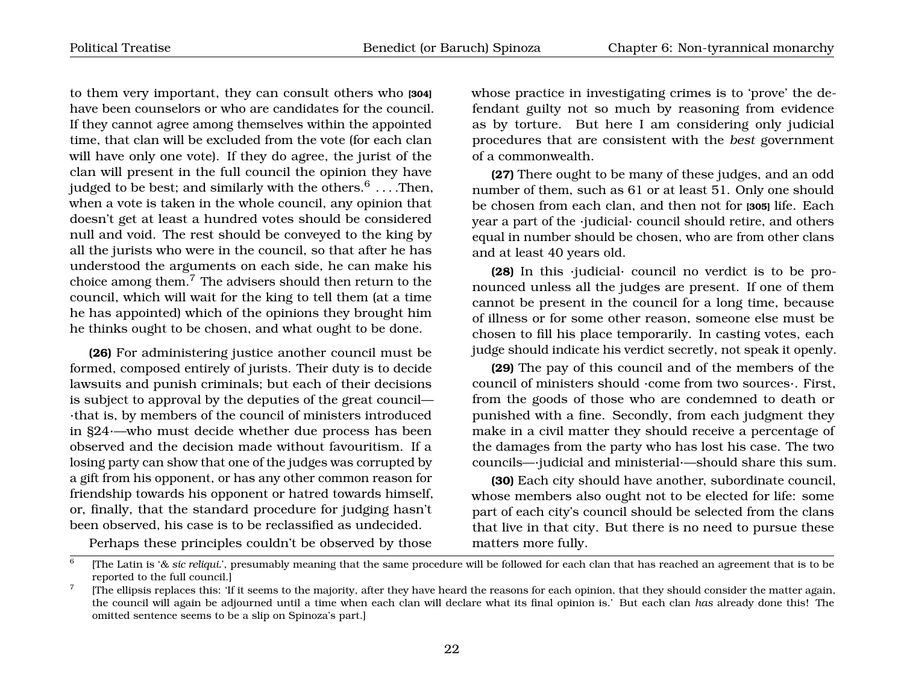to them very important, they can consult others who [304] have been counselors or who are candidates for the council. If they cannot agree among themselves within the appointed time, that clan will be excluded from the vote (for each clan will have only one vote). If they do agree, the jurist of the clan will present in the full council the opinion they have judged to be best; and similarly with the others.[6] . . . .Then, when a vote is taken in the whole council, any opinion that doesn't get at least a hundred votes should be considered null and void. The rest should be conveyed to the king by all the jurists who were in the council, so that after he has understood the arguments on each side, he can make his choice among them.[7] The advisers should then return to the council, which will wait for the king to tell them (at a time he has appointed) which of the opinions they brought him he thinks ought to be chosen, and what ought to be done.

**(26)** For administering justice another council must be formed, composed entirely of jurists. Their duty is to decide lawsuits and punish criminals; but each of their decisions is subject to approval by the deputies of the great council—·that is, by members of the council of ministers introduced in §24·—who must decide whether due process has been observed and the decision made without favouritism. If a losing party can show that one of the judges was corrupted by a gift from his opponent, or has any other common reason for friendship towards his opponent or hatred towards himself, or, finally, that the standard procedure for judging hasn't been observed, his case is to be reclassified as undecided.

Perhaps these principles couldn't be observed by those whose practice in investigating crimes is to 'prove' the defendant guilty not so much by reasoning from evidence as by torture. But here I am considering only judicial procedures that are consistent with the *best* government of a commonwealth.

**(27)** There ought to be many of these judges, and an odd number of them, such as 61 or at least 51. Only one should be chosen from each clan, and then not for [305] life. Each year a part of the ·judicial· council should retire, and others equal in number should be chosen, who are from other clans and at least 40 years old.

**(28)** In this ·judicial· council no verdict is to be pronounced unless all the judges are present. If one of them cannot be present in the council for a long time, because of illness or for some other reason, someone else must be chosen to fill his place temporarily. In casting votes, each judge should indicate his verdict secretly, not speak it openly.

**(29)** The pay of this council and of the members of the council of ministers should ·come from two sources·. First, from the goods of those who are condemned to death or punished with a fine. Secondly, from each judgment they make in a civil matter they should receive a percentage of the damages from the party who has lost his case. The two councils—·judicial and ministerial·—should share this sum.

**(30)** Each city should have another, subordinate council, whose members also ought not to be elected for life: some part of each city's council should be selected from the clans that live in that city. But there is no need to pursue these matters more fully.

---

[6] [The Latin is '*& sic reliqui.*', presumably meaning that the same procedure will be followed for each clan that has reached an agreement that is to be reported to the full council.]

[7] [The ellipsis replaces this: 'If it seems to the majority, after they have heard the reasons for each opinion, that they should consider the matter again, the council will again be adjourned until a time when each clan will declare what its final opinion is.' But each clan *has* already done this! The omitted sentence seems to be a slip on Spinoza's part.]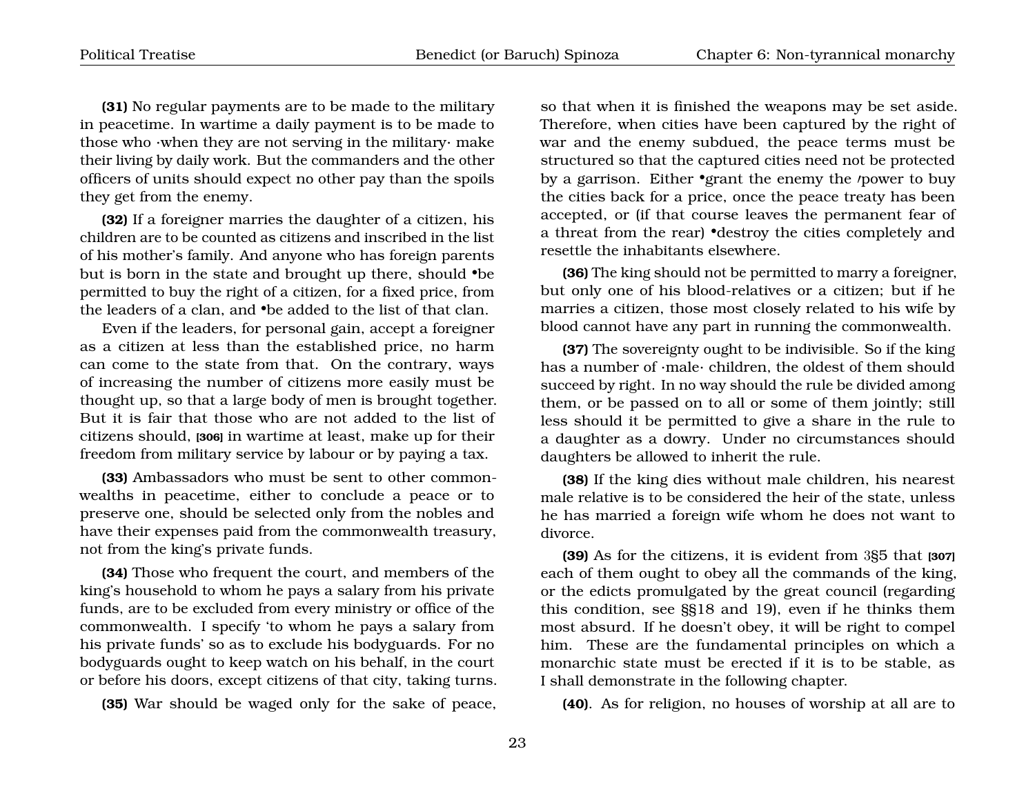**(31)** No regular payments are to be made to the military in peacetime. In wartime a daily payment is to be made to those who ·when they are not serving in the military· make their living by daily work. But the commanders and the other officers of units should expect no other pay than the spoils they get from the enemy.

**(32)** If a foreigner marries the daughter of a citizen, his children are to be counted as citizens and inscribed in the list of his mother's family. And anyone who has foreign parents but is born in the state and brought up there, should •be permitted to buy the right of a citizen, for a fixed price, from the leaders of a clan, and •be added to the list of that clan.

Even if the leaders, for personal gain, accept a foreigner as a citizen at less than the established price, no harm can come to the state from that. On the contrary, ways of increasing the number of citizens more easily must be thought up, so that a large body of men is brought together. But it is fair that those who are not added to the list of citizens should, **[306]** in wartime at least, make up for their freedom from military service by labour or by paying a tax.

**(33)** Ambassadors who must be sent to other commonwealths in peacetime, either to conclude a peace or to preserve one, should be selected only from the nobles and have their expenses paid from the commonwealth treasury, not from the king's private funds.

**(34)** Those who frequent the court, and members of the king's household to whom he pays a salary from his private funds, are to be excluded from every ministry or office of the commonwealth. I specify 'to whom he pays a salary from his private funds' so as to exclude his bodyguards. For no bodyguards ought to keep watch on his behalf, in the court or before his doors, except citizens of that city, taking turns.

**(35)** War should be waged only for the sake of peace, so that when it is finished the weapons may be set aside. Therefore, when cities have been captured by the right of war and the enemy subdued, the peace terms must be structured so that the captured cities need not be protected by a garrison. Either •grant the enemy the power to buy the cities back for a price, once the peace treaty has been accepted, or (if that course leaves the permanent fear of a threat from the rear) •destroy the cities completely and resettle the inhabitants elsewhere.

**(36)** The king should not be permitted to marry a foreigner, but only one of his blood-relatives or a citizen; but if he marries a citizen, those most closely related to his wife by blood cannot have any part in running the commonwealth.

**(37)** The sovereignty ought to be indivisible. So if the king has a number of ·male· children, the oldest of them should succeed by right. In no way should the rule be divided among them, or be passed on to all or some of them jointly; still less should it be permitted to give a share in the rule to a daughter as a dowry. Under no circumstances should daughters be allowed to inherit the rule.

**(38)** If the king dies without male children, his nearest male relative is to be considered the heir of the state, unless he has married a foreign wife whom he does not want to divorce.

**(39)** As for the citizens, it is evident from 3§5 that **[307]** each of them ought to obey all the commands of the king, or the edicts promulgated by the great council (regarding this condition, see §§18 and 19), even if he thinks them most absurd. If he doesn't obey, it will be right to compel him. These are the fundamental principles on which a monarchic state must be erected if it is to be stable, as I shall demonstrate in the following chapter.

**(40)**. As for religion, no houses of worship at all are to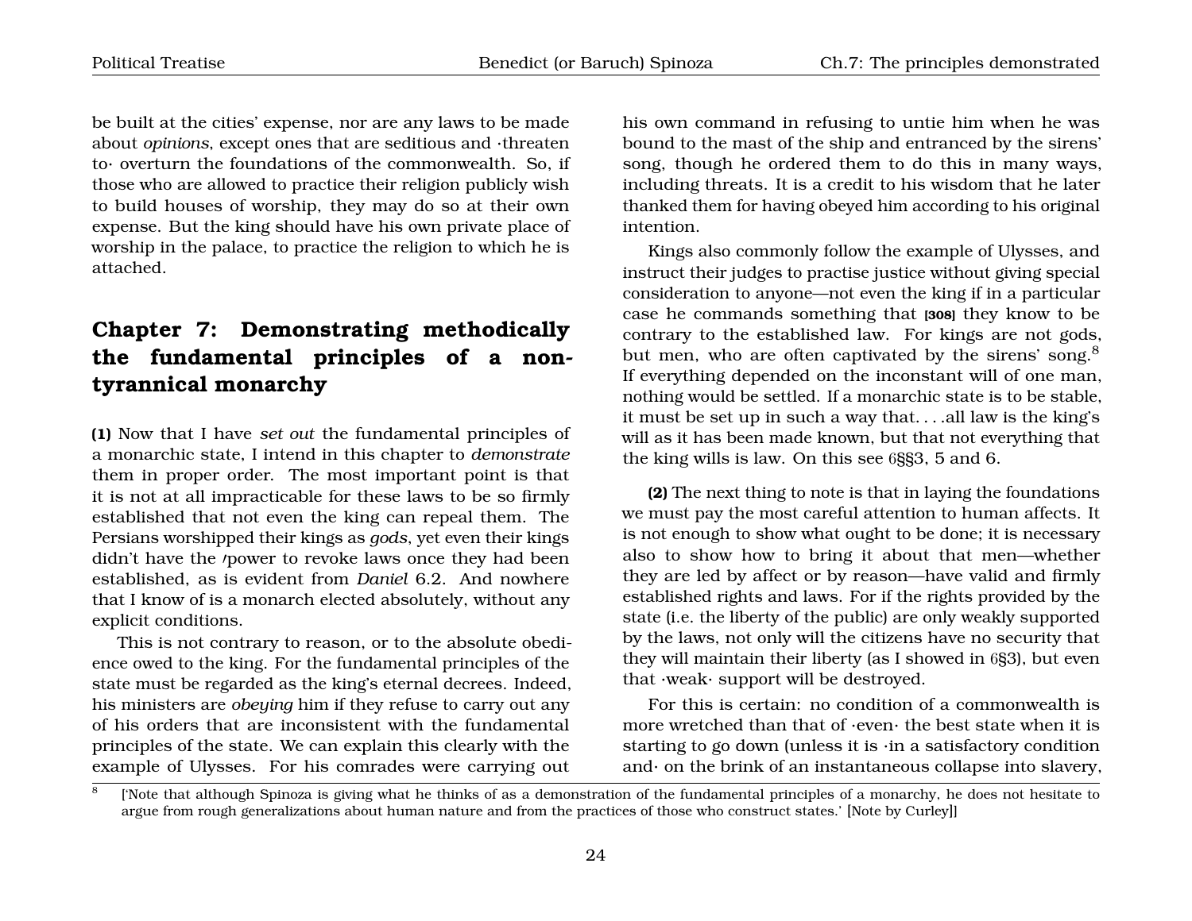be built at the cities' expense, nor are any laws to be made about *opinions*, except ones that are seditious and ·threaten to· overturn the foundations of the commonwealth. So, if those who are allowed to practice their religion publicly wish to build houses of worship, they may do so at their own expense. But the king should have his own private place of worship in the palace, to practice the religion to which he is attached.

## Chapter 7: Demonstrating methodically the fundamental principles of a non-tyrannical monarchy

**(1)** Now that I have *set out* the fundamental principles of a monarchic state, I intend in this chapter to *demonstrate* them in proper order. The most important point is that it is not at all impracticable for these laws to be so firmly established that not even the king can repeal them. The Persians worshipped their kings as *gods*, yet even their kings didn't have the power to revoke laws once they had been established, as is evident from *Daniel* 6.2. And nowhere that I know of is a monarch elected absolutely, without any explicit conditions.

This is not contrary to reason, or to the absolute obedience owed to the king. For the fundamental principles of the state must be regarded as the king's eternal decrees. Indeed, his ministers are *obeying* him if they refuse to carry out any of his orders that are inconsistent with the fundamental principles of the state. We can explain this clearly with the example of Ulysses. For his comrades were carrying out his own command in refusing to untie him when he was bound to the mast of the ship and entranced by the sirens' song, though he ordered them to do this in many ways, including threats. It is a credit to his wisdom that he later thanked them for having obeyed him according to his original intention.

Kings also commonly follow the example of Ulysses, and instruct their judges to practise justice without giving special consideration to anyone—not even the king if in a particular case he commands something that [308] they know to be contrary to the established law. For kings are not gods, but men, who are often captivated by the sirens' song.[8] If everything depended on the inconstant will of one man, nothing would be settled. If a monarchic state is to be stable, it must be set up in such a way that. . . .all law is the king's will as it has been made known, but that not everything that the king wills is law. On this see 6§§3, 5 and 6.

**(2)** The next thing to note is that in laying the foundations we must pay the most careful attention to human affects. It is not enough to show what ought to be done; it is necessary also to show how to bring it about that men—whether they are led by affect or by reason—have valid and firmly established rights and laws. For if the rights provided by the state (i.e. the liberty of the public) are only weakly supported by the laws, not only will the citizens have no security that they will maintain their liberty (as I showed in 6§3), but even that ·weak· support will be destroyed.

For this is certain: no condition of a commonwealth is more wretched than that of ·even· the best state when it is starting to go down (unless it is ·in a satisfactory condition and· on the brink of an instantaneous collapse into slavery,

[8] ['Note that although Spinoza is giving what he thinks of as a demonstration of the fundamental principles of a monarchy, he does not hesitate to argue from rough generalizations about human nature and from the practices of those who construct states.' [Note by Curley]]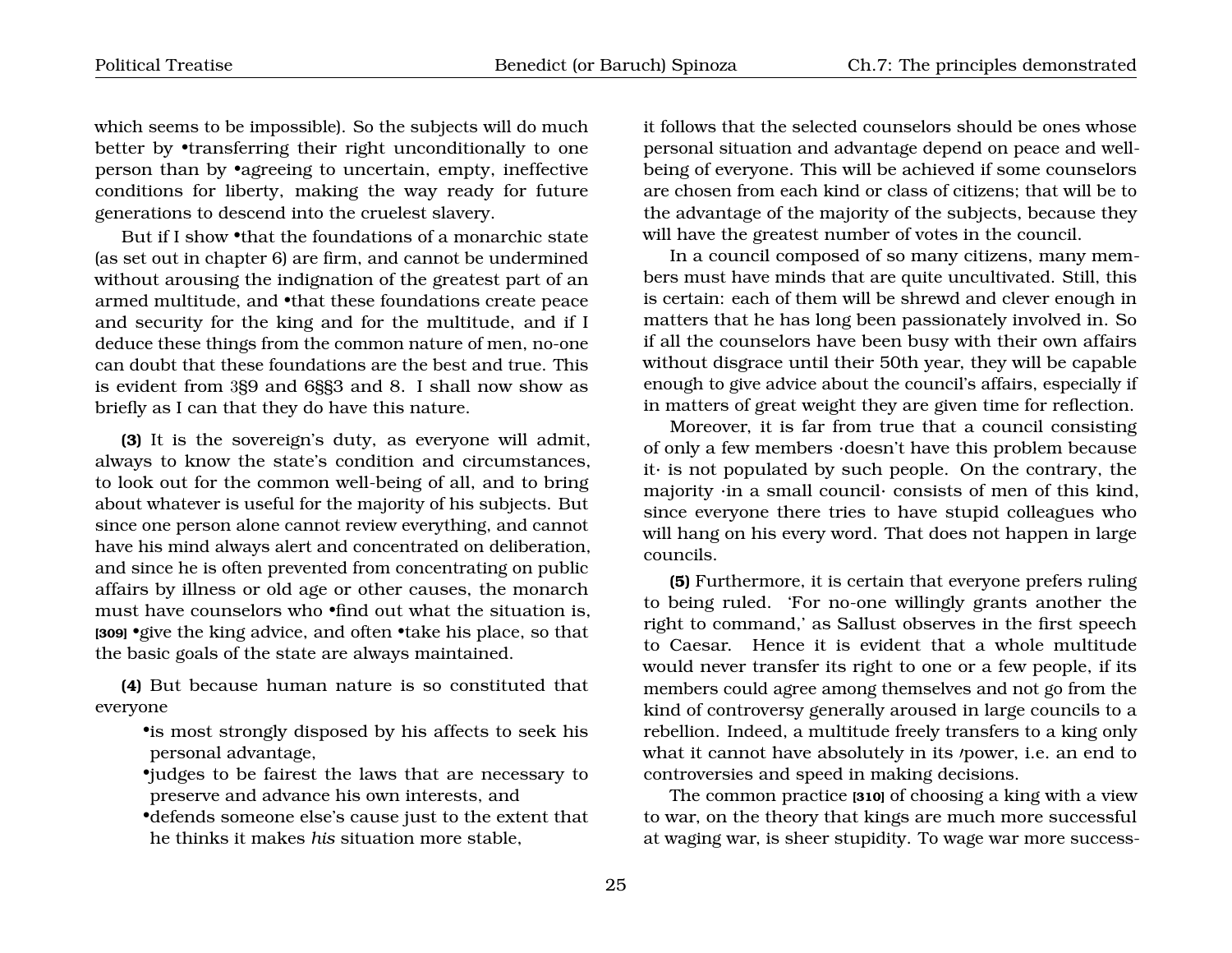which seems to be impossible). So the subjects will do much better by •transferring their right unconditionally to one person than by •agreeing to uncertain, empty, ineffective conditions for liberty, making the way ready for future generations to descend into the cruelest slavery.

But if I show •that the foundations of a monarchic state (as set out in chapter 6) are firm, and cannot be undermined without arousing the indignation of the greatest part of an armed multitude, and •that these foundations create peace and security for the king and for the multitude, and if I deduce these things from the common nature of men, no-one can doubt that these foundations are the best and true. This is evident from 3§9 and 6§§3 and 8. I shall now show as briefly as I can that they do have this nature.

**(3)** It is the sovereign's duty, as everyone will admit, always to know the state's condition and circumstances, to look out for the common well-being of all, and to bring about whatever is useful for the majority of his subjects. But since one person alone cannot review everything, and cannot have his mind always alert and concentrated on deliberation, and since he is often prevented from concentrating on public affairs by illness or old age or other causes, the monarch must have counselors who •find out what the situation is, **[309]** •give the king advice, and often •take his place, so that the basic goals of the state are always maintained.

**(4)** But because human nature is so constituted that everyone

- •is most strongly disposed by his affects to seek his personal advantage,
- •judges to be fairest the laws that are necessary to preserve and advance his own interests, and
- •defends someone else's cause just to the extent that he thinks it makes *his* situation more stable,

it follows that the selected counselors should be ones whose personal situation and advantage depend on peace and well-being of everyone. This will be achieved if some counselors are chosen from each kind or class of citizens; that will be to the advantage of the majority of the subjects, because they will have the greatest number of votes in the council.

In a council composed of so many citizens, many members must have minds that are quite uncultivated. Still, this is certain: each of them will be shrewd and clever enough in matters that he has long been passionately involved in. So if all the counselors have been busy with their own affairs without disgrace until their 50th year, they will be capable enough to give advice about the council's affairs, especially if in matters of great weight they are given time for reflection.

Moreover, it is far from true that a council consisting of only a few members ·doesn't have this problem because it· is not populated by such people. On the contrary, the majority ·in a small council· consists of men of this kind, since everyone there tries to have stupid colleagues who will hang on his every word. That does not happen in large councils.

**(5)** Furthermore, it is certain that everyone prefers ruling to being ruled. 'For no-one willingly grants another the right to command,' as Sallust observes in the first speech to Caesar. Hence it is evident that a whole multitude would never transfer its right to one or a few people, if its members could agree among themselves and not go from the kind of controversy generally aroused in large councils to a rebellion. Indeed, a multitude freely transfers to a king only what it cannot have absolutely in its power, i.e. an end to controversies and speed in making decisions.

The common practice **[310]** of choosing a king with a view to war, on the theory that kings are much more successful at waging war, is sheer stupidity. To wage war more success-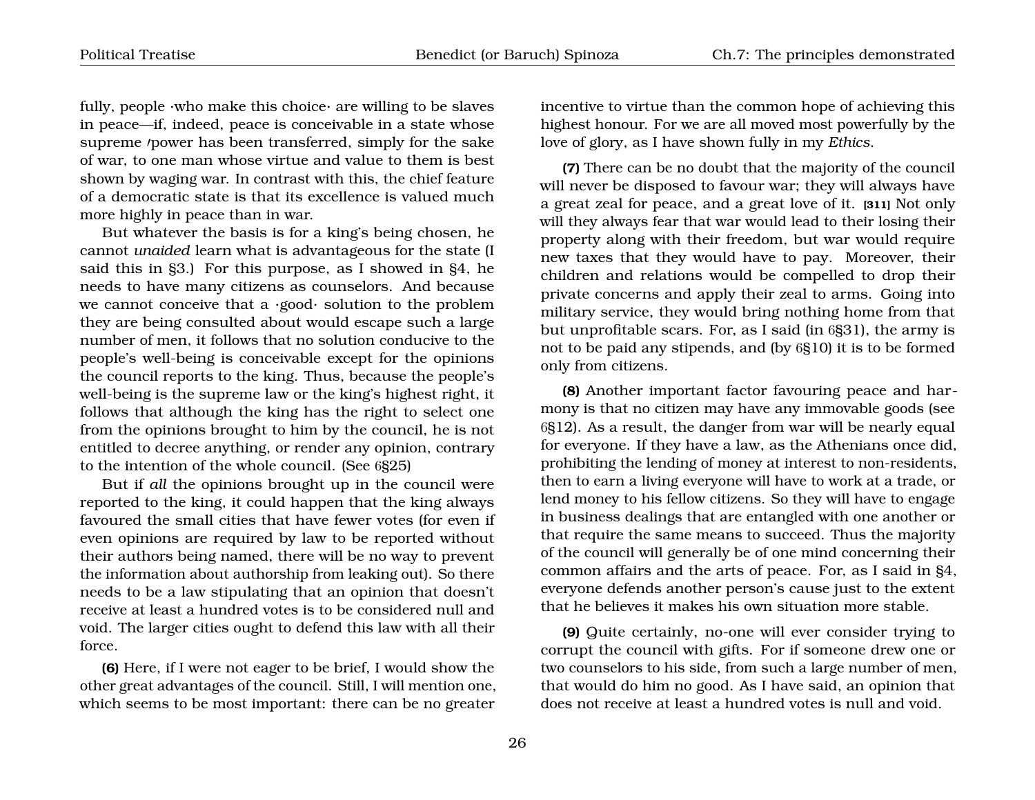fully, people ·who make this choice· are willing to be slaves in peace—if, indeed, peace is conceivable in a state whose supreme ⁄power has been transferred, simply for the sake of war, to one man whose virtue and value to them is best shown by waging war. In contrast with this, the chief feature of a democratic state is that its excellence is valued much more highly in peace than in war.

But whatever the basis is for a king's being chosen, he cannot *unaided* learn what is advantageous for the state (I said this in §3.) For this purpose, as I showed in §4, he needs to have many citizens as counselors. And because we cannot conceive that a ·good· solution to the problem they are being consulted about would escape such a large number of men, it follows that no solution conducive to the people's well-being is conceivable except for the opinions the council reports to the king. Thus, because the people's well-being is the supreme law or the king's highest right, it follows that although the king has the right to select one from the opinions brought to him by the council, he is not entitled to decree anything, or render any opinion, contrary to the intention of the whole council. (See 6§25)

But if *all* the opinions brought up in the council were reported to the king, it could happen that the king always favoured the small cities that have fewer votes (for even if even opinions are required by law to be reported without their authors being named, there will be no way to prevent the information about authorship from leaking out). So there needs to be a law stipulating that an opinion that doesn't receive at least a hundred votes is to be considered null and void. The larger cities ought to defend this law with all their force.

**(6)** Here, if I were not eager to be brief, I would show the other great advantages of the council. Still, I will mention one, which seems to be most important: there can be no greater incentive to virtue than the common hope of achieving this highest honour. For we are all moved most powerfully by the love of glory, as I have shown fully in my *Ethics*.

**(7)** There can be no doubt that the majority of the council will never be disposed to favour war; they will always have a great zeal for peace, and a great love of it. **[311]** Not only will they always fear that war would lead to their losing their property along with their freedom, but war would require new taxes that they would have to pay. Moreover, their children and relations would be compelled to drop their private concerns and apply their zeal to arms. Going into military service, they would bring nothing home from that but unprofitable scars. For, as I said (in 6§31), the army is not to be paid any stipends, and (by 6§10) it is to be formed only from citizens.

**(8)** Another important factor favouring peace and harmony is that no citizen may have any immovable goods (see 6§12). As a result, the danger from war will be nearly equal for everyone. If they have a law, as the Athenians once did, prohibiting the lending of money at interest to non-residents, then to earn a living everyone will have to work at a trade, or lend money to his fellow citizens. So they will have to engage in business dealings that are entangled with one another or that require the same means to succeed. Thus the majority of the council will generally be of one mind concerning their common affairs and the arts of peace. For, as I said in §4, everyone defends another person's cause just to the extent that he believes it makes his own situation more stable.

**(9)** Quite certainly, no-one will ever consider trying to corrupt the council with gifts. For if someone drew one or two counselors to his side, from such a large number of men, that would do him no good. As I have said, an opinion that does not receive at least a hundred votes is null and void.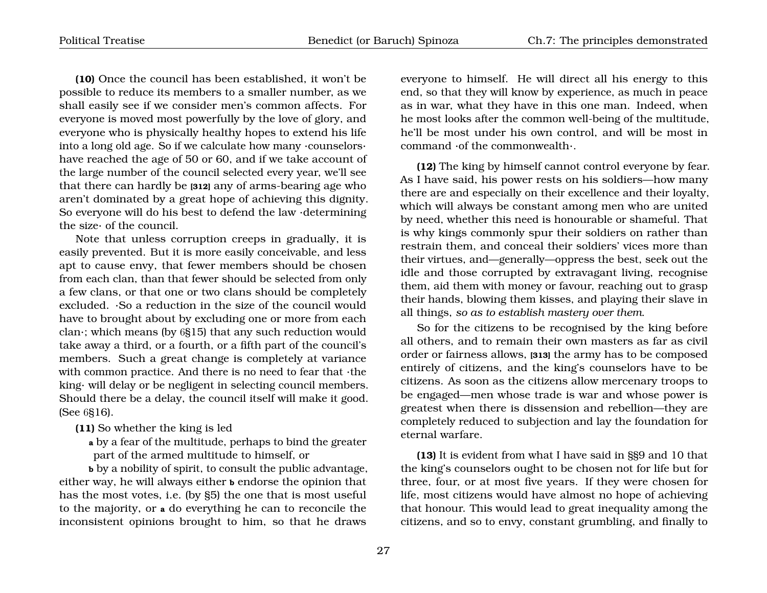**(10)** Once the council has been established, it won't be possible to reduce its members to a smaller number, as we shall easily see if we consider men's common affects. For everyone is moved most powerfully by the love of glory, and everyone who is physically healthy hopes to extend his life into a long old age. So if we calculate how many ·counselors· have reached the age of 50 or 60, and if we take account of the large number of the council selected every year, we'll see that there can hardly be **[312]** any of arms-bearing age who aren't dominated by a great hope of achieving this dignity. So everyone will do his best to defend the law ·determining the size· of the council.

Note that unless corruption creeps in gradually, it is easily prevented. But it is more easily conceivable, and less apt to cause envy, that fewer members should be chosen from each clan, than that fewer should be selected from only a few clans, or that one or two clans should be completely excluded. ·So a reduction in the size of the council would have to brought about by excluding one or more from each clan·; which means (by 6§15) that any such reduction would take away a third, or a fourth, or a fifth part of the council's members. Such a great change is completely at variance with common practice. And there is no need to fear that ·the king· will delay or be negligent in selecting council members. Should there be a delay, the council itself will make it good. (See 6§16).

**(11)** So whether the king is led

**a** by a fear of the multitude, perhaps to bind the greater part of the armed multitude to himself, or

**b** by a nobility of spirit, to consult the public advantage,

either way, he will always either **b** endorse the opinion that has the most votes, i.e. (by §5) the one that is most useful to the majority, or **a** do everything he can to reconcile the inconsistent opinions brought to him, so that he draws everyone to himself. He will direct all his energy to this end, so that they will know by experience, as much in peace as in war, what they have in this one man. Indeed, when he most looks after the common well-being of the multitude, he'll be most under his own control, and will be most in command ·of the commonwealth·.

**(12)** The king by himself cannot control everyone by fear. As I have said, his power rests on his soldiers—how many there are and especially on their excellence and their loyalty, which will always be constant among men who are united by need, whether this need is honourable or shameful. That is why kings commonly spur their soldiers on rather than restrain them, and conceal their soldiers' vices more than their virtues, and—generally—oppress the best, seek out the idle and those corrupted by extravagant living, recognise them, aid them with money or favour, reaching out to grasp their hands, blowing them kisses, and playing their slave in all things, *so as to establish mastery over them.*

So for the citizens to be recognised by the king before all others, and to remain their own masters as far as civil order or fairness allows, **[313]** the army has to be composed entirely of citizens, and the king's counselors have to be citizens. As soon as the citizens allow mercenary troops to be engaged—men whose trade is war and whose power is greatest when there is dissension and rebellion—they are completely reduced to subjection and lay the foundation for eternal warfare.

**(13)** It is evident from what I have said in §§9 and 10 that the king's counselors ought to be chosen not for life but for three, four, or at most five years. If they were chosen for life, most citizens would have almost no hope of achieving that honour. This would lead to great inequality among the citizens, and so to envy, constant grumbling, and finally to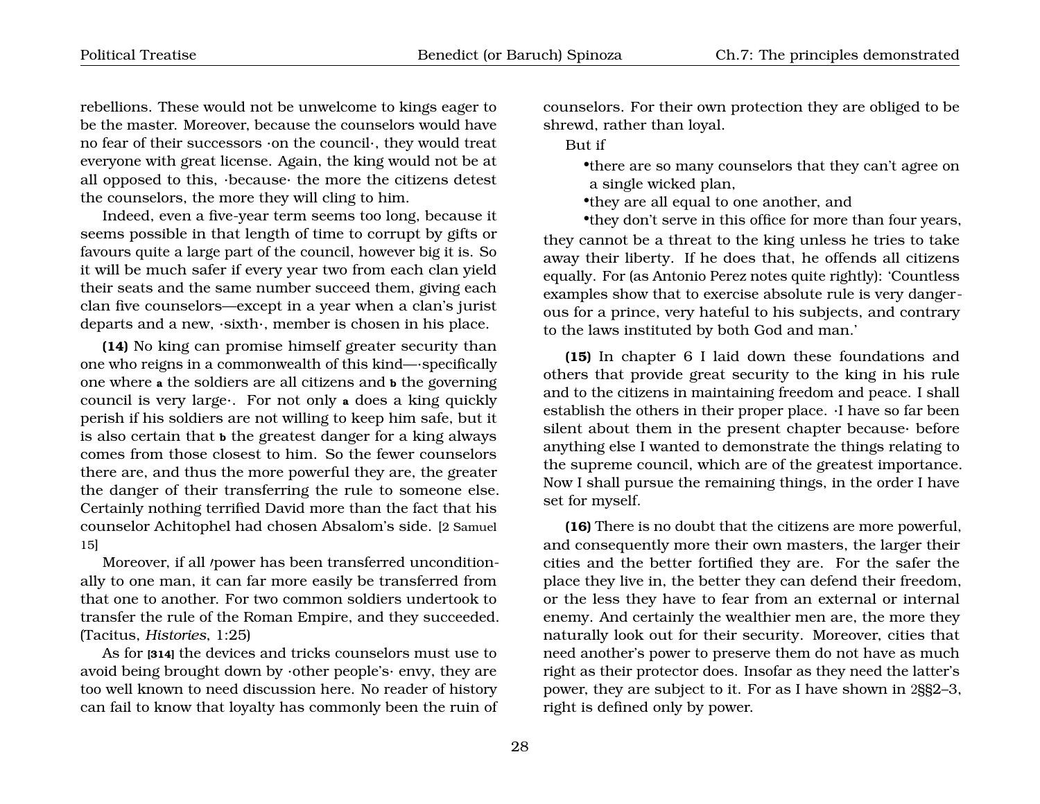rebellions. These would not be unwelcome to kings eager to be the master. Moreover, because the counselors would have no fear of their successors ·on the council·, they would treat everyone with great license. Again, the king would not be at all opposed to this, ·because· the more the citizens detest the counselors, the more they will cling to him.

Indeed, even a five-year term seems too long, because it seems possible in that length of time to corrupt by gifts or favours quite a large part of the council, however big it is. So it will be much safer if every year two from each clan yield their seats and the same number succeed them, giving each clan five counselors—except in a year when a clan's jurist departs and a new, ·sixth·, member is chosen in his place.

**(14)** No king can promise himself greater security than one who reigns in a commonwealth of this kind—·specifically one where **a** the soldiers are all citizens and **b** the governing council is very large·. For not only **a** does a king quickly perish if his soldiers are not willing to keep him safe, but it is also certain that **b** the greatest danger for a king always comes from those closest to him. So the fewer counselors there are, and thus the more powerful they are, the greater the danger of their transferring the rule to someone else. Certainly nothing terrified David more than the fact that his counselor Achitophel had chosen Absalom's side. [2 Samuel 15]

Moreover, if all ⌜power has been transferred unconditionally to one man, it can far more easily be transferred from that one to another. For two common soldiers undertook to transfer the rule of the Roman Empire, and they succeeded. (Tacitus, *Histories*, 1:25)

As for **[314]** the devices and tricks counselors must use to avoid being brought down by ·other people's· envy, they are too well known to need discussion here. No reader of history can fail to know that loyalty has commonly been the ruin of counselors. For their own protection they are obliged to be shrewd, rather than loyal.

But if

- there are so many counselors that they can't agree on a single wicked plan,
- they are all equal to one another, and
- they don't serve in this office for more than four years,

they cannot be a threat to the king unless he tries to take away their liberty. If he does that, he offends all citizens equally. For (as Antonio Perez notes quite rightly): 'Countless examples show that to exercise absolute rule is very dangerous for a prince, very hateful to his subjects, and contrary to the laws instituted by both God and man.'

**(15)** In chapter 6 I laid down these foundations and others that provide great security to the king in his rule and to the citizens in maintaining freedom and peace. I shall establish the others in their proper place. ·I have so far been silent about them in the present chapter because· before anything else I wanted to demonstrate the things relating to the supreme council, which are of the greatest importance. Now I shall pursue the remaining things, in the order I have set for myself.

**(16)** There is no doubt that the citizens are more powerful, and consequently more their own masters, the larger their cities and the better fortified they are. For the safer the place they live in, the better they can defend their freedom, or the less they have to fear from an external or internal enemy. And certainly the wealthier men are, the more they naturally look out for their security. Moreover, cities that need another's power to preserve them do not have as much right as their protector does. Insofar as they need the latter's power, they are subject to it. For as I have shown in 2§§2–3, right is defined only by power.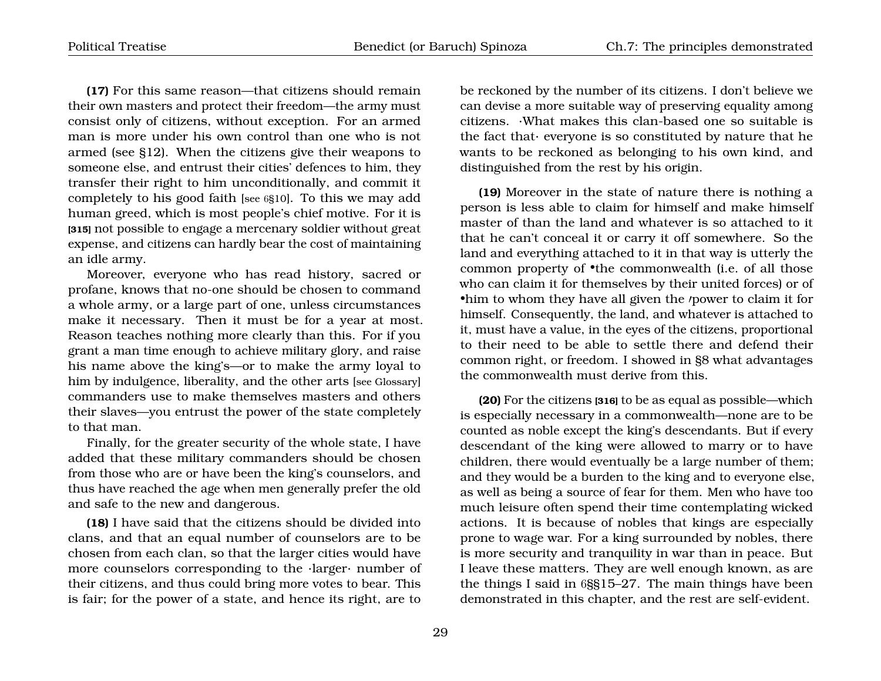**(17)** For this same reason—that citizens should remain their own masters and protect their freedom—the army must consist only of citizens, without exception. For an armed man is more under his own control than one who is not armed (see §12). When the citizens give their weapons to someone else, and entrust their cities' defences to him, they transfer their right to him unconditionally, and commit it completely to his good faith [see 6§10]. To this we may add human greed, which is most people's chief motive. For it is **[315]** not possible to engage a mercenary soldier without great expense, and citizens can hardly bear the cost of maintaining an idle army.

Moreover, everyone who has read history, sacred or profane, knows that no-one should be chosen to command a whole army, or a large part of one, unless circumstances make it necessary. Then it must be for a year at most. Reason teaches nothing more clearly than this. For if you grant a man time enough to achieve military glory, and raise his name above the king's—or to make the army loyal to him by indulgence, liberality, and the other arts [see Glossary] commanders use to make themselves masters and others their slaves—you entrust the power of the state completely to that man.

Finally, for the greater security of the whole state, I have added that these military commanders should be chosen from those who are or have been the king's counselors, and thus have reached the age when men generally prefer the old and safe to the new and dangerous.

**(18)** I have said that the citizens should be divided into clans, and that an equal number of counselors are to be chosen from each clan, so that the larger cities would have more counselors corresponding to the ·larger· number of their citizens, and thus could bring more votes to bear. This is fair; for the power of a state, and hence its right, are to be reckoned by the number of its citizens. I don't believe we can devise a more suitable way of preserving equality among citizens. ·What makes this clan-based one so suitable is the fact that· everyone is so constituted by nature that he wants to be reckoned as belonging to his own kind, and distinguished from the rest by his origin.

**(19)** Moreover in the state of nature there is nothing a person is less able to claim for himself and make himself master of than the land and whatever is so attached to it that he can't conceal it or carry it off somewhere. So the land and everything attached to it in that way is utterly the common property of •the commonwealth (i.e. of all those who can claim it for themselves by their united forces) or of •him to whom they have all given the /power to claim it for himself. Consequently, the land, and whatever is attached to it, must have a value, in the eyes of the citizens, proportional to their need to be able to settle there and defend their common right, or freedom. I showed in §8 what advantages the commonwealth must derive from this.

**(20)** For the citizens **[316]** to be as equal as possible—which is especially necessary in a commonwealth—none are to be counted as noble except the king's descendants. But if every descendant of the king were allowed to marry or to have children, there would eventually be a large number of them; and they would be a burden to the king and to everyone else, as well as being a source of fear for them. Men who have too much leisure often spend their time contemplating wicked actions. It is because of nobles that kings are especially prone to wage war. For a king surrounded by nobles, there is more security and tranquility in war than in peace. But I leave these matters. They are well enough known, as are the things I said in 6§§15–27. The main things have been demonstrated in this chapter, and the rest are self-evident.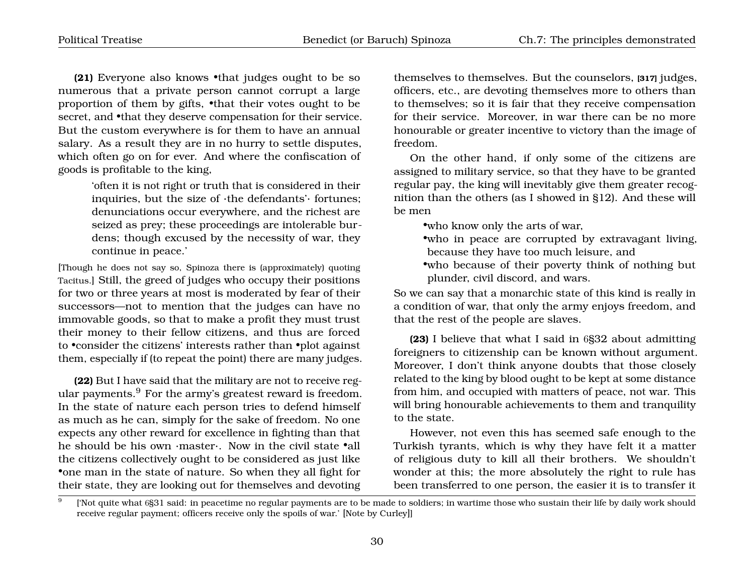**(21)** Everyone also knows •that judges ought to be so numerous that a private person cannot corrupt a large proportion of them by gifts, •that their votes ought to be secret, and •that they deserve compensation for their service. But the custom everywhere is for them to have an annual salary. As a result they are in no hurry to settle disputes, which often go on for ever. And where the confiscation of goods is profitable to the king,

> 'often it is not right or truth that is considered in their inquiries, but the size of ·the defendants'· fortunes; denunciations occur everywhere, and the richest are seized as prey; these proceedings are intolerable burdens; though excused by the necessity of war, they continue in peace.'

[Though he does not say so, Spinoza there is (approximately) quoting Tacitus.] Still, the greed of judges who occupy their positions for two or three years at most is moderated by fear of their successors—not to mention that the judges can have no immovable goods, so that to make a profit they must trust their money to their fellow citizens, and thus are forced to •consider the citizens' interests rather than •plot against them, especially if (to repeat the point) there are many judges.

**(22)** But I have said that the military are not to receive regular payments.[9] For the army's greatest reward is freedom. In the state of nature each person tries to defend himself as much as he can, simply for the sake of freedom. No one expects any other reward for excellence in fighting than that he should be his own ·master·. Now in the civil state •all the citizens collectively ought to be considered as just like •one man in the state of nature. So when they all fight for their state, they are looking out for themselves and devoting themselves to themselves. But the counselors, [317] judges, officers, etc., are devoting themselves more to others than to themselves; so it is fair that they receive compensation for their service. Moreover, in war there can be no more honourable or greater incentive to victory than the image of freedom.

On the other hand, if only some of the citizens are assigned to military service, so that they have to be granted regular pay, the king will inevitably give them greater recognition than the others (as I showed in §12). And these will be men

- •who know only the arts of war,
- •who in peace are corrupted by extravagant living, because they have too much leisure, and
- •who because of their poverty think of nothing but plunder, civil discord, and wars.

So we can say that a monarchic state of this kind is really in a condition of war, that only the army enjoys freedom, and that the rest of the people are slaves.

**(23)** I believe that what I said in 6§32 about admitting foreigners to citizenship can be known without argument. Moreover, I don't think anyone doubts that those closely related to the king by blood ought to be kept at some distance from him, and occupied with matters of peace, not war. This will bring honourable achievements to them and tranquility to the state.

However, not even this has seemed safe enough to the Turkish tyrants, which is why they have felt it a matter of religious duty to kill all their brothers. We shouldn't wonder at this; the more absolutely the right to rule has been transferred to one person, the easier it is to transfer it

---

[9] ['Not quite what 6§31 said: in peacetime no regular payments are to be made to soldiers; in wartime those who sustain their life by daily work should receive regular payment; officers receive only the spoils of war.' [Note by Curley]]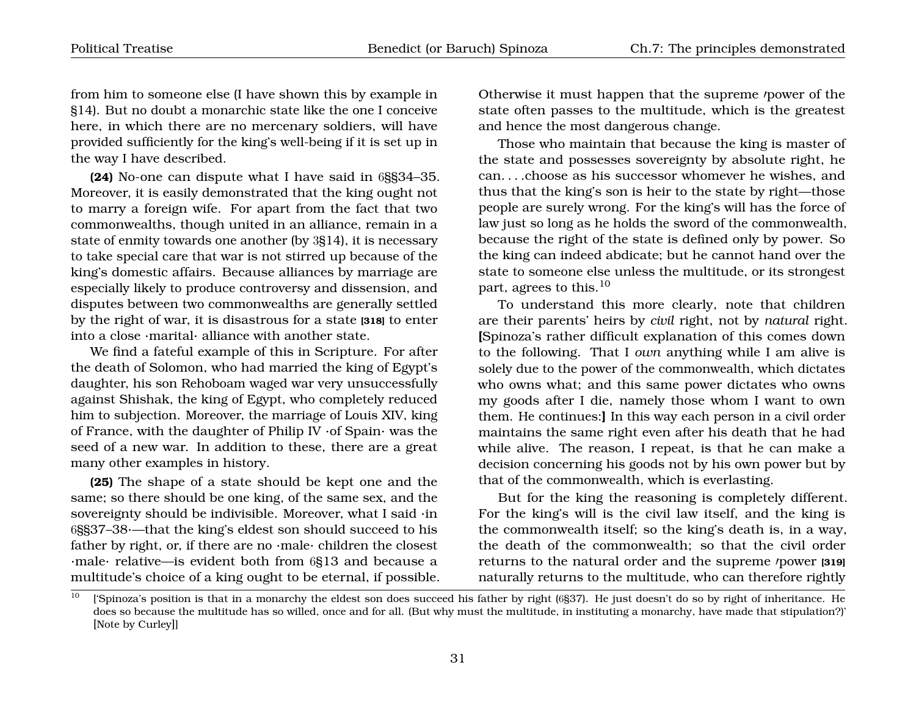from him to someone else (I have shown this by example in §14). But no doubt a monarchic state like the one I conceive here, in which there are no mercenary soldiers, will have provided sufficiently for the king's well-being if it is set up in the way I have described.

**(24)** No-one can dispute what I have said in 6§§34–35. Moreover, it is easily demonstrated that the king ought not to marry a foreign wife. For apart from the fact that two commonwealths, though united in an alliance, remain in a state of enmity towards one another (by 3§14), it is necessary to take special care that war is not stirred up because of the king's domestic affairs. Because alliances by marriage are especially likely to produce controversy and dissension, and disputes between two commonwealths are generally settled by the right of war, it is disastrous for a state **[318]** to enter into a close ·marital· alliance with another state.

We find a fateful example of this in Scripture. For after the death of Solomon, who had married the king of Egypt's daughter, his son Rehoboam waged war very unsuccessfully against Shishak, the king of Egypt, who completely reduced him to subjection. Moreover, the marriage of Louis XIV, king of France, with the daughter of Philip IV ·of Spain· was the seed of a new war. In addition to these, there are a great many other examples in history.

**(25)** The shape of a state should be kept one and the same; so there should be one king, of the same sex, and the sovereignty should be indivisible. Moreover, what I said ·in 6§§37–38·—that the king's eldest son should succeed to his father by right, or, if there are no ·male· children the closest ·male· relative—is evident both from 6§13 and because a multitude's choice of a king ought to be eternal, if possible. Otherwise it must happen that the supreme /power of the state often passes to the multitude, which is the greatest and hence the most dangerous change.

Those who maintain that because the king is master of the state and possesses sovereignty by absolute right, he can. . . .choose as his successor whomever he wishes, and thus that the king's son is heir to the state by right—those people are surely wrong. For the king's will has the force of law just so long as he holds the sword of the commonwealth, because the right of the state is defined only by power. So the king can indeed abdicate; but he cannot hand over the state to someone else unless the multitude, or its strongest part, agrees to this.[10]

To understand this more clearly, note that children are their parents' heirs by *civil* right, not by *natural* right. **[**Spinoza's rather difficult explanation of this comes down to the following. That I *own* anything while I am alive is solely due to the power of the commonwealth, which dictates who owns what; and this same power dictates who owns my goods after I die, namely those whom I want to own them. He continues:**]** In this way each person in a civil order maintains the same right even after his death that he had while alive. The reason, I repeat, is that he can make a decision concerning his goods not by his own power but by that of the commonwealth, which is everlasting.

But for the king the reasoning is completely different. For the king's will is the civil law itself, and the king is the commonwealth itself; so the king's death is, in a way, the death of the commonwealth; so that the civil order returns to the natural order and the supreme /power **[319]** naturally returns to the multitude, who can therefore rightly

---

[10] ['Spinoza's position is that in a monarchy the eldest son does succeed his father by right (6§37). He just doesn't do so by right of inheritance. He does so because the multitude has so willed, once and for all. (But why must the multitude, in instituting a monarchy, have made that stipulation?)' [Note by Curley]]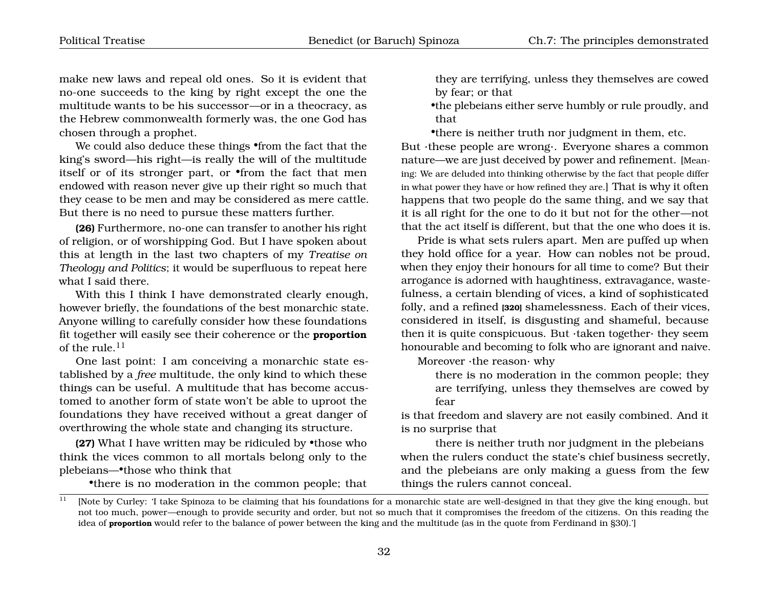make new laws and repeal old ones. So it is evident that no-one succeeds to the king by right except the one the multitude wants to be his successor—or in a theocracy, as the Hebrew commonwealth formerly was, the one God has chosen through a prophet.

We could also deduce these things •from the fact that the king's sword—his right—is really the will of the multitude itself or of its stronger part, or •from the fact that men endowed with reason never give up their right so much that they cease to be men and may be considered as mere cattle. But there is no need to pursue these matters further.

**(26)** Furthermore, no-one can transfer to another his right of religion, or of worshipping God. But I have spoken about this at length in the last two chapters of my *Treatise on Theology and Politics*; it would be superfluous to repeat here what I said there.

With this I think I have demonstrated clearly enough, however briefly, the foundations of the best monarchic state. Anyone willing to carefully consider how these foundations fit together will easily see their coherence or the **proportion** of the rule.[11]

One last point: I am conceiving a monarchic state established by a *free* multitude, the only kind to which these things can be useful. A multitude that has become accustomed to another form of state won't be able to uproot the foundations they have received without a great danger of overthrowing the whole state and changing its structure.

**(27)** What I have written may be ridiculed by •those who think the vices common to all mortals belong only to the plebeians—•those who think that

> •there is no moderation in the common people; that they are terrifying, unless they themselves are cowed by fear; or that
>
> •the plebeians either serve humbly or rule proudly, and that
>
> •there is neither truth nor judgment in them, etc.

But ·these people are wrong·. Everyone shares a common nature—we are just deceived by power and refinement. [Meaning: We are deluded into thinking otherwise by the fact that people differ in what power they have or how refined they are.] That is why it often happens that two people do the same thing, and we say that it is all right for the one to do it but not for the other—not that the act itself is different, but that the one who does it is.

Pride is what sets rulers apart. Men are puffed up when they hold office for a year. How can nobles not be proud, when they enjoy their honours for all time to come? But their arrogance is adorned with haughtiness, extravagance, wastefulness, a certain blending of vices, a kind of sophisticated folly, and a refined **[320]** shamelessness. Each of their vices, considered in itself, is disgusting and shameful, because then it is quite conspicuous. But ·taken together· they seem honourable and becoming to folk who are ignorant and naive.

Moreover ·the reason· why

> there is no moderation in the common people; they are terrifying, unless they themselves are cowed by fear

is that freedom and slavery are not easily combined. And it is no surprise that

> there is neither truth nor judgment in the plebeians

when the rulers conduct the state's chief business secretly, and the plebeians are only making a guess from the few things the rulers cannot conceal.

---

[11] [Note by Curley: 'I take Spinoza to be claiming that his foundations for a monarchic state are well-designed in that they give the king enough, but not too much, power—enough to provide security and order, but not so much that it compromises the freedom of the citizens. On this reading the idea of **proportion** would refer to the balance of power between the king and the multitude (as in the quote from Ferdinand in §30).']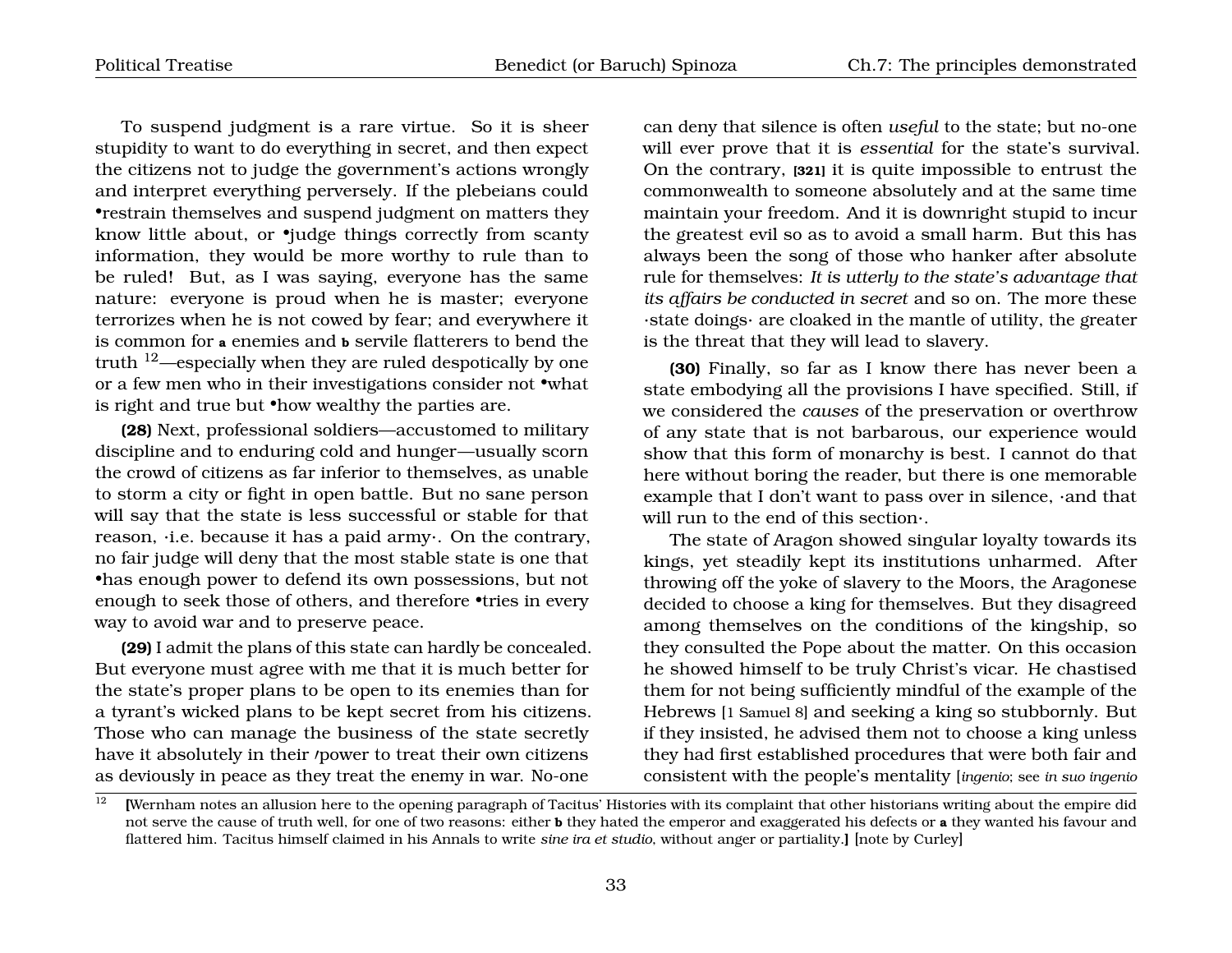To suspend judgment is a rare virtue. So it is sheer stupidity to want to do everything in secret, and then expect the citizens not to judge the government's actions wrongly and interpret everything perversely. If the plebeians could •restrain themselves and suspend judgment on matters they know little about, or •judge things correctly from scanty information, they would be more worthy to rule than to be ruled! But, as I was saying, everyone has the same nature: everyone is proud when he is master; everyone terrorizes when he is not cowed by fear; and everywhere it is common for **a** enemies and **b** servile flatterers to bend the truth [12]—especially when they are ruled despotically by one or a few men who in their investigations consider not •what is right and true but •how wealthy the parties are.

**(28)** Next, professional soldiers—accustomed to military discipline and to enduring cold and hunger—usually scorn the crowd of citizens as far inferior to themselves, as unable to storm a city or fight in open battle. But no sane person will say that the state is less successful or stable for that reason, ·i.e. because it has a paid army·. On the contrary, no fair judge will deny that the most stable state is one that •has enough power to defend its own possessions, but not enough to seek those of others, and therefore •tries in every way to avoid war and to preserve peace.

**(29)** I admit the plans of this state can hardly be concealed. But everyone must agree with me that it is much better for the state's proper plans to be open to its enemies than for a tyrant's wicked plans to be kept secret from his citizens. Those who can manage the business of the state secretly have it absolutely in their /power to treat their own citizens as deviously in peace as they treat the enemy in war. No-one can deny that silence is often *useful* to the state; but no-one will ever prove that it is *essential* for the state's survival. On the contrary, **[321]** it is quite impossible to entrust the commonwealth to someone absolutely and at the same time maintain your freedom. And it is downright stupid to incur the greatest evil so as to avoid a small harm. But this has always been the song of those who hanker after absolute rule for themselves: *It is utterly to the state's advantage that its affairs be conducted in secret* and so on. The more these ·state doings· are cloaked in the mantle of utility, the greater is the threat that they will lead to slavery.

**(30)** Finally, so far as I know there has never been a state embodying all the provisions I have specified. Still, if we considered the *causes* of the preservation or overthrow of any state that is not barbarous, our experience would show that this form of monarchy is best. I cannot do that here without boring the reader, but there is one memorable example that I don't want to pass over in silence, ·and that will run to the end of this section·.

The state of Aragon showed singular loyalty towards its kings, yet steadily kept its institutions unharmed. After throwing off the yoke of slavery to the Moors, the Aragonese decided to choose a king for themselves. But they disagreed among themselves on the conditions of the kingship, so they consulted the Pope about the matter. On this occasion he showed himself to be truly Christ's vicar. He chastised them for not being sufficiently mindful of the example of the Hebrews [1 Samuel 8] and seeking a king so stubbornly. But if they insisted, he advised them not to choose a king unless they had first established procedures that were both fair and consistent with the people's mentality [*ingenio*; see *in suo ingenio*

[12] **[**Wernham notes an allusion here to the opening paragraph of Tacitus' Histories with its complaint that other historians writing about the empire did not serve the cause of truth well, for one of two reasons: either **b** they hated the emperor and exaggerated his defects or **a** they wanted his favour and flattered him. Tacitus himself claimed in his Annals to write *sine ira et studio*, without anger or partiality.**]** [note by Curley]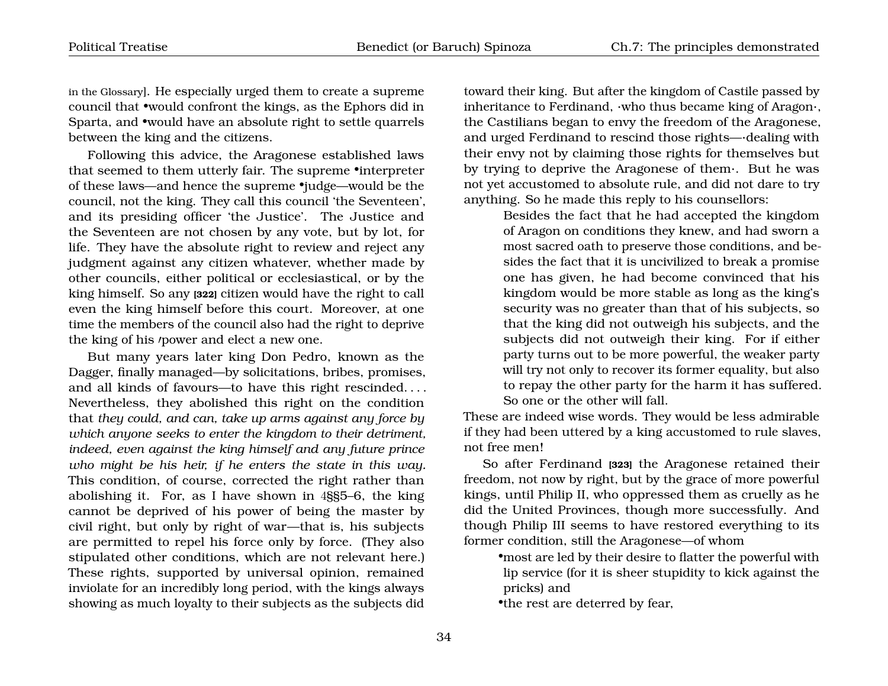in the Glossary]. He especially urged them to create a supreme council that •would confront the kings, as the Ephors did in Sparta, and •would have an absolute right to settle quarrels between the king and the citizens.

Following this advice, the Aragonese established laws that seemed to them utterly fair. The supreme •interpreter of these laws—and hence the supreme •judge—would be the council, not the king. They call this council 'the Seventeen', and its presiding officer 'the Justice'. The Justice and the Seventeen are not chosen by any vote, but by lot, for life. They have the absolute right to review and reject any judgment against any citizen whatever, whether made by other councils, either political or ecclesiastical, or by the king himself. So any **[322]** citizen would have the right to call even the king himself before this court. Moreover, at one time the members of the council also had the right to deprive the king of his /power and elect a new one.

But many years later king Don Pedro, known as the Dagger, finally managed—by solicitations, bribes, promises, and all kinds of favours—to have this right rescinded. . . . Nevertheless, they abolished this right on the condition that *they could, and can, take up arms against any force by which anyone seeks to enter the kingdom to their detriment, indeed, even against the king himself and any future prince who might be his heir, if he enters the state in this way.* This condition, of course, corrected the right rather than abolishing it. For, as I have shown in 4§§5–6, the king cannot be deprived of his power of being the master by civil right, but only by right of war—that is, his subjects are permitted to repel his force only by force. (They also stipulated other conditions, which are not relevant here.) These rights, supported by universal opinion, remained inviolate for an incredibly long period, with the kings always showing as much loyalty to their subjects as the subjects did toward their king. But after the kingdom of Castile passed by inheritance to Ferdinand, ·who thus became king of Aragon·, the Castilians began to envy the freedom of the Aragonese, and urged Ferdinand to rescind those rights—·dealing with their envy not by claiming those rights for themselves but by trying to deprive the Aragonese of them·. But he was not yet accustomed to absolute rule, and did not dare to try anything. So he made this reply to his counsellors:

> Besides the fact that he had accepted the kingdom of Aragon on conditions they knew, and had sworn a most sacred oath to preserve those conditions, and besides the fact that it is uncivilized to break a promise one has given, he had become convinced that his kingdom would be more stable as long as the king's security was no greater than that of his subjects, so that the king did not outweigh his subjects, and the subjects did not outweigh their king. For if either party turns out to be more powerful, the weaker party will try not only to recover its former equality, but also to repay the other party for the harm it has suffered. So one or the other will fall.

These are indeed wise words. They would be less admirable if they had been uttered by a king accustomed to rule slaves, not free men!

So after Ferdinand **[323]** the Aragonese retained their freedom, not now by right, but by the grace of more powerful kings, until Philip II, who oppressed them as cruelly as he did the United Provinces, though more successfully. And though Philip III seems to have restored everything to its former condition, still the Aragonese—of whom

- •most are led by their desire to flatter the powerful with lip service (for it is sheer stupidity to kick against the pricks) and
- •the rest are deterred by fear,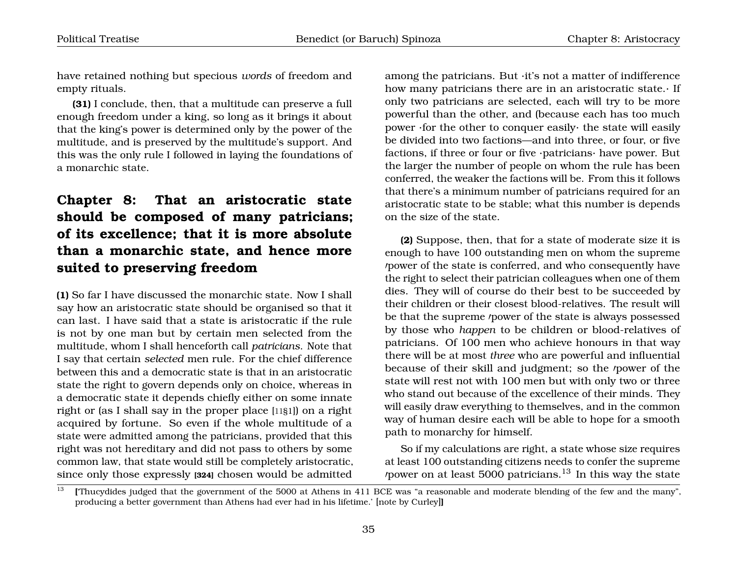have retained nothing but specious *words* of freedom and empty rituals.

**(31)** I conclude, then, that a multitude can preserve a full enough freedom under a king, so long as it brings it about that the king's power is determined only by the power of the multitude, and is preserved by the multitude's support. And this was the only rule I followed in laying the foundations of a monarchic state.

## Chapter 8: That an aristocratic state should be composed of many patricians; of its excellence; that it is more absolute than a monarchic state, and hence more suited to preserving freedom

**(1)** So far I have discussed the monarchic state. Now I shall say how an aristocratic state should be organised so that it can last. I have said that a state is aristocratic if the rule is not by one man but by certain men selected from the multitude, whom I shall henceforth call *patricians*. Note that I say that certain *selected* men rule. For the chief difference between this and a democratic state is that in an aristocratic state the right to govern depends only on choice, whereas in a democratic state it depends chiefly either on some innate right or (as I shall say in the proper place [11§1]) on a right acquired by fortune. So even if the whole multitude of a state were admitted among the patricians, provided that this right was not hereditary and did not pass to others by some common law, that state would still be completely aristocratic, since only those expressly **[324]** chosen would be admitted among the patricians. But ·it's not a matter of indifference how many patricians there are in an aristocratic state.· If only two patricians are selected, each will try to be more powerful than the other, and (because each has too much power ·for the other to conquer easily· the state will easily be divided into two factions—and into three, or four, or five factions, if three or four or five ·patricians· have power. But the larger the number of people on whom the rule has been conferred, the weaker the factions will be. From this it follows that there's a minimum number of patricians required for an aristocratic state to be stable; what this number is depends on the size of the state.

**(2)** Suppose, then, that for a state of moderate size it is enough to have 100 outstanding men on whom the supreme /power of the state is conferred, and who consequently have the right to select their patrician colleagues when one of them dies. They will of course do their best to be succeeded by their children or their closest blood-relatives. The result will be that the supreme /power of the state is always possessed by those who *happen* to be children or blood-relatives of patricians. Of 100 men who achieve honours in that way there will be at most *three* who are powerful and influential because of their skill and judgment; so the /power of the state will rest not with 100 men but with only two or three who stand out because of the excellence of their minds. They will easily draw everything to themselves, and in the common way of human desire each will be able to hope for a smooth path to monarchy for himself.

So if my calculations are right, a state whose size requires at least 100 outstanding citizens needs to confer the supreme /power on at least 5000 patricians.[13] In this way the state

[13] **[**'Thucydides judged that the government of the 5000 at Athens in 411 BCE was "a reasonable and moderate blending of the few and the many", producing a better government than Athens had ever had in his lifetime.' [note by Curley]**]**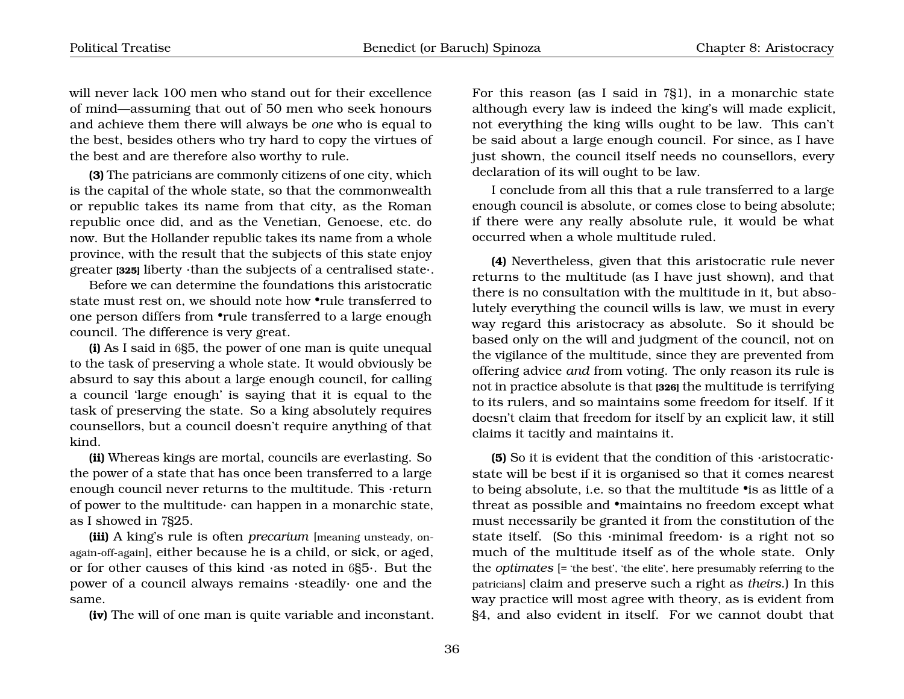will never lack 100 men who stand out for their excellence of mind—assuming that out of 50 men who seek honours and achieve them there will always be *one* who is equal to the best, besides others who try hard to copy the virtues of the best and are therefore also worthy to rule.

**(3)** The patricians are commonly citizens of one city, which is the capital of the whole state, so that the commonwealth or republic takes its name from that city, as the Roman republic once did, and as the Venetian, Genoese, etc. do now. But the Hollander republic takes its name from a whole province, with the result that the subjects of this state enjoy greater **[325]** liberty ·than the subjects of a centralised state·.

Before we can determine the foundations this aristocratic state must rest on, we should note how •rule transferred to one person differs from •rule transferred to a large enough council. The difference is very great.

**(i)** As I said in 6§5, the power of one man is quite unequal to the task of preserving a whole state. It would obviously be absurd to say this about a large enough council, for calling a council 'large enough' is saying that it is equal to the task of preserving the state. So a king absolutely requires counsellors, but a council doesn't require anything of that kind.

**(ii)** Whereas kings are mortal, councils are everlasting. So the power of a state that has once been transferred to a large enough council never returns to the multitude. This ·return of power to the multitude· can happen in a monarchic state, as I showed in 7§25.

**(iii)** A king's rule is often *precarium* [meaning unsteady, on-again-off-again], either because he is a child, or sick, or aged, or for other causes of this kind ·as noted in 6§5·. But the power of a council always remains ·steadily· one and the same.

**(iv)** The will of one man is quite variable and inconstant. For this reason (as I said in 7§1), in a monarchic state although every law is indeed the king's will made explicit, not everything the king wills ought to be law. This can't be said about a large enough council. For since, as I have just shown, the council itself needs no counsellors, every declaration of its will ought to be law.

I conclude from all this that a rule transferred to a large enough council is absolute, or comes close to being absolute; if there were any really absolute rule, it would be what occurred when a whole multitude ruled.

**(4)** Nevertheless, given that this aristocratic rule never returns to the multitude (as I have just shown), and that there is no consultation with the multitude in it, but absolutely everything the council wills is law, we must in every way regard this aristocracy as absolute. So it should be based only on the will and judgment of the council, not on the vigilance of the multitude, since they are prevented from offering advice *and* from voting. The only reason its rule is not in practice absolute is that **[326]** the multitude is terrifying to its rulers, and so maintains some freedom for itself. If it doesn't claim that freedom for itself by an explicit law, it still claims it tacitly and maintains it.

**(5)** So it is evident that the condition of this ·aristocratic· state will be best if it is organised so that it comes nearest to being absolute, i.e. so that the multitude •is as little of a threat as possible and •maintains no freedom except what must necessarily be granted it from the constitution of the state itself. (So this ·minimal freedom· is a right not so much of the multitude itself as of the whole state. Only the *optimates* [= 'the best', 'the elite', here presumably referring to the patricians] claim and preserve such a right as *theirs*.) In this way practice will most agree with theory, as is evident from §4, and also evident in itself. For we cannot doubt that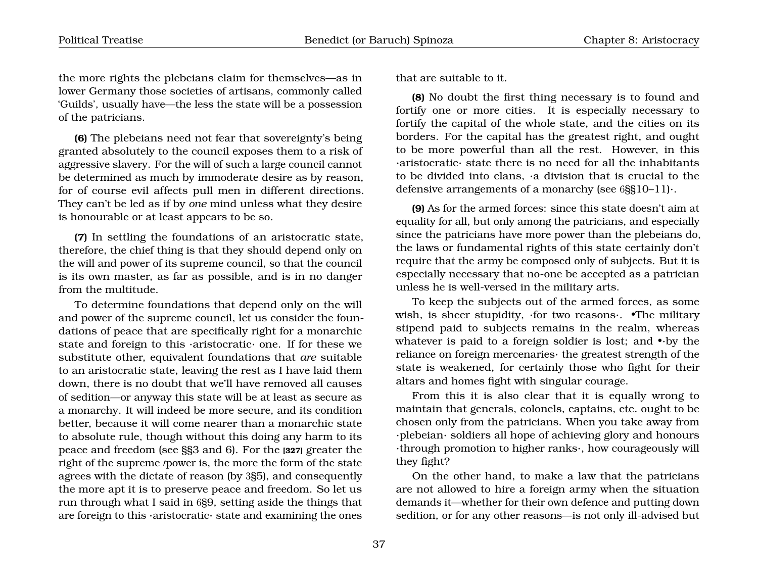the more rights the plebeians claim for themselves—as in lower Germany those societies of artisans, commonly called 'Guilds', usually have—the less the state will be a possession of the patricians.

**(6)** The plebeians need not fear that sovereignty's being granted absolutely to the council exposes them to a risk of aggressive slavery. For the will of such a large council cannot be determined as much by immoderate desire as by reason, for of course evil affects pull men in different directions. They can't be led as if by *one* mind unless what they desire is honourable or at least appears to be so.

**(7)** In settling the foundations of an aristocratic state, therefore, the chief thing is that they should depend only on the will and power of its supreme council, so that the council is its own master, as far as possible, and is in no danger from the multitude.

To determine foundations that depend only on the will and power of the supreme council, let us consider the foundations of peace that are specifically right for a monarchic state and foreign to this ·aristocratic· one. If for these we substitute other, equivalent foundations that *are* suitable to an aristocratic state, leaving the rest as I have laid them down, there is no doubt that we'll have removed all causes of sedition—or anyway this state will be at least as secure as a monarchy. It will indeed be more secure, and its condition better, because it will come nearer than a monarchic state to absolute rule, though without this doing any harm to its peace and freedom (see §§3 and 6). For the **[327]** greater the right of the supreme /power is, the more the form of the state agrees with the dictate of reason (by 3§5), and consequently the more apt it is to preserve peace and freedom. So let us run through what I said in 6§9, setting aside the things that are foreign to this ·aristocratic· state and examining the ones that are suitable to it.

**(8)** No doubt the first thing necessary is to found and fortify one or more cities. It is especially necessary to fortify the capital of the whole state, and the cities on its borders. For the capital has the greatest right, and ought to be more powerful than all the rest. However, in this ·aristocratic· state there is no need for all the inhabitants to be divided into clans, ·a division that is crucial to the defensive arrangements of a monarchy (see 6§§10–11)·.

**(9)** As for the armed forces: since this state doesn't aim at equality for all, but only among the patricians, and especially since the patricians have more power than the plebeians do, the laws or fundamental rights of this state certainly don't require that the army be composed only of subjects. But it is especially necessary that no-one be accepted as a patrician unless he is well-versed in the military arts.

To keep the subjects out of the armed forces, as some wish, is sheer stupidity, ·for two reasons·. •The military stipend paid to subjects remains in the realm, whereas whatever is paid to a foreign soldier is lost; and •·by the reliance on foreign mercenaries· the greatest strength of the state is weakened, for certainly those who fight for their altars and homes fight with singular courage.

From this it is also clear that it is equally wrong to maintain that generals, colonels, captains, etc. ought to be chosen only from the patricians. When you take away from ·plebeian· soldiers all hope of achieving glory and honours ·through promotion to higher ranks·, how courageously will they fight?

On the other hand, to make a law that the patricians are not allowed to hire a foreign army when the situation demands it—whether for their own defence and putting down sedition, or for any other reasons—is not only ill-advised but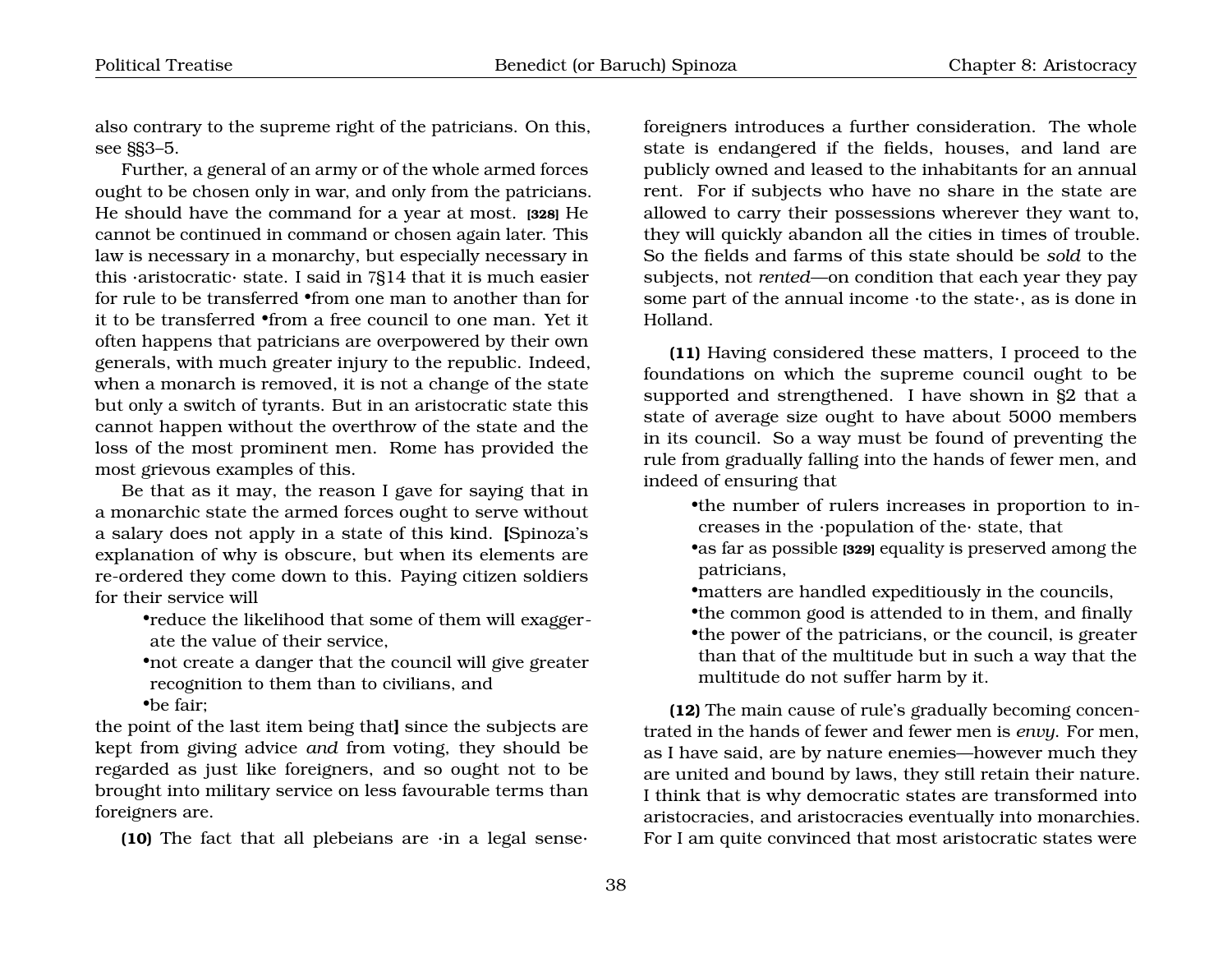also contrary to the supreme right of the patricians. On this, see §§3–5.

Further, a general of an army or of the whole armed forces ought to be chosen only in war, and only from the patricians. He should have the command for a year at most. **[328]** He cannot be continued in command or chosen again later. This law is necessary in a monarchy, but especially necessary in this ·aristocratic· state. I said in 7§14 that it is much easier for rule to be transferred •from one man to another than for it to be transferred •from a free council to one man. Yet it often happens that patricians are overpowered by their own generals, with much greater injury to the republic. Indeed, when a monarch is removed, it is not a change of the state but only a switch of tyrants. But in an aristocratic state this cannot happen without the overthrow of the state and the loss of the most prominent men. Rome has provided the most grievous examples of this.

Be that as it may, the reason I gave for saying that in a monarchic state the armed forces ought to serve without a salary does not apply in a state of this kind. **[**Spinoza's explanation of why is obscure, but when its elements are re-ordered they come down to this. Paying citizen soldiers for their service will

- •reduce the likelihood that some of them will exaggerate the value of their service,
- •not create a danger that the council will give greater recognition to them than to civilians, and
- •be fair;

the point of the last item being that**]** since the subjects are kept from giving advice *and* from voting, they should be regarded as just like foreigners, and so ought not to be brought into military service on less favourable terms than foreigners are.

**(10)** The fact that all plebeians are ·in a legal sense· foreigners introduces a further consideration. The whole state is endangered if the fields, houses, and land are publicly owned and leased to the inhabitants for an annual rent. For if subjects who have no share in the state are allowed to carry their possessions wherever they want to, they will quickly abandon all the cities in times of trouble. So the fields and farms of this state should be *sold* to the subjects, not *rented*—on condition that each year they pay some part of the annual income ·to the state·, as is done in Holland.

**(11)** Having considered these matters, I proceed to the foundations on which the supreme council ought to be supported and strengthened. I have shown in §2 that a state of average size ought to have about 5000 members in its council. So a way must be found of preventing the rule from gradually falling into the hands of fewer men, and indeed of ensuring that

- •the number of rulers increases in proportion to increases in the ·population of the· state, that
- •as far as possible **[329]** equality is preserved among the patricians,
- •matters are handled expeditiously in the councils,
- •the common good is attended to in them, and finally
- •the power of the patricians, or the council, is greater than that of the multitude but in such a way that the multitude do not suffer harm by it.

**(12)** The main cause of rule's gradually becoming concentrated in the hands of fewer and fewer men is *envy*. For men, as I have said, are by nature enemies—however much they are united and bound by laws, they still retain their nature. I think that is why democratic states are transformed into aristocracies, and aristocracies eventually into monarchies. For I am quite convinced that most aristocratic states were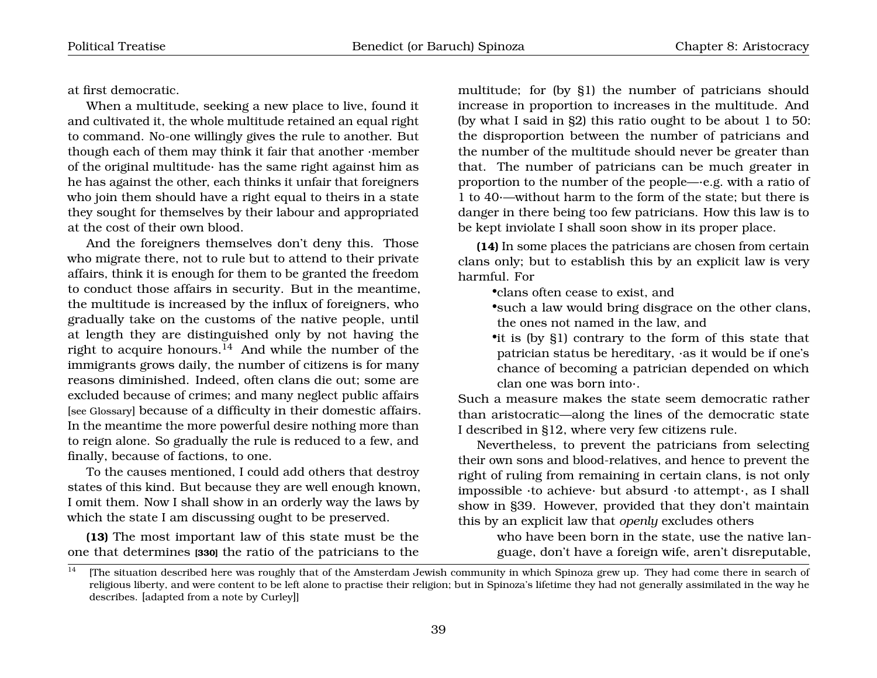at first democratic.

When a multitude, seeking a new place to live, found it and cultivated it, the whole multitude retained an equal right to command. No-one willingly gives the rule to another. But though each of them may think it fair that another ·member of the original multitude· has the same right against him as he has against the other, each thinks it unfair that foreigners who join them should have a right equal to theirs in a state they sought for themselves by their labour and appropriated at the cost of their own blood.

And the foreigners themselves don't deny this. Those who migrate there, not to rule but to attend to their private affairs, think it is enough for them to be granted the freedom to conduct those affairs in security. But in the meantime, the multitude is increased by the influx of foreigners, who gradually take on the customs of the native people, until at length they are distinguished only by not having the right to acquire honours.[14] And while the number of the immigrants grows daily, the number of citizens is for many reasons diminished. Indeed, often clans die out; some are excluded because of crimes; and many neglect public affairs [see Glossary] because of a difficulty in their domestic affairs. In the meantime the more powerful desire nothing more than to reign alone. So gradually the rule is reduced to a few, and finally, because of factions, to one.

To the causes mentioned, I could add others that destroy states of this kind. But because they are well enough known, I omit them. Now I shall show in an orderly way the laws by which the state I am discussing ought to be preserved.

**(13)** The most important law of this state must be the one that determines **[330]** the ratio of the patricians to the multitude; for (by §1) the number of patricians should increase in proportion to increases in the multitude. And (by what I said in §2) this ratio ought to be about 1 to 50: the disproportion between the number of patricians and the number of the multitude should never be greater than that. The number of patricians can be much greater in proportion to the number of the people—·e.g. with a ratio of 1 to 40·—without harm to the form of the state; but there is danger in there being too few patricians. How this law is to be kept inviolate I shall soon show in its proper place.

**(14)** In some places the patricians are chosen from certain clans only; but to establish this by an explicit law is very harmful. For

- clans often cease to exist, and
- such a law would bring disgrace on the other clans, the ones not named in the law, and
- it is (by §1) contrary to the form of this state that patrician status be hereditary, ·as it would be if one's chance of becoming a patrician depended on which clan one was born into·.

Such a measure makes the state seem democratic rather than aristocratic—along the lines of the democratic state I described in §12, where very few citizens rule.

Nevertheless, to prevent the patricians from selecting their own sons and blood-relatives, and hence to prevent the right of ruling from remaining in certain clans, is not only impossible ·to achieve· but absurd ·to attempt·, as I shall show in §39. However, provided that they don't maintain this by an explicit law that *openly* excludes others

> who have been born in the state, use the native language, don't have a foreign wife, aren't disreputable,

---

[14] [The situation described here was roughly that of the Amsterdam Jewish community in which Spinoza grew up. They had come there in search of religious liberty, and were content to be left alone to practise their religion; but in Spinoza's lifetime they had not generally assimilated in the way he describes. [adapted from a note by Curley]]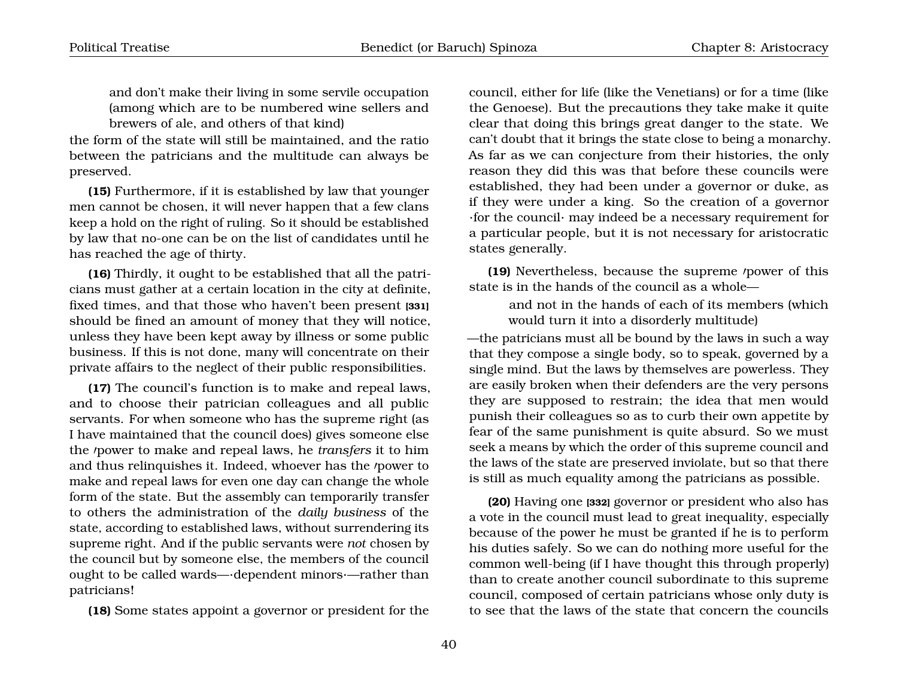and don't make their living in some servile occupation (among which are to be numbered wine sellers and brewers of ale, and others of that kind)

the form of the state will still be maintained, and the ratio between the patricians and the multitude can always be preserved.

**(15)** Furthermore, if it is established by law that younger men cannot be chosen, it will never happen that a few clans keep a hold on the right of ruling. So it should be established by law that no-one can be on the list of candidates until he has reached the age of thirty.

**(16)** Thirdly, it ought to be established that all the patricians must gather at a certain location in the city at definite, fixed times, and that those who haven't been present **[331]** should be fined an amount of money that they will notice, unless they have been kept away by illness or some public business. If this is not done, many will concentrate on their private affairs to the neglect of their public responsibilities.

**(17)** The council's function is to make and repeal laws, and to choose their patrician colleagues and all public servants. For when someone who has the supreme right (as I have maintained that the council does) gives someone else the ᐟpower to make and repeal laws, he *transfers* it to him and thus relinquishes it. Indeed, whoever has the ᐟpower to make and repeal laws for even one day can change the whole form of the state. But the assembly can temporarily transfer to others the administration of the *daily business* of the state, according to established laws, without surrendering its supreme right. And if the public servants were *not* chosen by the council but by someone else, the members of the council ought to be called wards—·dependent minors·—rather than patricians!

**(18)** Some states appoint a governor or president for the council, either for life (like the Venetians) or for a time (like the Genoese). But the precautions they take make it quite clear that doing this brings great danger to the state. We can't doubt that it brings the state close to being a monarchy. As far as we can conjecture from their histories, the only reason they did this was that before these councils were established, they had been under a governor or duke, as if they were under a king. So the creation of a governor ·for the council· may indeed be a necessary requirement for a particular people, but it is not necessary for aristocratic states generally.

**(19)** Nevertheless, because the supreme ᐟpower of this state is in the hands of the council as a whole—

and not in the hands of each of its members (which would turn it into a disorderly multitude)

—the patricians must all be bound by the laws in such a way that they compose a single body, so to speak, governed by a single mind. But the laws by themselves are powerless. They are easily broken when their defenders are the very persons they are supposed to restrain; the idea that men would punish their colleagues so as to curb their own appetite by fear of the same punishment is quite absurd. So we must seek a means by which the order of this supreme council and the laws of the state are preserved inviolate, but so that there is still as much equality among the patricians as possible.

**(20)** Having one **[332]** governor or president who also has a vote in the council must lead to great inequality, especially because of the power he must be granted if he is to perform his duties safely. So we can do nothing more useful for the common well-being (if I have thought this through properly) than to create another council subordinate to this supreme council, composed of certain patricians whose only duty is to see that the laws of the state that concern the councils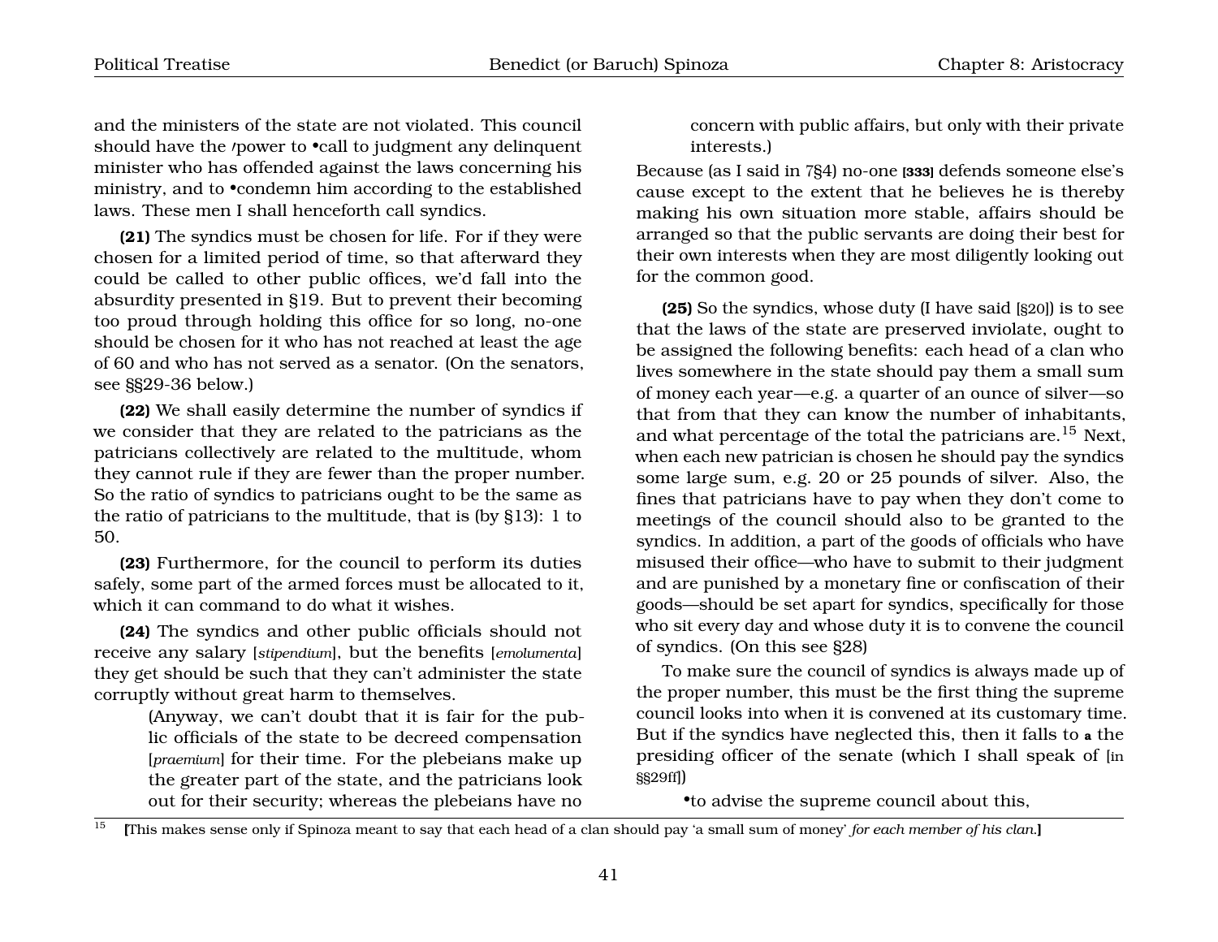and the ministers of the state are not violated. This council should have the ⁄power to •call to judgment any delinquent minister who has offended against the laws concerning his ministry, and to •condemn him according to the established laws. These men I shall henceforth call syndics.

**(21)** The syndics must be chosen for life. For if they were chosen for a limited period of time, so that afterward they could be called to other public offices, we'd fall into the absurdity presented in §19. But to prevent their becoming too proud through holding this office for so long, no-one should be chosen for it who has not reached at least the age of 60 and who has not served as a senator. (On the senators, see §§29-36 below.)

**(22)** We shall easily determine the number of syndics if we consider that they are related to the patricians as the patricians collectively are related to the multitude, whom they cannot rule if they are fewer than the proper number. So the ratio of syndics to patricians ought to be the same as the ratio of patricians to the multitude, that is (by §13): 1 to 50.

**(23)** Furthermore, for the council to perform its duties safely, some part of the armed forces must be allocated to it, which it can command to do what it wishes.

**(24)** The syndics and other public officials should not receive any salary [*stipendium*], but the benefits [*emolumenta*] they get should be such that they can't administer the state corruptly without great harm to themselves.

> (Anyway, we can't doubt that it is fair for the public officials of the state to be decreed compensation [*praemium*] for their time. For the plebeians make up the greater part of the state, and the patricians look out for their security; whereas the plebeians have no concern with public affairs, but only with their private interests.)

Because (as I said in 7§4) no-one **[333]** defends someone else's cause except to the extent that he believes he is thereby making his own situation more stable, affairs should be arranged so that the public servants are doing their best for their own interests when they are most diligently looking out for the common good.

**(25)** So the syndics, whose duty (I have said [§20]) is to see that the laws of the state are preserved inviolate, ought to be assigned the following benefits: each head of a clan who lives somewhere in the state should pay them a small sum of money each year—e.g. a quarter of an ounce of silver—so that from that they can know the number of inhabitants, and what percentage of the total the patricians are.[15] Next, when each new patrician is chosen he should pay the syndics some large sum, e.g. 20 or 25 pounds of silver. Also, the fines that patricians have to pay when they don't come to meetings of the council should also to be granted to the syndics. In addition, a part of the goods of officials who have misused their office—who have to submit to their judgment and are punished by a monetary fine or confiscation of their goods—should be set apart for syndics, specifically for those who sit every day and whose duty it is to convene the council of syndics. (On this see §28)

To make sure the council of syndics is always made up of the proper number, this must be the first thing the supreme council looks into when it is convened at its customary time. But if the syndics have neglected this, then it falls to **a** the presiding officer of the senate (which I shall speak of [in §§29ff])

> •to advise the supreme council about this,

---

[15] **[**This makes sense only if Spinoza meant to say that each head of a clan should pay 'a small sum of money' *for each member of his clan*.**]**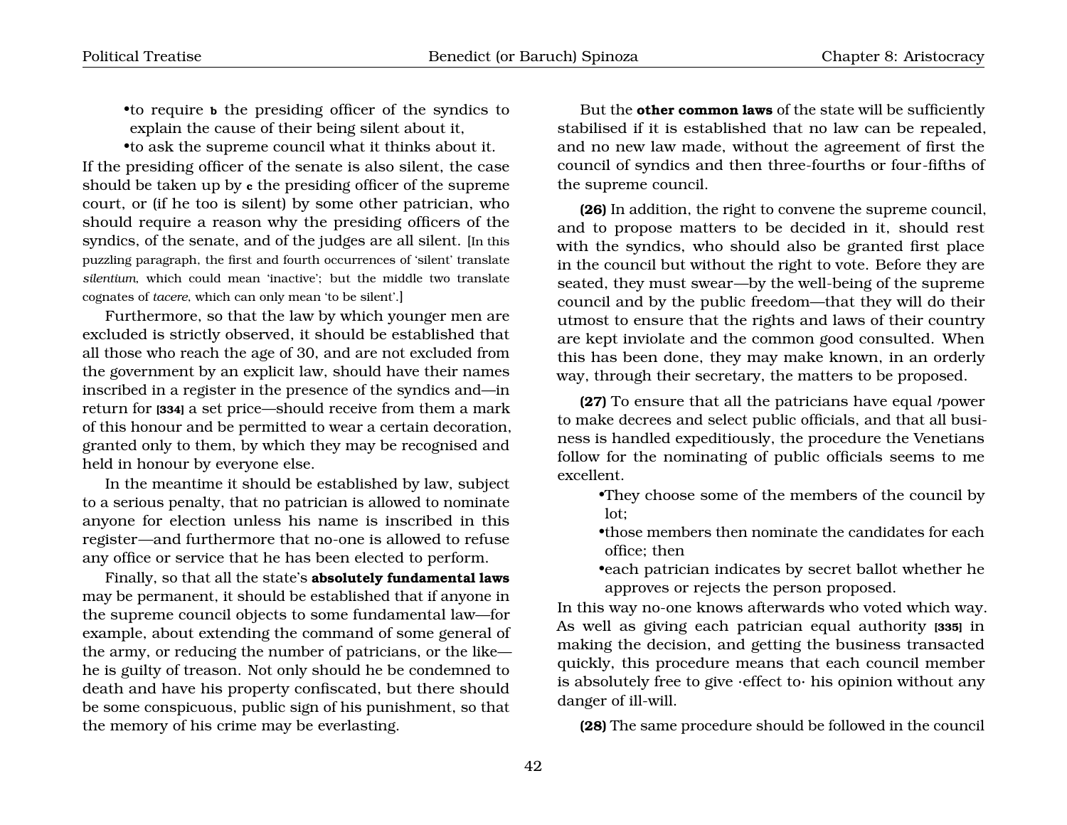•to require **b** the presiding officer of the syndics to explain the cause of their being silent about it,

•to ask the supreme council what it thinks about it.

If the presiding officer of the senate is also silent, the case should be taken up by **c** the presiding officer of the supreme court, or (if he too is silent) by some other patrician, who should require a reason why the presiding officers of the syndics, of the senate, and of the judges are all silent. [In this puzzling paragraph, the first and fourth occurrences of 'silent' translate *silentium*, which could mean 'inactive'; but the middle two translate cognates of *tacere*, which can only mean 'to be silent'.]

Furthermore, so that the law by which younger men are excluded is strictly observed, it should be established that all those who reach the age of 30, and are not excluded from the government by an explicit law, should have their names inscribed in a register in the presence of the syndics and—in return for **[334]** a set price—should receive from them a mark of this honour and be permitted to wear a certain decoration, granted only to them, by which they may be recognised and held in honour by everyone else.

In the meantime it should be established by law, subject to a serious penalty, that no patrician is allowed to nominate anyone for election unless his name is inscribed in this register—and furthermore that no-one is allowed to refuse any office or service that he has been elected to perform.

Finally, so that all the state's **absolutely fundamental laws** may be permanent, it should be established that if anyone in the supreme council objects to some fundamental law—for example, about extending the command of some general of the army, or reducing the number of patricians, or the like—he is guilty of treason. Not only should he be condemned to death and have his property confiscated, but there should be some conspicuous, public sign of his punishment, so that the memory of his crime may be everlasting.

But the **other common laws** of the state will be sufficiently stabilised if it is established that no law can be repealed, and no new law made, without the agreement of first the council of syndics and then three-fourths or four-fifths of the supreme council.

**(26)** In addition, the right to convene the supreme council, and to propose matters to be decided in it, should rest with the syndics, who should also be granted first place in the council but without the right to vote. Before they are seated, they must swear—by the well-being of the supreme council and by the public freedom—that they will do their utmost to ensure that the rights and laws of their country are kept inviolate and the common good consulted. When this has been done, they may make known, in an orderly way, through their secretary, the matters to be proposed.

**(27)** To ensure that all the patricians have equal power to make decrees and select public officials, and that all business is handled expeditiously, the procedure the Venetians follow for the nominating of public officials seems to me excellent.

•They choose some of the members of the council by lot;

•those members then nominate the candidates for each office; then

•each patrician indicates by secret ballot whether he approves or rejects the person proposed.

In this way no-one knows afterwards who voted which way. As well as giving each patrician equal authority **[335]** in making the decision, and getting the business transacted quickly, this procedure means that each council member is absolutely free to give ·effect to· his opinion without any danger of ill-will.

**(28)** The same procedure should be followed in the council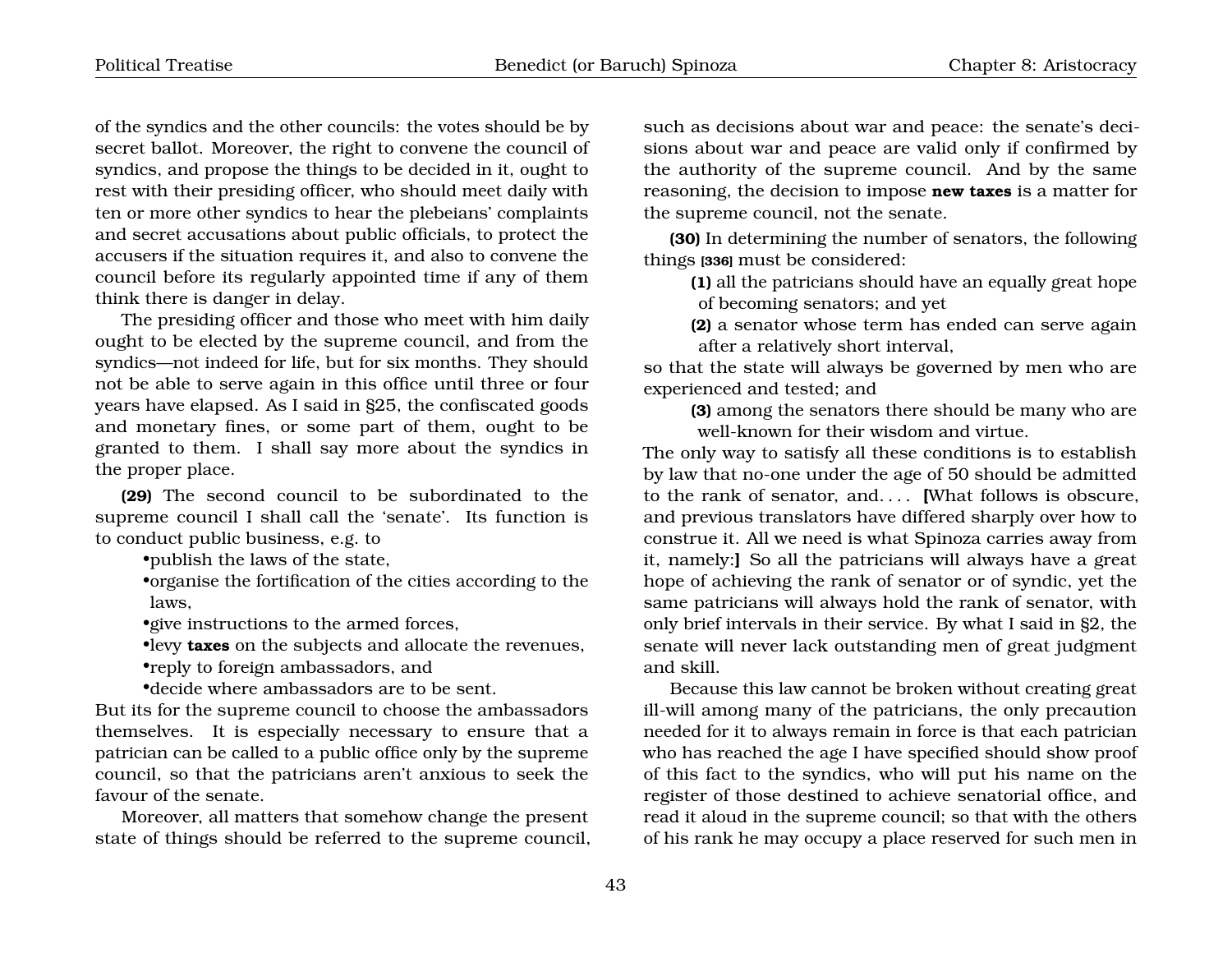of the syndics and the other councils: the votes should be by secret ballot. Moreover, the right to convene the council of syndics, and propose the things to be decided in it, ought to rest with their presiding officer, who should meet daily with ten or more other syndics to hear the plebeians' complaints and secret accusations about public officials, to protect the accusers if the situation requires it, and also to convene the council before its regularly appointed time if any of them think there is danger in delay.

The presiding officer and those who meet with him daily ought to be elected by the supreme council, and from the syndics—not indeed for life, but for six months. They should not be able to serve again in this office until three or four years have elapsed. As I said in §25, the confiscated goods and monetary fines, or some part of them, ought to be granted to them. I shall say more about the syndics in the proper place.

**(29)** The second council to be subordinated to the supreme council I shall call the 'senate'. Its function is to conduct public business, e.g. to

- •publish the laws of the state,
- •organise the fortification of the cities according to the laws,
- •give instructions to the armed forces,
- •levy **taxes** on the subjects and allocate the revenues,
- •reply to foreign ambassadors, and
- •decide where ambassadors are to be sent.

But its for the supreme council to choose the ambassadors themselves. It is especially necessary to ensure that a patrician can be called to a public office only by the supreme council, so that the patricians aren't anxious to seek the favour of the senate.

Moreover, all matters that somehow change the present state of things should be referred to the supreme council, such as decisions about war and peace: the senate's decisions about war and peace are valid only if confirmed by the authority of the supreme council. And by the same reasoning, the decision to impose **new taxes** is a matter for the supreme council, not the senate.

**(30)** In determining the number of senators, the following things **[336]** must be considered:

**(1)** all the patricians should have an equally great hope of becoming senators; and yet

**(2)** a senator whose term has ended can serve again after a relatively short interval,

so that the state will always be governed by men who are experienced and tested; and

**(3)** among the senators there should be many who are well-known for their wisdom and virtue.

The only way to satisfy all these conditions is to establish by law that no-one under the age of 50 should be admitted to the rank of senator, and. . . . **[**What follows is obscure, and previous translators have differed sharply over how to construe it. All we need is what Spinoza carries away from it, namely:**]** So all the patricians will always have a great hope of achieving the rank of senator or of syndic, yet the same patricians will always hold the rank of senator, with only brief intervals in their service. By what I said in §2, the senate will never lack outstanding men of great judgment and skill.

Because this law cannot be broken without creating great ill-will among many of the patricians, the only precaution needed for it to always remain in force is that each patrician who has reached the age I have specified should show proof of this fact to the syndics, who will put his name on the register of those destined to achieve senatorial office, and read it aloud in the supreme council; so that with the others of his rank he may occupy a place reserved for such men in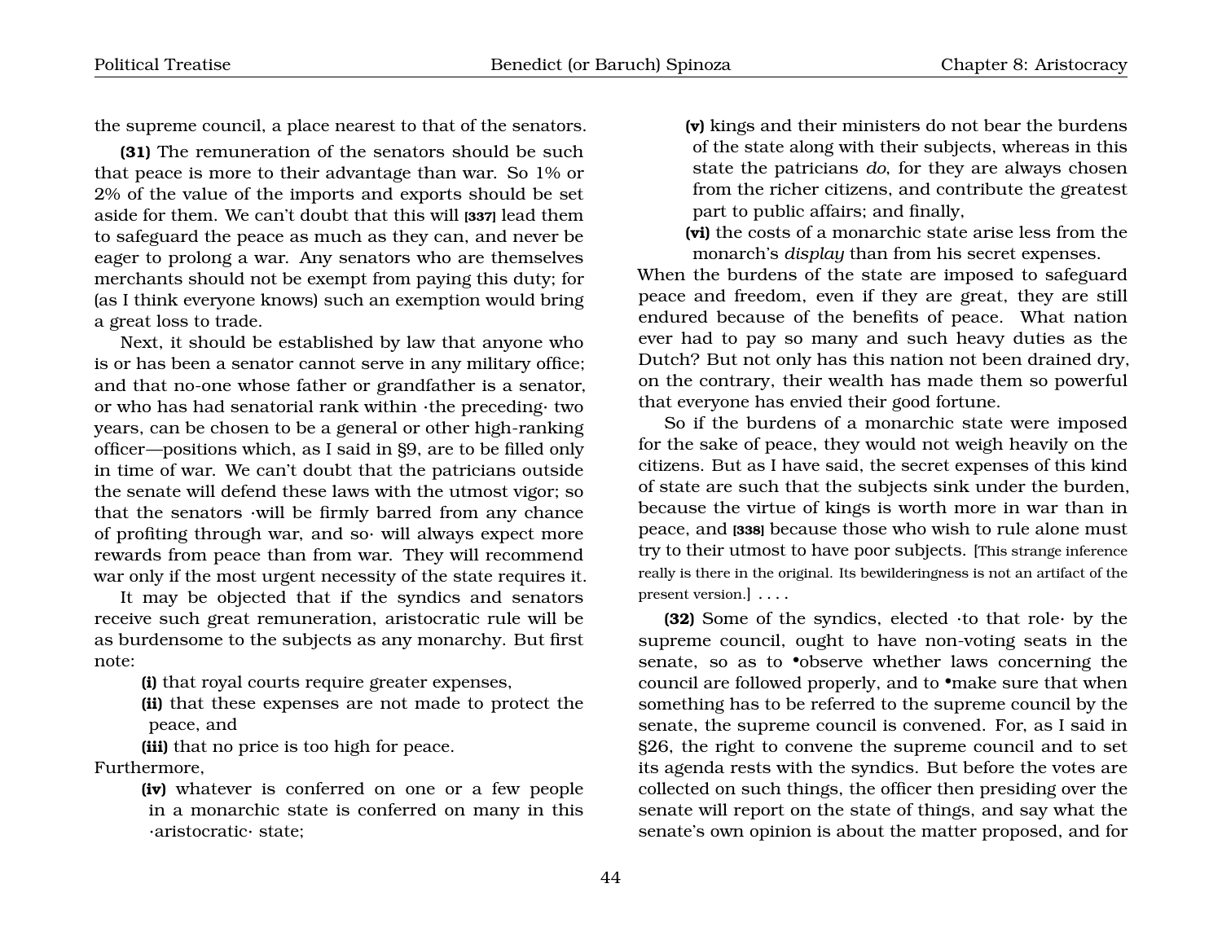the supreme council, a place nearest to that of the senators.

**(31)** The remuneration of the senators should be such that peace is more to their advantage than war. So 1% or 2% of the value of the imports and exports should be set aside for them. We can't doubt that this will **[337]** lead them to safeguard the peace as much as they can, and never be eager to prolong a war. Any senators who are themselves merchants should not be exempt from paying this duty; for (as I think everyone knows) such an exemption would bring a great loss to trade.

Next, it should be established by law that anyone who is or has been a senator cannot serve in any military office; and that no-one whose father or grandfather is a senator, or who has had senatorial rank within ·the preceding· two years, can be chosen to be a general or other high-ranking officer—positions which, as I said in §9, are to be filled only in time of war. We can't doubt that the patricians outside the senate will defend these laws with the utmost vigor; so that the senators ·will be firmly barred from any chance of profiting through war, and so· will always expect more rewards from peace than from war. They will recommend war only if the most urgent necessity of the state requires it.

It may be objected that if the syndics and senators receive such great remuneration, aristocratic rule will be as burdensome to the subjects as any monarchy. But first note:

- **(i)** that royal courts require greater expenses,
- **(ii)** that these expenses are not made to protect the peace, and
- **(iii)** that no price is too high for peace.

Furthermore,

- **(iv)** whatever is conferred on one or a few people in a monarchic state is conferred on many in this ·aristocratic· state;
- **(v)** kings and their ministers do not bear the burdens of the state along with their subjects, whereas in this state the patricians *do*, for they are always chosen from the richer citizens, and contribute the greatest part to public affairs; and finally,
- **(vi)** the costs of a monarchic state arise less from the monarch's *display* than from his secret expenses.

When the burdens of the state are imposed to safeguard peace and freedom, even if they are great, they are still endured because of the benefits of peace. What nation ever had to pay so many and such heavy duties as the Dutch? But not only has this nation not been drained dry, on the contrary, their wealth has made them so powerful that everyone has envied their good fortune.

So if the burdens of a monarchic state were imposed for the sake of peace, they would not weigh heavily on the citizens. But as I have said, the secret expenses of this kind of state are such that the subjects sink under the burden, because the virtue of kings is worth more in war than in peace, and **[338]** because those who wish to rule alone must try to their utmost to have poor subjects. [This strange inference really is there in the original. Its bewilderingness is not an artifact of the present version.] . . . .

**(32)** Some of the syndics, elected ·to that role· by the supreme council, ought to have non-voting seats in the senate, so as to •observe whether laws concerning the council are followed properly, and to •make sure that when something has to be referred to the supreme council by the senate, the supreme council is convened. For, as I said in §26, the right to convene the supreme council and to set its agenda rests with the syndics. But before the votes are collected on such things, the officer then presiding over the senate will report on the state of things, and say what the senate's own opinion is about the matter proposed, and for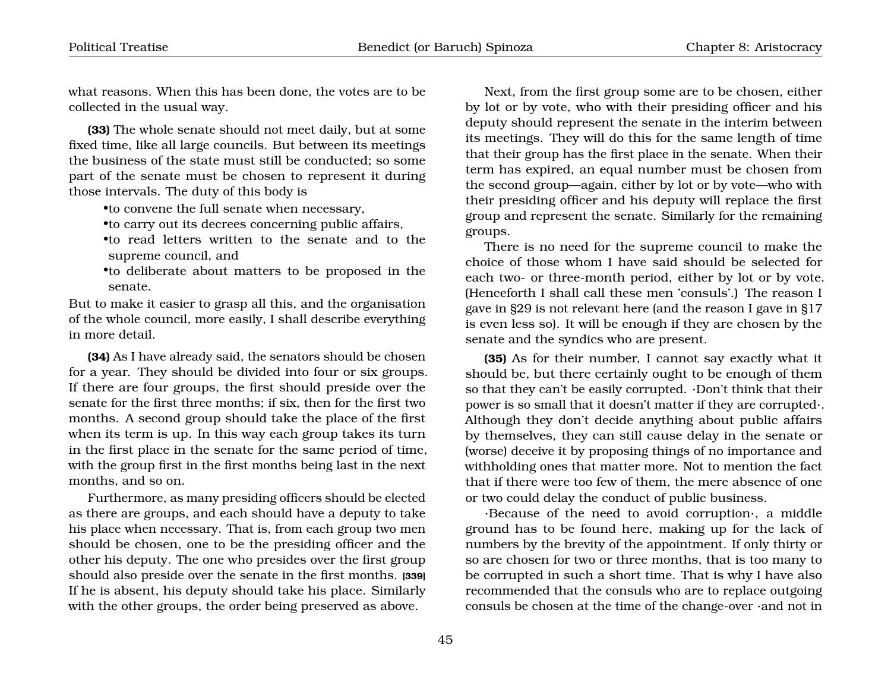what reasons. When this has been done, the votes are to be collected in the usual way.

**(33)** The whole senate should not meet daily, but at some fixed time, like all large councils. But between its meetings the business of the state must still be conducted; so some part of the senate must be chosen to represent it during those intervals. The duty of this body is

- to convene the full senate when necessary,
- to carry out its decrees concerning public affairs,
- to read letters written to the senate and to the supreme council, and
- to deliberate about matters to be proposed in the senate.

But to make it easier to grasp all this, and the organisation of the whole council, more easily, I shall describe everything in more detail.

**(34)** As I have already said, the senators should be chosen for a year. They should be divided into four or six groups. If there are four groups, the first should preside over the senate for the first three months; if six, then for the first two months. A second group should take the place of the first when its term is up. In this way each group takes its turn in the first place in the senate for the same period of time, with the group first in the first months being last in the next months, and so on.

Furthermore, as many presiding officers should be elected as there are groups, and each should have a deputy to take his place when necessary. That is, from each group two men should be chosen, one to be the presiding officer and the other his deputy. The one who presides over the first group should also preside over the senate in the first months. **[339]** If he is absent, his deputy should take his place. Similarly with the other groups, the order being preserved as above.

Next, from the first group some are to be chosen, either by lot or by vote, who with their presiding officer and his deputy should represent the senate in the interim between its meetings. They will do this for the same length of time that their group has the first place in the senate. When their term has expired, an equal number must be chosen from the second group—again, either by lot or by vote—who with their presiding officer and his deputy will replace the first group and represent the senate. Similarly for the remaining groups.

There is no need for the supreme council to make the choice of those whom I have said should be selected for each two- or three-month period, either by lot or by vote. (Henceforth I shall call these men 'consuls'.) The reason I gave in §29 is not relevant here (and the reason I gave in §17 is even less so). It will be enough if they are chosen by the senate and the syndics who are present.

**(35)** As for their number, I cannot say exactly what it should be, but there certainly ought to be enough of them so that they can't be easily corrupted. ·Don't think that their power is so small that it doesn't matter if they are corrupted·. Although they don't decide anything about public affairs by themselves, they can still cause delay in the senate or (worse) deceive it by proposing things of no importance and withholding ones that matter more. Not to mention the fact that if there were too few of them, the mere absence of one or two could delay the conduct of public business.

·Because of the need to avoid corruption·, a middle ground has to be found here, making up for the lack of numbers by the brevity of the appointment. If only thirty or so are chosen for two or three months, that is too many to be corrupted in such a short time. That is why I have also recommended that the consuls who are to replace outgoing consuls be chosen at the time of the change-over ·and not in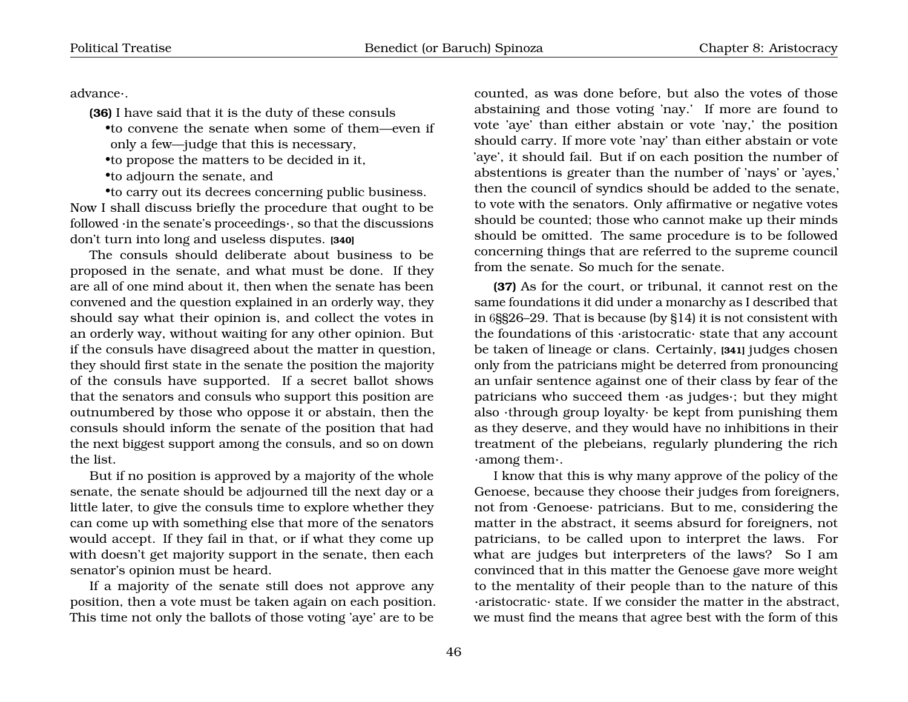advance·.

**(36)** I have said that it is the duty of these consuls

- to convene the senate when some of them—even if only a few—judge that this is necessary,
- to propose the matters to be decided in it,
- to adjourn the senate, and
- to carry out its decrees concerning public business.

Now I shall discuss briefly the procedure that ought to be followed ·in the senate's proceedings·, so that the discussions don't turn into long and useless disputes. **[340]**

The consuls should deliberate about business to be proposed in the senate, and what must be done. If they are all of one mind about it, then when the senate has been convened and the question explained in an orderly way, they should say what their opinion is, and collect the votes in an orderly way, without waiting for any other opinion. But if the consuls have disagreed about the matter in question, they should first state in the senate the position the majority of the consuls have supported. If a secret ballot shows that the senators and consuls who support this position are outnumbered by those who oppose it or abstain, then the consuls should inform the senate of the position that had the next biggest support among the consuls, and so on down the list.

But if no position is approved by a majority of the whole senate, the senate should be adjourned till the next day or a little later, to give the consuls time to explore whether they can come up with something else that more of the senators would accept. If they fail in that, or if what they come up with doesn't get majority support in the senate, then each senator's opinion must be heard.

If a majority of the senate still does not approve any position, then a vote must be taken again on each position. This time not only the ballots of those voting 'aye' are to be counted, as was done before, but also the votes of those abstaining and those voting 'nay.' If more are found to vote 'aye' than either abstain or vote 'nay,' the position should carry. If more vote 'nay' than either abstain or vote 'aye', it should fail. But if on each position the number of abstentions is greater than the number of 'nays' or 'ayes,' then the council of syndics should be added to the senate, to vote with the senators. Only affirmative or negative votes should be counted; those who cannot make up their minds should be omitted. The same procedure is to be followed concerning things that are referred to the supreme council from the senate. So much for the senate.

**(37)** As for the court, or tribunal, it cannot rest on the same foundations it did under a monarchy as I described that in 6§§26–29. That is because (by §14) it is not consistent with the foundations of this ·aristocratic· state that any account be taken of lineage or clans. Certainly, **[341]** judges chosen only from the patricians might be deterred from pronouncing an unfair sentence against one of their class by fear of the patricians who succeed them ·as judges·; but they might also ·through group loyalty· be kept from punishing them as they deserve, and they would have no inhibitions in their treatment of the plebeians, regularly plundering the rich ·among them·.

I know that this is why many approve of the policy of the Genoese, because they choose their judges from foreigners, not from ·Genoese· patricians. But to me, considering the matter in the abstract, it seems absurd for foreigners, not patricians, to be called upon to interpret the laws. For what are judges but interpreters of the laws? So I am convinced that in this matter the Genoese gave more weight to the mentality of their people than to the nature of this ·aristocratic· state. If we consider the matter in the abstract, we must find the means that agree best with the form of this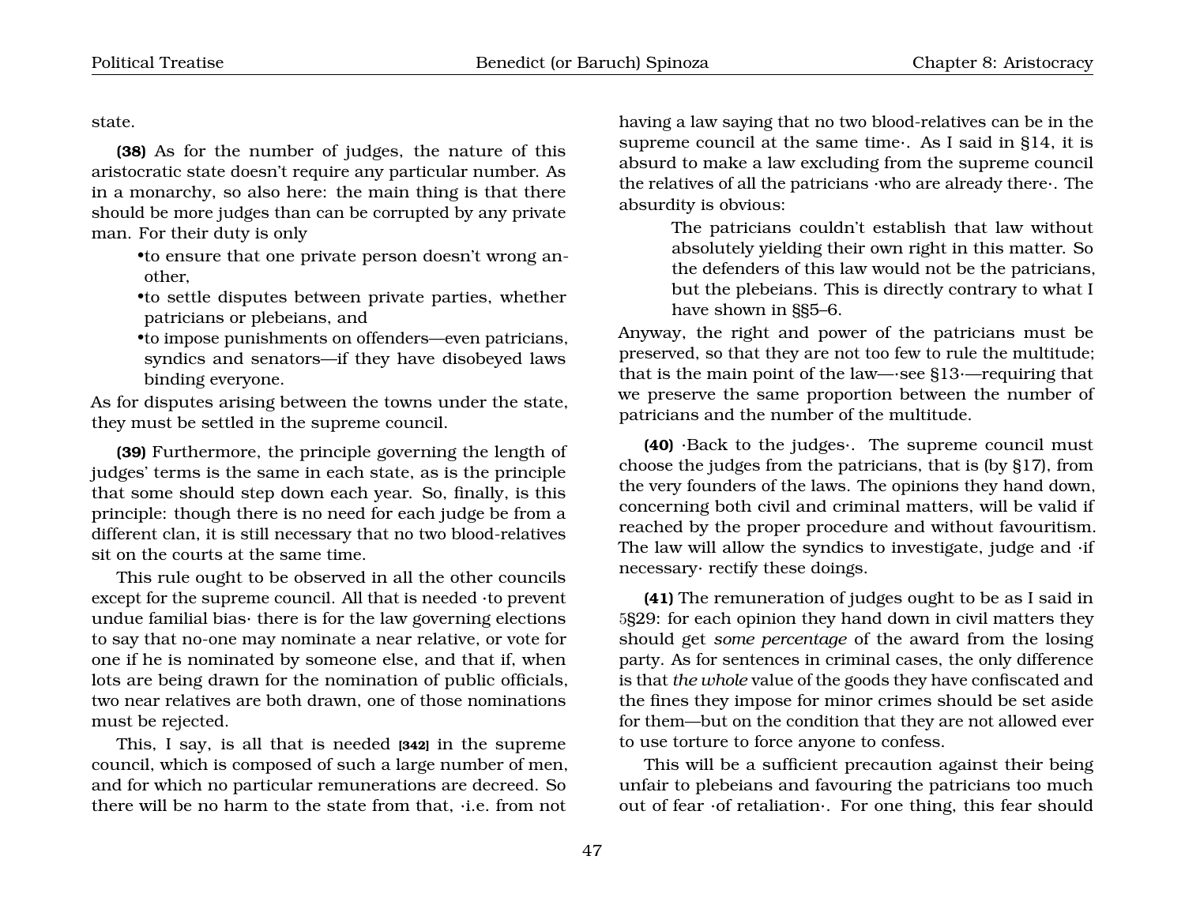state.

**(38)** As for the number of judges, the nature of this aristocratic state doesn't require any particular number. As in a monarchy, so also here: the main thing is that there should be more judges than can be corrupted by any private man. For their duty is only

- to ensure that one private person doesn't wrong another,
- to settle disputes between private parties, whether patricians or plebeians, and
- to impose punishments on offenders—even patricians, syndics and senators—if they have disobeyed laws binding everyone.

As for disputes arising between the towns under the state, they must be settled in the supreme council.

**(39)** Furthermore, the principle governing the length of judges' terms is the same in each state, as is the principle that some should step down each year. So, finally, is this principle: though there is no need for each judge be from a different clan, it is still necessary that no two blood-relatives sit on the courts at the same time.

This rule ought to be observed in all the other councils except for the supreme council. All that is needed ·to prevent undue familial bias· there is for the law governing elections to say that no-one may nominate a near relative, or vote for one if he is nominated by someone else, and that if, when lots are being drawn for the nomination of public officials, two near relatives are both drawn, one of those nominations must be rejected.

This, I say, is all that is needed [342] in the supreme council, which is composed of such a large number of men, and for which no particular remunerations are decreed. So there will be no harm to the state from that, ·i.e. from not having a law saying that no two blood-relatives can be in the supreme council at the same time·. As I said in §14, it is absurd to make a law excluding from the supreme council the relatives of all the patricians ·who are already there·. The absurdity is obvious:

> The patricians couldn't establish that law without absolutely yielding their own right in this matter. So the defenders of this law would not be the patricians, but the plebeians. This is directly contrary to what I have shown in §§5–6.

Anyway, the right and power of the patricians must be preserved, so that they are not too few to rule the multitude; that is the main point of the law—·see §13·—requiring that we preserve the same proportion between the number of patricians and the number of the multitude.

**(40)** ·Back to the judges·. The supreme council must choose the judges from the patricians, that is (by §17), from the very founders of the laws. The opinions they hand down, concerning both civil and criminal matters, will be valid if reached by the proper procedure and without favouritism. The law will allow the syndics to investigate, judge and ·if necessary· rectify these doings.

**(41)** The remuneration of judges ought to be as I said in 5§29: for each opinion they hand down in civil matters they should get *some percentage* of the award from the losing party. As for sentences in criminal cases, the only difference is that *the whole* value of the goods they have confiscated and the fines they impose for minor crimes should be set aside for them—but on the condition that they are not allowed ever to use torture to force anyone to confess.

This will be a sufficient precaution against their being unfair to plebeians and favouring the patricians too much out of fear ·of retaliation·. For one thing, this fear should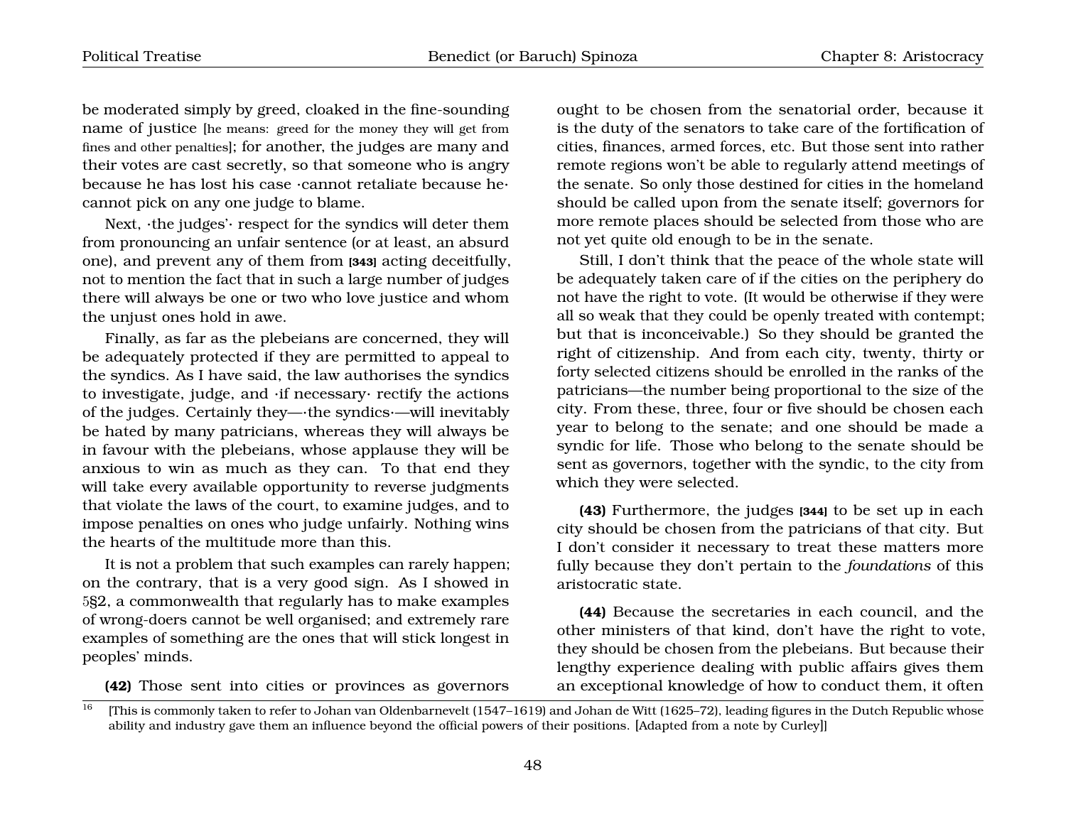be moderated simply by greed, cloaked in the fine-sounding name of justice [he means: greed for the money they will get from fines and other penalties]; for another, the judges are many and their votes are cast secretly, so that someone who is angry because he has lost his case ·cannot retaliate because he· cannot pick on any one judge to blame.

Next, ·the judges'· respect for the syndics will deter them from pronouncing an unfair sentence (or at least, an absurd one), and prevent any of them from **[343]** acting deceitfully, not to mention the fact that in such a large number of judges there will always be one or two who love justice and whom the unjust ones hold in awe.

Finally, as far as the plebeians are concerned, they will be adequately protected if they are permitted to appeal to the syndics. As I have said, the law authorises the syndics to investigate, judge, and ·if necessary· rectify the actions of the judges. Certainly they—·the syndics·—will inevitably be hated by many patricians, whereas they will always be in favour with the plebeians, whose applause they will be anxious to win as much as they can. To that end they will take every available opportunity to reverse judgments that violate the laws of the court, to examine judges, and to impose penalties on ones who judge unfairly. Nothing wins the hearts of the multitude more than this.

It is not a problem that such examples can rarely happen; on the contrary, that is a very good sign. As I showed in 5§2, a commonwealth that regularly has to make examples of wrong-doers cannot be well organised; and extremely rare examples of something are the ones that will stick longest in peoples' minds.

**(42)** Those sent into cities or provinces as governors ought to be chosen from the senatorial order, because it is the duty of the senators to take care of the fortification of cities, finances, armed forces, etc. But those sent into rather remote regions won't be able to regularly attend meetings of the senate. So only those destined for cities in the homeland should be called upon from the senate itself; governors for more remote places should be selected from those who are not yet quite old enough to be in the senate.

Still, I don't think that the peace of the whole state will be adequately taken care of if the cities on the periphery do not have the right to vote. (It would be otherwise if they were all so weak that they could be openly treated with contempt; but that is inconceivable.) So they should be granted the right of citizenship. And from each city, twenty, thirty or forty selected citizens should be enrolled in the ranks of the patricians—the number being proportional to the size of the city. From these, three, four or five should be chosen each year to belong to the senate; and one should be made a syndic for life. Those who belong to the senate should be sent as governors, together with the syndic, to the city from which they were selected.

**(43)** Furthermore, the judges **[344]** to be set up in each city should be chosen from the patricians of that city. But I don't consider it necessary to treat these matters more fully because they don't pertain to the *foundations* of this aristocratic state.

**(44)** Because the secretaries in each council, and the other ministers of that kind, don't have the right to vote, they should be chosen from the plebeians. But because their lengthy experience dealing with public affairs gives them an exceptional knowledge of how to conduct them, it often

[16] [This is commonly taken to refer to Johan van Oldenbarnevelt (1547–1619) and Johan de Witt (1625–72), leading figures in the Dutch Republic whose ability and industry gave them an influence beyond the official powers of their positions. [Adapted from a note by Curley]]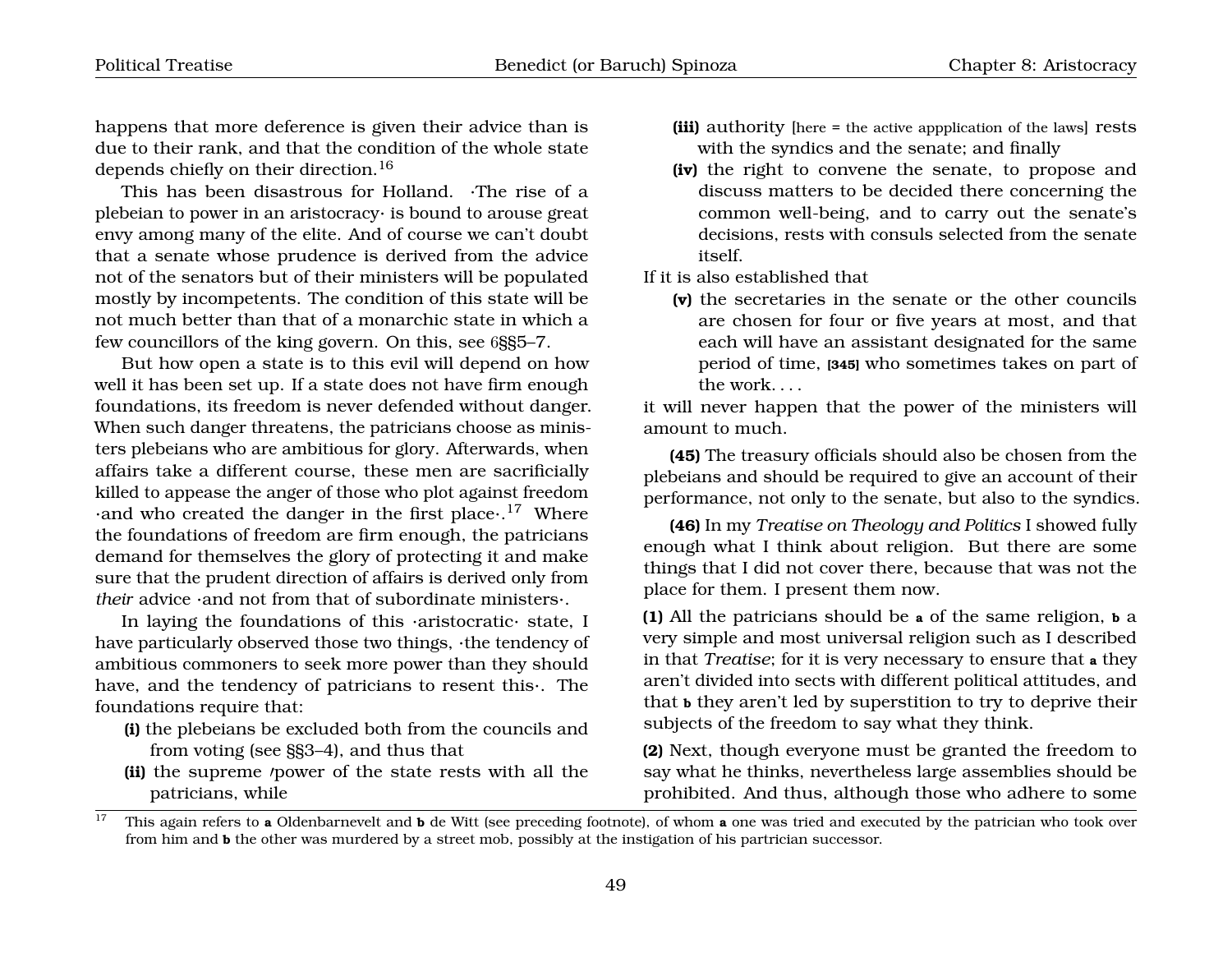happens that more deference is given their advice than is due to their rank, and that the condition of the whole state depends chiefly on their direction.[16]

This has been disastrous for Holland. ·The rise of a plebeian to power in an aristocracy· is bound to arouse great envy among many of the elite. And of course we can't doubt that a senate whose prudence is derived from the advice not of the senators but of their ministers will be populated mostly by incompetents. The condition of this state will be not much better than that of a monarchic state in which a few councillors of the king govern. On this, see 6§§5–7.

But how open a state is to this evil will depend on how well it has been set up. If a state does not have firm enough foundations, its freedom is never defended without danger. When such danger threatens, the patricians choose as ministers plebeians who are ambitious for glory. Afterwards, when affairs take a different course, these men are sacrificially killed to appease the anger of those who plot against freedom ·and who created the danger in the first place·.[17] Where the foundations of freedom are firm enough, the patricians demand for themselves the glory of protecting it and make sure that the prudent direction of affairs is derived only from *their* advice ·and not from that of subordinate ministers·.

In laying the foundations of this ·aristocratic· state, I have particularly observed those two things, ·the tendency of ambitious commoners to seek more power than they should have, and the tendency of patricians to resent this·. The foundations require that:

- **(i)** the plebeians be excluded both from the councils and from voting (see §§3–4), and thus that
- **(ii)** the supreme /power of the state rests with all the patricians, while
- **(iii)** authority [here = the active appplication of the laws] rests with the syndics and the senate; and finally
- **(iv)** the right to convene the senate, to propose and discuss matters to be decided there concerning the common well-being, and to carry out the senate's decisions, rests with consuls selected from the senate itself.

If it is also established that

- **(v)** the secretaries in the senate or the other councils are chosen for four or five years at most, and that each will have an assistant designated for the same period of time, **[345]** who sometimes takes on part of the work. . . .

it will never happen that the power of the ministers will amount to much.

**(45)** The treasury officials should also be chosen from the plebeians and should be required to give an account of their performance, not only to the senate, but also to the syndics.

**(46)** In my *Treatise on Theology and Politics* I showed fully enough what I think about religion. But there are some things that I did not cover there, because that was not the place for them. I present them now.

**(1)** All the patricians should be **a** of the same religion, **b** a very simple and most universal religion such as I described in that *Treatise*; for it is very necessary to ensure that **a** they aren't divided into sects with different political attitudes, and that **b** they aren't led by superstition to try to deprive their subjects of the freedom to say what they think.

**(2)** Next, though everyone must be granted the freedom to say what he thinks, nevertheless large assemblies should be prohibited. And thus, although those who adhere to some

---

[17] This again refers to **a** Oldenbarnevelt and **b** de Witt (see preceding footnote), of whom **a** one was tried and executed by the patrician who took over from him and **b** the other was murdered by a street mob, possibly at the instigation of his partrician successor.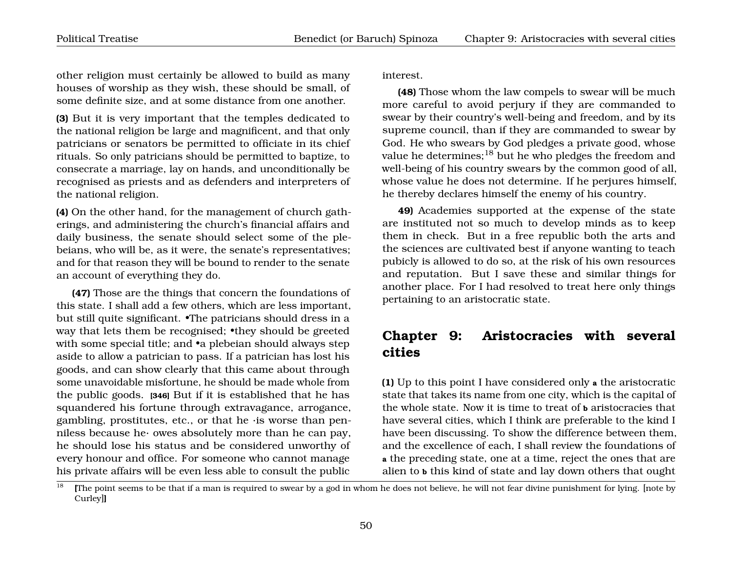other religion must certainly be allowed to build as many houses of worship as they wish, these should be small, of some definite size, and at some distance from one another.

**(3)** But it is very important that the temples dedicated to the national religion be large and magnificent, and that only patricians or senators be permitted to officiate in its chief rituals. So only patricians should be permitted to baptize, to consecrate a marriage, lay on hands, and unconditionally be recognised as priests and as defenders and interpreters of the national religion.

**(4)** On the other hand, for the management of church gatherings, and administering the church's financial affairs and daily business, the senate should select some of the plebeians, who will be, as it were, the senate's representatives; and for that reason they will be bound to render to the senate an account of everything they do.

**(47)** Those are the things that concern the foundations of this state. I shall add a few others, which are less important, but still quite significant. •The patricians should dress in a way that lets them be recognised; •they should be greeted with some special title; and •a plebeian should always step aside to allow a patrician to pass. If a patrician has lost his goods, and can show clearly that this came about through some unavoidable misfortune, he should be made whole from the public goods. **[346]** But if it is established that he has squandered his fortune through extravagance, arrogance, gambling, prostitutes, etc., or that he ·is worse than penniless because he· owes absolutely more than he can pay, he should lose his status and be considered unworthy of every honour and office. For someone who cannot manage his private affairs will be even less able to consult the public interest.

**(48)** Those whom the law compels to swear will be much more careful to avoid perjury if they are commanded to swear by their country's well-being and freedom, and by its supreme council, than if they are commanded to swear by God. He who swears by God pledges a private good, whose value he determines;[18] but he who pledges the freedom and well-being of his country swears by the common good of all, whose value he does not determine. If he perjures himself, he thereby declares himself the enemy of his country.

**49)** Academies supported at the expense of the state are instituted not so much to develop minds as to keep them in check. But in a free republic both the arts and the sciences are cultivated best if anyone wanting to teach pubicly is allowed to do so, at the risk of his own resources and reputation. But I save these and similar things for another place. For I had resolved to treat here only things pertaining to an aristocratic state.

## Chapter 9: Aristocracies with several cities

**(1)** Up to this point I have considered only **a** the aristocratic state that takes its name from one city, which is the capital of the whole state. Now it is time to treat of **b** aristocracies that have several cities, which I think are preferable to the kind I have been discussing. To show the difference between them, and the excellence of each, I shall review the foundations of **a** the preceding state, one at a time, reject the ones that are alien to **b** this kind of state and lay down others that ought

[18] [The point seems to be that if a man is required to swear by a god in whom he does not believe, he will not fear divine punishment for lying. [note by Curley]]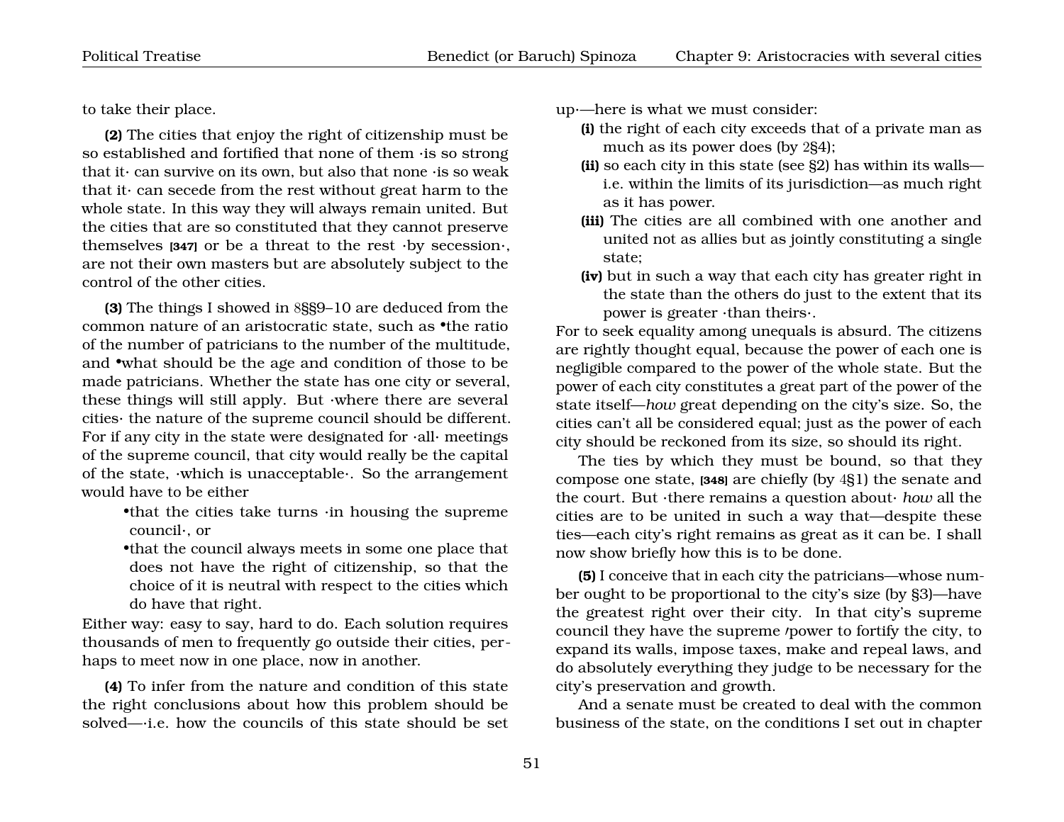to take their place.

**(2)** The cities that enjoy the right of citizenship must be so established and fortified that none of them ·is so strong that it· can survive on its own, but also that none ·is so weak that it· can secede from the rest without great harm to the whole state. In this way they will always remain united. But the cities that are so constituted that they cannot preserve themselves **[347]** or be a threat to the rest ·by secession·, are not their own masters but are absolutely subject to the control of the other cities.

**(3)** The things I showed in 8§§9–10 are deduced from the common nature of an aristocratic state, such as •the ratio of the number of patricians to the number of the multitude, and •what should be the age and condition of those to be made patricians. Whether the state has one city or several, these things will still apply. But ·where there are several cities· the nature of the supreme council should be different. For if any city in the state were designated for ·all· meetings of the supreme council, that city would really be the capital of the state, ·which is unacceptable·. So the arrangement would have to be either

- •that the cities take turns ·in housing the supreme council·, or
- •that the council always meets in some one place that does not have the right of citizenship, so that the choice of it is neutral with respect to the cities which do have that right.

Either way: easy to say, hard to do. Each solution requires thousands of men to frequently go outside their cities, perhaps to meet now in one place, now in another.

**(4)** To infer from the nature and condition of this state the right conclusions about how this problem should be solved—·i.e. how the councils of this state should be set up·—here is what we must consider:

- **(i)** the right of each city exceeds that of a private man as much as its power does (by 2§4);
- **(ii)** so each city in this state (see §2) has within its walls—i.e. within the limits of its jurisdiction—as much right as it has power.
- **(iii)** The cities are all combined with one another and united not as allies but as jointly constituting a single state;
- **(iv)** but in such a way that each city has greater right in the state than the others do just to the extent that its power is greater ·than theirs·.

For to seek equality among unequals is absurd. The citizens are rightly thought equal, because the power of each one is negligible compared to the power of the whole state. But the power of each city constitutes a great part of the power of the state itself—*how* great depending on the city's size. So, the cities can't all be considered equal; just as the power of each city should be reckoned from its size, so should its right.

The ties by which they must be bound, so that they compose one state, **[348]** are chiefly (by 4§1) the senate and the court. But ·there remains a question about· *how* all the cities are to be united in such a way that—despite these ties—each city's right remains as great as it can be. I shall now show briefly how this is to be done.

**(5)** I conceive that in each city the patricians—whose number ought to be proportional to the city's size (by §3)—have the greatest right over their city. In that city's supreme council they have the supreme power to fortify the city, to expand its walls, impose taxes, make and repeal laws, and do absolutely everything they judge to be necessary for the city's preservation and growth.

And a senate must be created to deal with the common business of the state, on the conditions I set out in chapter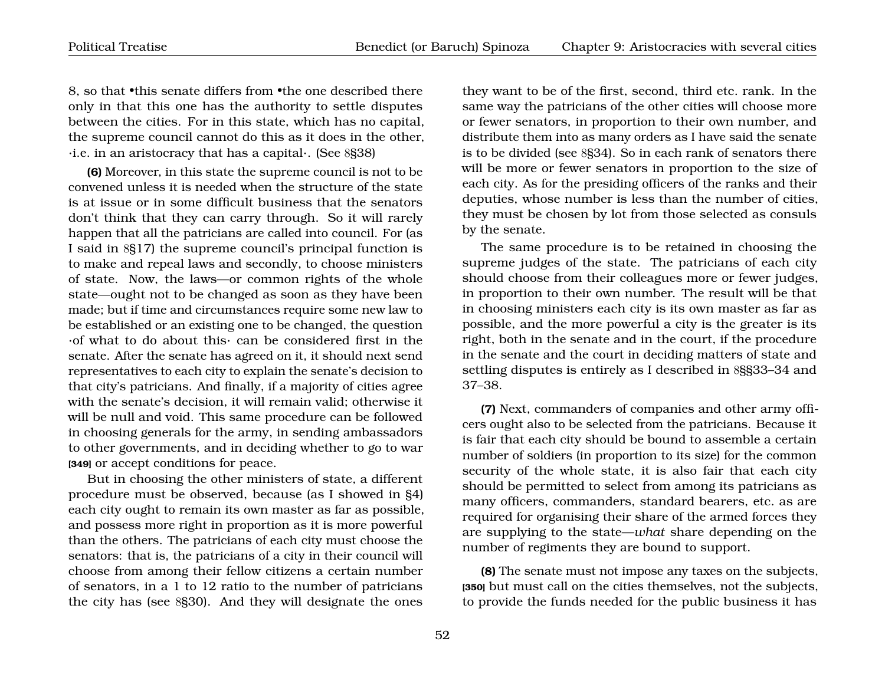8, so that •this senate differs from •the one described there only in that this one has the authority to settle disputes between the cities. For in this state, which has no capital, the supreme council cannot do this as it does in the other, ·i.e. in an aristocracy that has a capital·. (See 8§38)

**(6)** Moreover, in this state the supreme council is not to be convened unless it is needed when the structure of the state is at issue or in some difficult business that the senators don't think that they can carry through. So it will rarely happen that all the patricians are called into council. For (as I said in 8§17) the supreme council's principal function is to make and repeal laws and secondly, to choose ministers of state. Now, the laws—or common rights of the whole state—ought not to be changed as soon as they have been made; but if time and circumstances require some new law to be established or an existing one to be changed, the question ·of what to do about this· can be considered first in the senate. After the senate has agreed on it, it should next send representatives to each city to explain the senate's decision to that city's patricians. And finally, if a majority of cities agree with the senate's decision, it will remain valid; otherwise it will be null and void. This same procedure can be followed in choosing generals for the army, in sending ambassadors to other governments, and in deciding whether to go to war **[349]** or accept conditions for peace.

But in choosing the other ministers of state, a different procedure must be observed, because (as I showed in §4) each city ought to remain its own master as far as possible, and possess more right in proportion as it is more powerful than the others. The patricians of each city must choose the senators: that is, the patricians of a city in their council will choose from among their fellow citizens a certain number of senators, in a 1 to 12 ratio to the number of patricians the city has (see 8§30). And they will designate the ones they want to be of the first, second, third etc. rank. In the same way the patricians of the other cities will choose more or fewer senators, in proportion to their own number, and distribute them into as many orders as I have said the senate is to be divided (see 8§34). So in each rank of senators there will be more or fewer senators in proportion to the size of each city. As for the presiding officers of the ranks and their deputies, whose number is less than the number of cities, they must be chosen by lot from those selected as consuls by the senate.

The same procedure is to be retained in choosing the supreme judges of the state. The patricians of each city should choose from their colleagues more or fewer judges, in proportion to their own number. The result will be that in choosing ministers each city is its own master as far as possible, and the more powerful a city is the greater is its right, both in the senate and in the court, if the procedure in the senate and the court in deciding matters of state and settling disputes is entirely as I described in 8§§33–34 and 37–38.

**(7)** Next, commanders of companies and other army officers ought also to be selected from the patricians. Because it is fair that each city should be bound to assemble a certain number of soldiers (in proportion to its size) for the common security of the whole state, it is also fair that each city should be permitted to select from among its patricians as many officers, commanders, standard bearers, etc. as are required for organising their share of the armed forces they are supplying to the state—*what* share depending on the number of regiments they are bound to support.

**(8)** The senate must not impose any taxes on the subjects, **[350]** but must call on the cities themselves, not the subjects, to provide the funds needed for the public business it has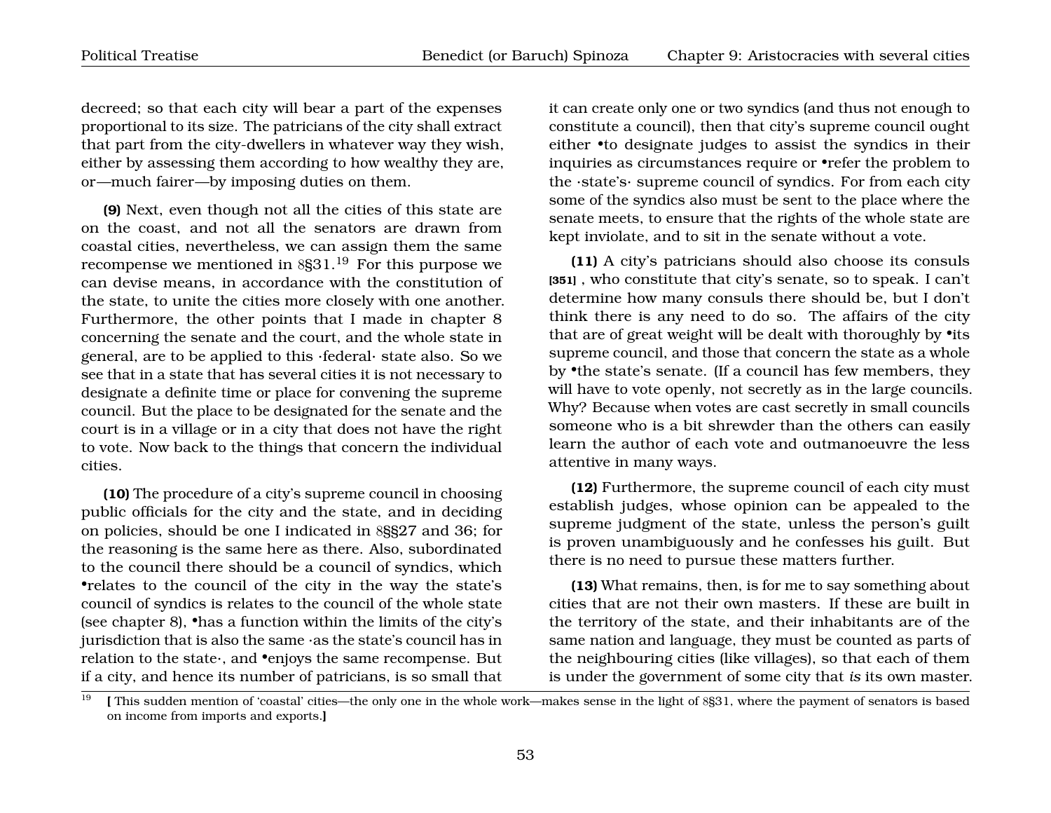decreed; so that each city will bear a part of the expenses proportional to its size. The patricians of the city shall extract that part from the city-dwellers in whatever way they wish, either by assessing them according to how wealthy they are, or—much fairer—by imposing duties on them.

**(9)** Next, even though not all the cities of this state are on the coast, and not all the senators are drawn from coastal cities, nevertheless, we can assign them the same recompense we mentioned in 8§31.[19] For this purpose we can devise means, in accordance with the constitution of the state, to unite the cities more closely with one another. Furthermore, the other points that I made in chapter 8 concerning the senate and the court, and the whole state in general, are to be applied to this ·federal· state also. So we see that in a state that has several cities it is not necessary to designate a definite time or place for convening the supreme council. But the place to be designated for the senate and the court is in a village or in a city that does not have the right to vote. Now back to the things that concern the individual cities.

**(10)** The procedure of a city's supreme council in choosing public officials for the city and the state, and in deciding on policies, should be one I indicated in 8§§27 and 36; for the reasoning is the same here as there. Also, subordinated to the council there should be a council of syndics, which •relates to the council of the city in the way the state's council of syndics is relates to the council of the whole state (see chapter 8), •has a function within the limits of the city's jurisdiction that is also the same ·as the state's council has in relation to the state·, and •enjoys the same recompense. But if a city, and hence its number of patricians, is so small that it can create only one or two syndics (and thus not enough to constitute a council), then that city's supreme council ought either •to designate judges to assist the syndics in their inquiries as circumstances require or •refer the problem to the ·state's· supreme council of syndics. For from each city some of the syndics also must be sent to the place where the senate meets, to ensure that the rights of the whole state are kept inviolate, and to sit in the senate without a vote.

**(11)** A city's patricians should also choose its consuls **[351]** , who constitute that city's senate, so to speak. I can't determine how many consuls there should be, but I don't think there is any need to do so. The affairs of the city that are of great weight will be dealt with thoroughly by •its supreme council, and those that concern the state as a whole by •the state's senate. (If a council has few members, they will have to vote openly, not secretly as in the large councils. Why? Because when votes are cast secretly in small councils someone who is a bit shrewder than the others can easily learn the author of each vote and outmanoeuvre the less attentive in many ways.

**(12)** Furthermore, the supreme council of each city must establish judges, whose opinion can be appealed to the supreme judgment of the state, unless the person's guilt is proven unambiguously and he confesses his guilt. But there is no need to pursue these matters further.

**(13)** What remains, then, is for me to say something about cities that are not their own masters. If these are built in the territory of the state, and their inhabitants are of the same nation and language, they must be counted as parts of the neighbouring cities (like villages), so that each of them is under the government of some city that *is* its own master.

[19] **[** This sudden mention of 'coastal' cities—the only one in the whole work—makes sense in the light of 8§31, where the payment of senators is based on income from imports and exports.**]**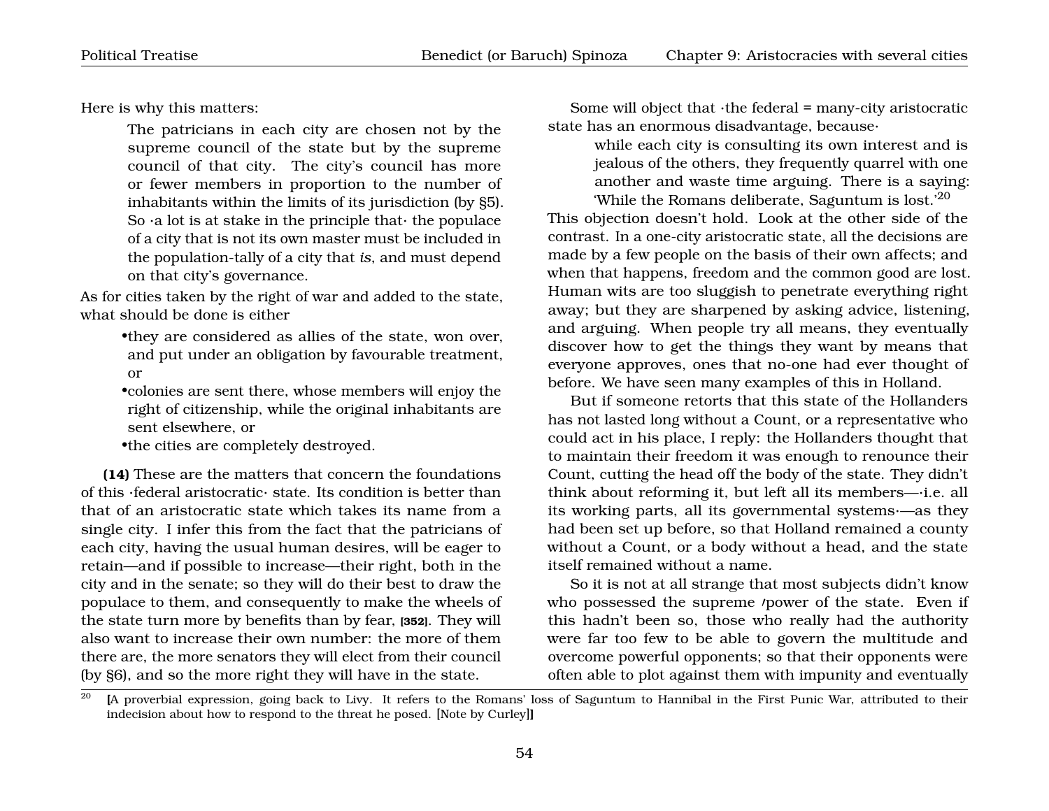Here is why this matters:

> The patricians in each city are chosen not by the supreme council of the state but by the supreme council of that city. The city's council has more or fewer members in proportion to the number of inhabitants within the limits of its jurisdiction (by §5). So ·a lot is at stake in the principle that· the populace of a city that is not its own master must be included in the population-tally of a city that *is*, and must depend on that city's governance.

As for cities taken by the right of war and added to the state, what should be done is either

- they are considered as allies of the state, won over, and put under an obligation by favourable treatment, or
- colonies are sent there, whose members will enjoy the right of citizenship, while the original inhabitants are sent elsewhere, or
- the cities are completely destroyed.

**(14)** These are the matters that concern the foundations of this ·federal aristocratic· state. Its condition is better than that of an aristocratic state which takes its name from a single city. I infer this from the fact that the patricians of each city, having the usual human desires, will be eager to retain—and if possible to increase—their right, both in the city and in the senate; so they will do their best to draw the populace to them, and consequently to make the wheels of the state turn more by benefits than by fear, **[352]**. They will also want to increase their own number: the more of them there are, the more senators they will elect from their council (by §6), and so the more right they will have in the state.

Some will object that ·the federal = many-city aristocratic state has an enormous disadvantage, because·

> while each city is consulting its own interest and is jealous of the others, they frequently quarrel with one another and waste time arguing. There is a saying: 'While the Romans deliberate, Saguntum is lost.'[20]

This objection doesn't hold. Look at the other side of the contrast. In a one-city aristocratic state, all the decisions are made by a few people on the basis of their own affects; and when that happens, freedom and the common good are lost. Human wits are too sluggish to penetrate everything right away; but they are sharpened by asking advice, listening, and arguing. When people try all means, they eventually discover how to get the things they want by means that everyone approves, ones that no-one had ever thought of before. We have seen many examples of this in Holland.

But if someone retorts that this state of the Hollanders has not lasted long without a Count, or a representative who could act in his place, I reply: the Hollanders thought that to maintain their freedom it was enough to renounce their Count, cutting the head off the body of the state. They didn't think about reforming it, but left all its members—·i.e. all its working parts, all its governmental systems·—as they had been set up before, so that Holland remained a county without a Count, or a body without a head, and the state itself remained without a name.

So it is not at all strange that most subjects didn't know who possessed the supreme power of the state. Even if this hadn't been so, those who really had the authority were far too few to be able to govern the multitude and overcome powerful opponents; so that their opponents were often able to plot against them with impunity and eventually

[20] [A proverbial expression, going back to Livy. It refers to the Romans' loss of Saguntum to Hannibal in the First Punic War, attributed to their indecision about how to respond to the threat he posed. [Note by Curley]]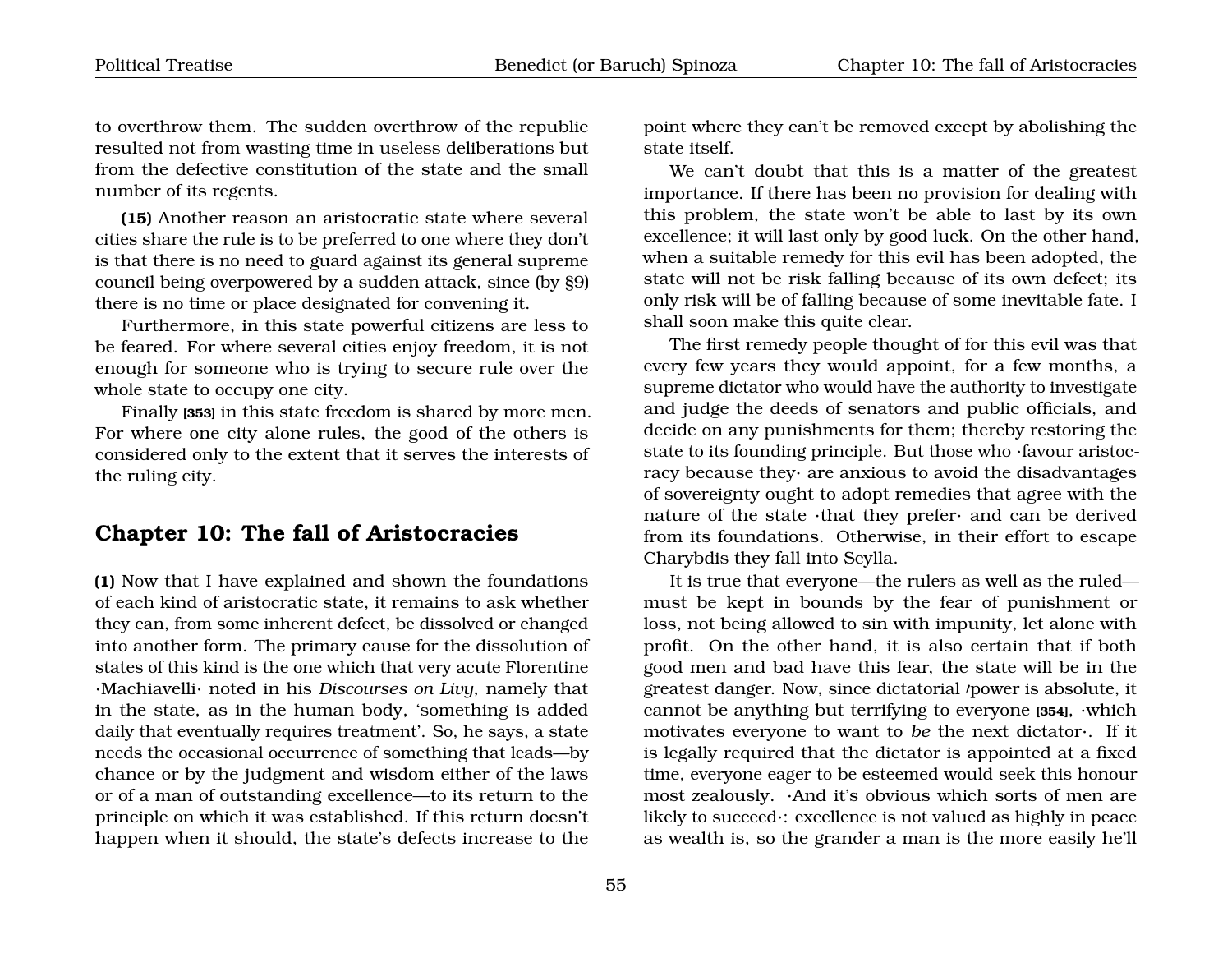to overthrow them. The sudden overthrow of the republic resulted not from wasting time in useless deliberations but from the defective constitution of the state and the small number of its regents.

**(15)** Another reason an aristocratic state where several cities share the rule is to be preferred to one where they don't is that there is no need to guard against its general supreme council being overpowered by a sudden attack, since (by §9) there is no time or place designated for convening it.

Furthermore, in this state powerful citizens are less to be feared. For where several cities enjoy freedom, it is not enough for someone who is trying to secure rule over the whole state to occupy one city.

Finally **[353]** in this state freedom is shared by more men. For where one city alone rules, the good of the others is considered only to the extent that it serves the interests of the ruling city.

## Chapter 10: The fall of Aristocracies

**(1)** Now that I have explained and shown the foundations of each kind of aristocratic state, it remains to ask whether they can, from some inherent defect, be dissolved or changed into another form. The primary cause for the dissolution of states of this kind is the one which that very acute Florentine ·Machiavelli· noted in his *Discourses on Livy*, namely that in the state, as in the human body, 'something is added daily that eventually requires treatment'. So, he says, a state needs the occasional occurrence of something that leads—by chance or by the judgment and wisdom either of the laws or of a man of outstanding excellence—to its return to the principle on which it was established. If this return doesn't happen when it should, the state's defects increase to the point where they can't be removed except by abolishing the state itself.

We can't doubt that this is a matter of the greatest importance. If there has been no provision for dealing with this problem, the state won't be able to last by its own excellence; it will last only by good luck. On the other hand, when a suitable remedy for this evil has been adopted, the state will not be risk falling because of its own defect; its only risk will be of falling because of some inevitable fate. I shall soon make this quite clear.

The first remedy people thought of for this evil was that every few years they would appoint, for a few months, a supreme dictator who would have the authority to investigate and judge the deeds of senators and public officials, and decide on any punishments for them; thereby restoring the state to its founding principle. But those who ·favour aristocracy because they· are anxious to avoid the disadvantages of sovereignty ought to adopt remedies that agree with the nature of the state ·that they prefer· and can be derived from its foundations. Otherwise, in their effort to escape Charybdis they fall into Scylla.

It is true that everyone—the rulers as well as the ruled—must be kept in bounds by the fear of punishment or loss, not being allowed to sin with impunity, let alone with profit. On the other hand, it is also certain that if both good men and bad have this fear, the state will be in the greatest danger. Now, since dictatorial power is absolute, it cannot be anything but terrifying to everyone **[354]**, ·which motivates everyone to want to *be* the next dictator·. If it is legally required that the dictator is appointed at a fixed time, everyone eager to be esteemed would seek this honour most zealously. ·And it's obvious which sorts of men are likely to succeed·: excellence is not valued as highly in peace as wealth is, so the grander a man is the more easily he'll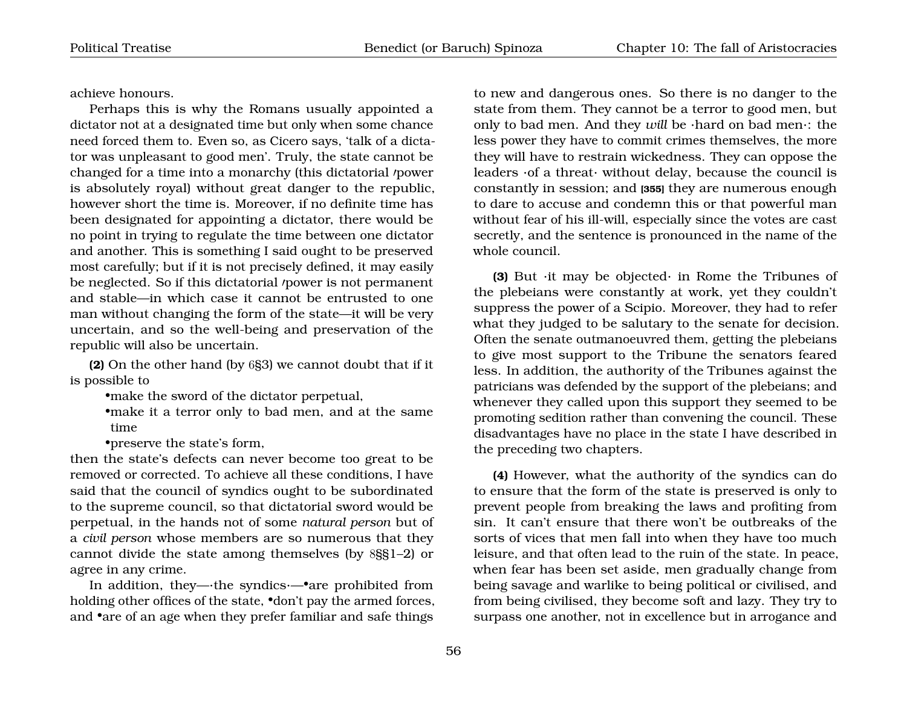achieve honours.

Perhaps this is why the Romans usually appointed a dictator not at a designated time but only when some chance need forced them to. Even so, as Cicero says, 'talk of a dictator was unpleasant to good men'. Truly, the state cannot be changed for a time into a monarchy (this dictatorial /power is absolutely royal) without great danger to the republic, however short the time is. Moreover, if no definite time has been designated for appointing a dictator, there would be no point in trying to regulate the time between one dictator and another. This is something I said ought to be preserved most carefully; but if it is not precisely defined, it may easily be neglected. So if this dictatorial /power is not permanent and stable—in which case it cannot be entrusted to one man without changing the form of the state—it will be very uncertain, and so the well-being and preservation of the republic will also be uncertain.

**(2)** On the other hand (by 6§3) we cannot doubt that if it is possible to

- •make the sword of the dictator perpetual,
- •make it a terror only to bad men, and at the same time
- •preserve the state's form,

then the state's defects can never become too great to be removed or corrected. To achieve all these conditions, I have said that the council of syndics ought to be subordinated to the supreme council, so that dictatorial sword would be perpetual, in the hands not of some *natural person* but of a *civil person* whose members are so numerous that they cannot divide the state among themselves (by 8§§1–2) or agree in any crime.

In addition, they—·the syndics·—•are prohibited from holding other offices of the state, •don't pay the armed forces, and •are of an age when they prefer familiar and safe things to new and dangerous ones. So there is no danger to the state from them. They cannot be a terror to good men, but only to bad men. And they *will* be ·hard on bad men·: the less power they have to commit crimes themselves, the more they will have to restrain wickedness. They can oppose the leaders ·of a threat· without delay, because the council is constantly in session; and **[355]** they are numerous enough to dare to accuse and condemn this or that powerful man without fear of his ill-will, especially since the votes are cast secretly, and the sentence is pronounced in the name of the whole council.

**(3)** But ·it may be objected· in Rome the Tribunes of the plebeians were constantly at work, yet they couldn't suppress the power of a Scipio. Moreover, they had to refer what they judged to be salutary to the senate for decision. Often the senate outmanoeuvred them, getting the plebeians to give most support to the Tribune the senators feared less. In addition, the authority of the Tribunes against the patricians was defended by the support of the plebeians; and whenever they called upon this support they seemed to be promoting sedition rather than convening the council. These disadvantages have no place in the state I have described in the preceding two chapters.

**(4)** However, what the authority of the syndics can do to ensure that the form of the state is preserved is only to prevent people from breaking the laws and profiting from sin. It can't ensure that there won't be outbreaks of the sorts of vices that men fall into when they have too much leisure, and that often lead to the ruin of the state. In peace, when fear has been set aside, men gradually change from being savage and warlike to being political or civilised, and from being civilised, they become soft and lazy. They try to surpass one another, not in excellence but in arrogance and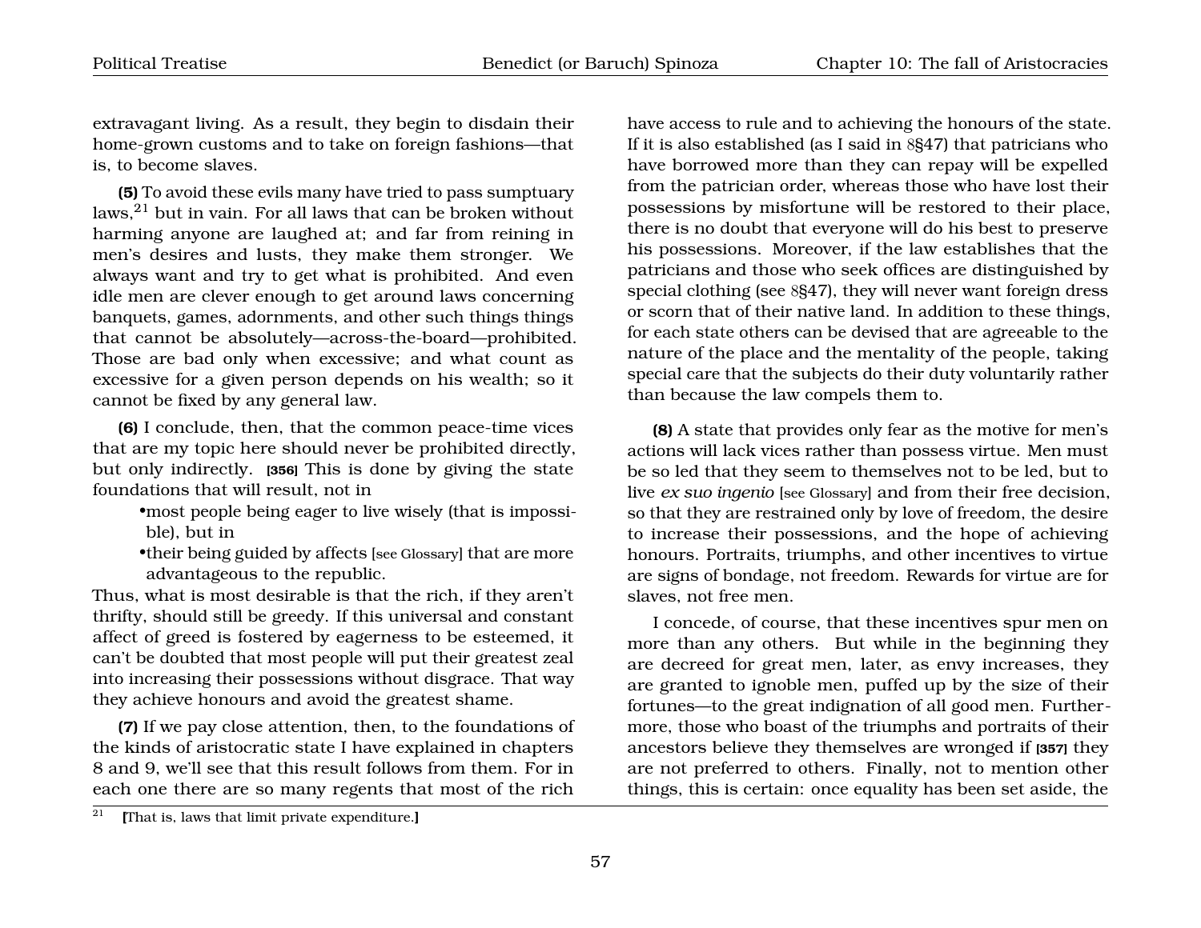extravagant living. As a result, they begin to disdain their home-grown customs and to take on foreign fashions—that is, to become slaves.

**(5)** To avoid these evils many have tried to pass sumptuary laws,[21] but in vain. For all laws that can be broken without harming anyone are laughed at; and far from reining in men's desires and lusts, they make them stronger. We always want and try to get what is prohibited. And even idle men are clever enough to get around laws concerning banquets, games, adornments, and other such things things that cannot be absolutely—across-the-board—prohibited. Those are bad only when excessive; and what count as excessive for a given person depends on his wealth; so it cannot be fixed by any general law.

**(6)** I conclude, then, that the common peace-time vices that are my topic here should never be prohibited directly, but only indirectly. **[356]** This is done by giving the state foundations that will result, not in

- most people being eager to live wisely (that is impossible), but in
- their being guided by affects [see Glossary] that are more advantageous to the republic.

Thus, what is most desirable is that the rich, if they aren't thrifty, should still be greedy. If this universal and constant affect of greed is fostered by eagerness to be esteemed, it can't be doubted that most people will put their greatest zeal into increasing their possessions without disgrace. That way they achieve honours and avoid the greatest shame.

**(7)** If we pay close attention, then, to the foundations of the kinds of aristocratic state I have explained in chapters 8 and 9, we'll see that this result follows from them. For in each one there are so many regents that most of the rich have access to rule and to achieving the honours of the state. If it is also established (as I said in 8§47) that patricians who have borrowed more than they can repay will be expelled from the patrician order, whereas those who have lost their possessions by misfortune will be restored to their place, there is no doubt that everyone will do his best to preserve his possessions. Moreover, if the law establishes that the patricians and those who seek offices are distinguished by special clothing (see 8§47), they will never want foreign dress or scorn that of their native land. In addition to these things, for each state others can be devised that are agreeable to the nature of the place and the mentality of the people, taking special care that the subjects do their duty voluntarily rather than because the law compels them to.

**(8)** A state that provides only fear as the motive for men's actions will lack vices rather than possess virtue. Men must be so led that they seem to themselves not to be led, but to live *ex suo ingenio* [see Glossary] and from their free decision, so that they are restrained only by love of freedom, the desire to increase their possessions, and the hope of achieving honours. Portraits, triumphs, and other incentives to virtue are signs of bondage, not freedom. Rewards for virtue are for slaves, not free men.

I concede, of course, that these incentives spur men on more than any others. But while in the beginning they are decreed for great men, later, as envy increases, they are granted to ignoble men, puffed up by the size of their fortunes—to the great indignation of all good men. Furthermore, those who boast of the triumphs and portraits of their ancestors believe they themselves are wronged if **[357]** they are not preferred to others. Finally, not to mention other things, this is certain: once equality has been set aside, the

---

[21] **[**That is, laws that limit private expenditure.**]**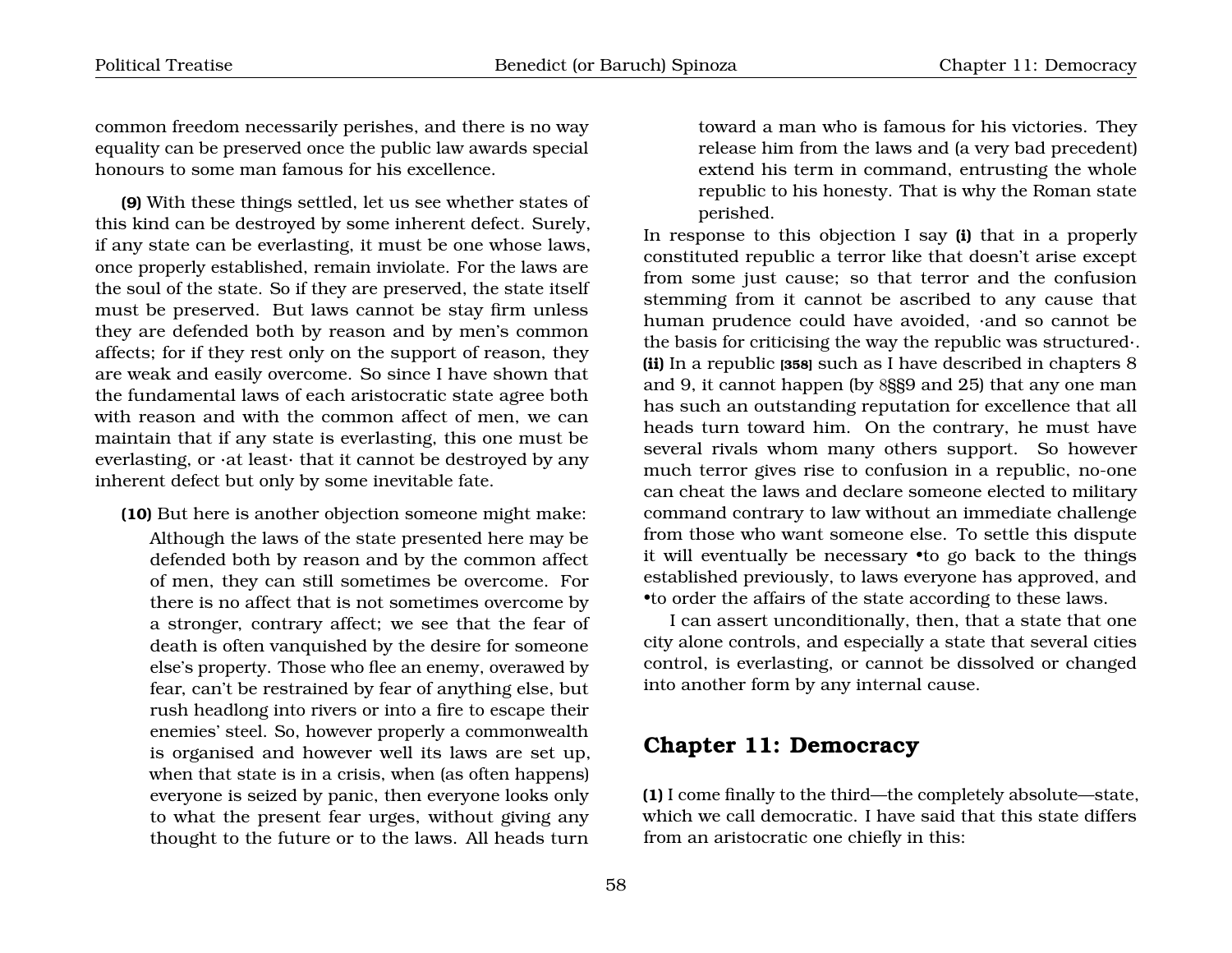common freedom necessarily perishes, and there is no way equality can be preserved once the public law awards special honours to some man famous for his excellence.

**(9)** With these things settled, let us see whether states of this kind can be destroyed by some inherent defect. Surely, if any state can be everlasting, it must be one whose laws, once properly established, remain inviolate. For the laws are the soul of the state. So if they are preserved, the state itself must be preserved. But laws cannot be stay firm unless they are defended both by reason and by men's common affects; for if they rest only on the support of reason, they are weak and easily overcome. So since I have shown that the fundamental laws of each aristocratic state agree both with reason and with the common affect of men, we can maintain that if any state is everlasting, this one must be everlasting, or ·at least· that it cannot be destroyed by any inherent defect but only by some inevitable fate.

**(10)** But here is another objection someone might make:

> Although the laws of the state presented here may be defended both by reason and by the common affect of men, they can still sometimes be overcome. For there is no affect that is not sometimes overcome by a stronger, contrary affect; we see that the fear of death is often vanquished by the desire for someone else's property. Those who flee an enemy, overawed by fear, can't be restrained by fear of anything else, but rush headlong into rivers or into a fire to escape their enemies' steel. So, however properly a commonwealth is organised and however well its laws are set up, when that state is in a crisis, when (as often happens) everyone is seized by panic, then everyone looks only to what the present fear urges, without giving any thought to the future or to the laws. All heads turn toward a man who is famous for his victories. They release him from the laws and (a very bad precedent) extend his term in command, entrusting the whole republic to his honesty. That is why the Roman state perished.

In response to this objection I say **(i)** that in a properly constituted republic a terror like that doesn't arise except from some just cause; so that terror and the confusion stemming from it cannot be ascribed to any cause that human prudence could have avoided, ·and so cannot be the basis for criticising the way the republic was structured·. **(ii)** In a republic [358] such as I have described in chapters 8 and 9, it cannot happen (by 8§§9 and 25) that any one man has such an outstanding reputation for excellence that all heads turn toward him. On the contrary, he must have several rivals whom many others support. So however much terror gives rise to confusion in a republic, no-one can cheat the laws and declare someone elected to military command contrary to law without an immediate challenge from those who want someone else. To settle this dispute it will eventually be necessary •to go back to the things established previously, to laws everyone has approved, and •to order the affairs of the state according to these laws.

I can assert unconditionally, then, that a state that one city alone controls, and especially a state that several cities control, is everlasting, or cannot be dissolved or changed into another form by any internal cause.

## Chapter 11: Democracy

**(1)** I come finally to the third—the completely absolute—state, which we call democratic. I have said that this state differs from an aristocratic one chiefly in this: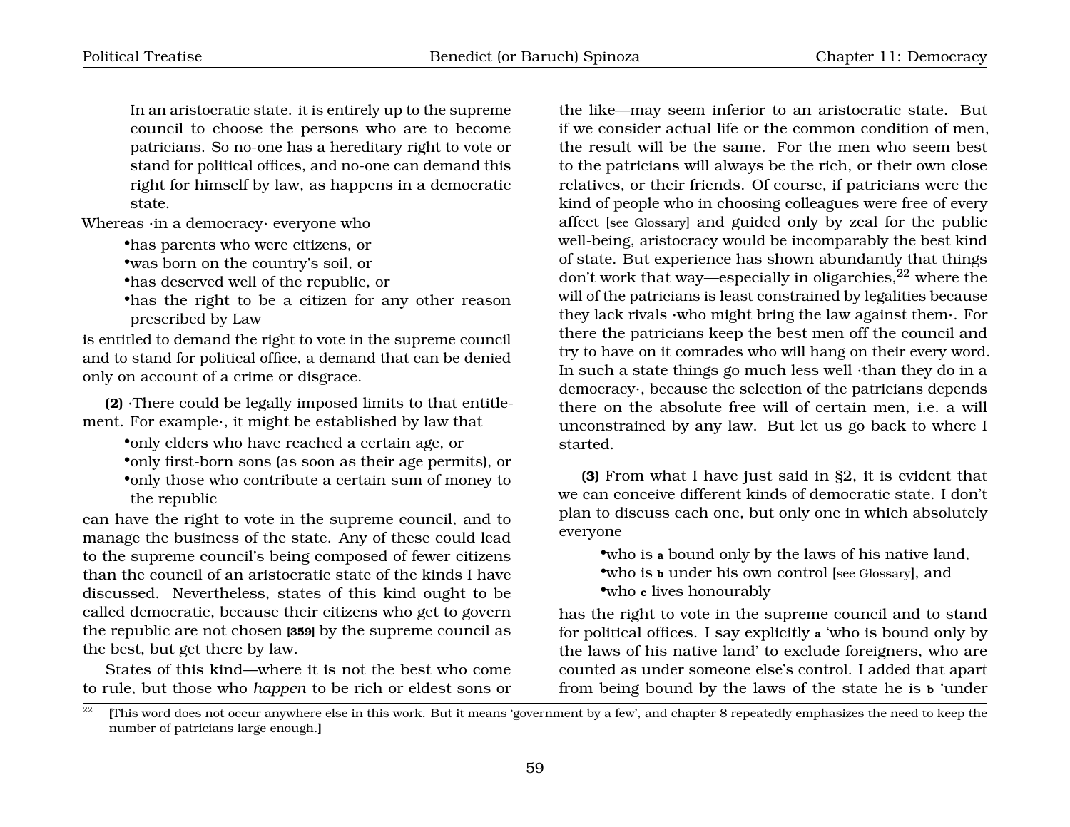> In an aristocratic state. it is entirely up to the supreme council to choose the persons who are to become patricians. So no-one has a hereditary right to vote or stand for political offices, and no-one can demand this right for himself by law, as happens in a democratic state.

Whereas ·in a democracy· everyone who

- has parents who were citizens, or
- was born on the country's soil, or
- has deserved well of the republic, or
- has the right to be a citizen for any other reason prescribed by Law

is entitled to demand the right to vote in the supreme council and to stand for political office, a demand that can be denied only on account of a crime or disgrace.

**(2)** ·There could be legally imposed limits to that entitlement. For example·, it might be established by law that

- only elders who have reached a certain age, or
- only first-born sons (as soon as their age permits), or
- only those who contribute a certain sum of money to the republic

can have the right to vote in the supreme council, and to manage the business of the state. Any of these could lead to the supreme council's being composed of fewer citizens than the council of an aristocratic state of the kinds I have discussed. Nevertheless, states of this kind ought to be called democratic, because their citizens who get to govern the republic are not chosen **[359]** by the supreme council as the best, but get there by law.

States of this kind—where it is not the best who come to rule, but those who *happen* to be rich or eldest sons or the like—may seem inferior to an aristocratic state. But if we consider actual life or the common condition of men, the result will be the same. For the men who seem best to the patricians will always be the rich, or their own close relatives, or their friends. Of course, if patricians were the kind of people who in choosing colleagues were free of every affect [see Glossary] and guided only by zeal for the public well-being, aristocracy would be incomparably the best kind of state. But experience has shown abundantly that things don't work that way—especially in oligarchies,[22] where the will of the patricians is least constrained by legalities because they lack rivals ·who might bring the law against them·. For there the patricians keep the best men off the council and try to have on it comrades who will hang on their every word. In such a state things go much less well ·than they do in a democracy·, because the selection of the patricians depends there on the absolute free will of certain men, i.e. a will unconstrained by any law. But let us go back to where I started.

**(3)** From what I have just said in §2, it is evident that we can conceive different kinds of democratic state. I don't plan to discuss each one, but only one in which absolutely everyone

- who is **a** bound only by the laws of his native land,
- who is **b** under his own control [see Glossary], and
- who **c** lives honourably

has the right to vote in the supreme council and to stand for political offices. I say explicitly **a** 'who is bound only by the laws of his native land' to exclude foreigners, who are counted as under someone else's control. I added that apart from being bound by the laws of the state he is **b** 'under

[22] **[**This word does not occur anywhere else in this work. But it means 'government by a few', and chapter 8 repeatedly emphasizes the need to keep the number of patricians large enough.**]**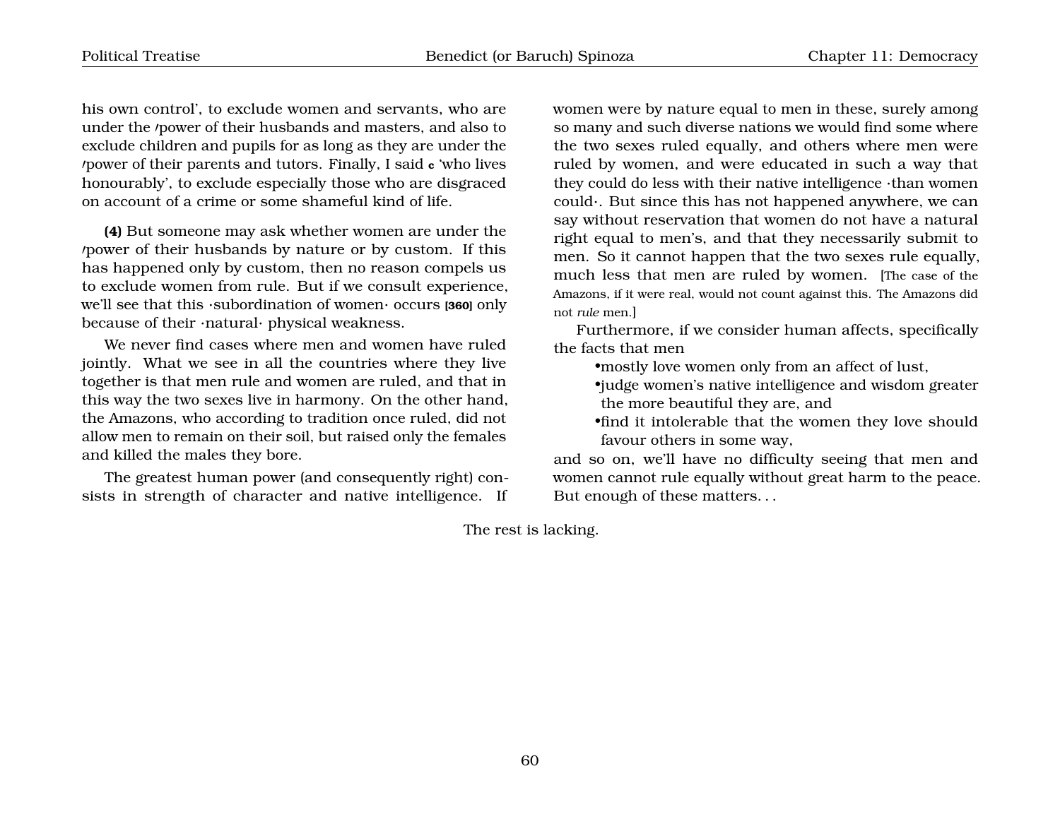his own control', to exclude women and servants, who are under the ⁄power of their husbands and masters, and also to exclude children and pupils for as long as they are under the ⁄power of their parents and tutors. Finally, I said **c** 'who lives honourably', to exclude especially those who are disgraced on account of a crime or some shameful kind of life.

**(4)** But someone may ask whether women are under the ⁄power of their husbands by nature or by custom. If this has happened only by custom, then no reason compels us to exclude women from rule. But if we consult experience, we'll see that this ·subordination of women· occurs **[360]** only because of their ·natural· physical weakness.

We never find cases where men and women have ruled jointly. What we see in all the countries where they live together is that men rule and women are ruled, and that in this way the two sexes live in harmony. On the other hand, the Amazons, who according to tradition once ruled, did not allow men to remain on their soil, but raised only the females and killed the males they bore.

The greatest human power (and consequently right) consists in strength of character and native intelligence. If women were by nature equal to men in these, surely among so many and such diverse nations we would find some where the two sexes ruled equally, and others where men were ruled by women, and were educated in such a way that they could do less with their native intelligence ·than women could·. But since this has not happened anywhere, we can say without reservation that women do not have a natural right equal to men's, and that they necessarily submit to men. So it cannot happen that the two sexes rule equally, much less that men are ruled by women. [The case of the Amazons, if it were real, would not count against this. The Amazons did not *rule* men.]

Furthermore, if we consider human affects, specifically the facts that men

- mostly love women only from an affect of lust,
- judge women's native intelligence and wisdom greater the more beautiful they are, and
- find it intolerable that the women they love should favour others in some way,

and so on, we'll have no difficulty seeing that men and women cannot rule equally without great harm to the peace. But enough of these matters. . .

The rest is lacking.